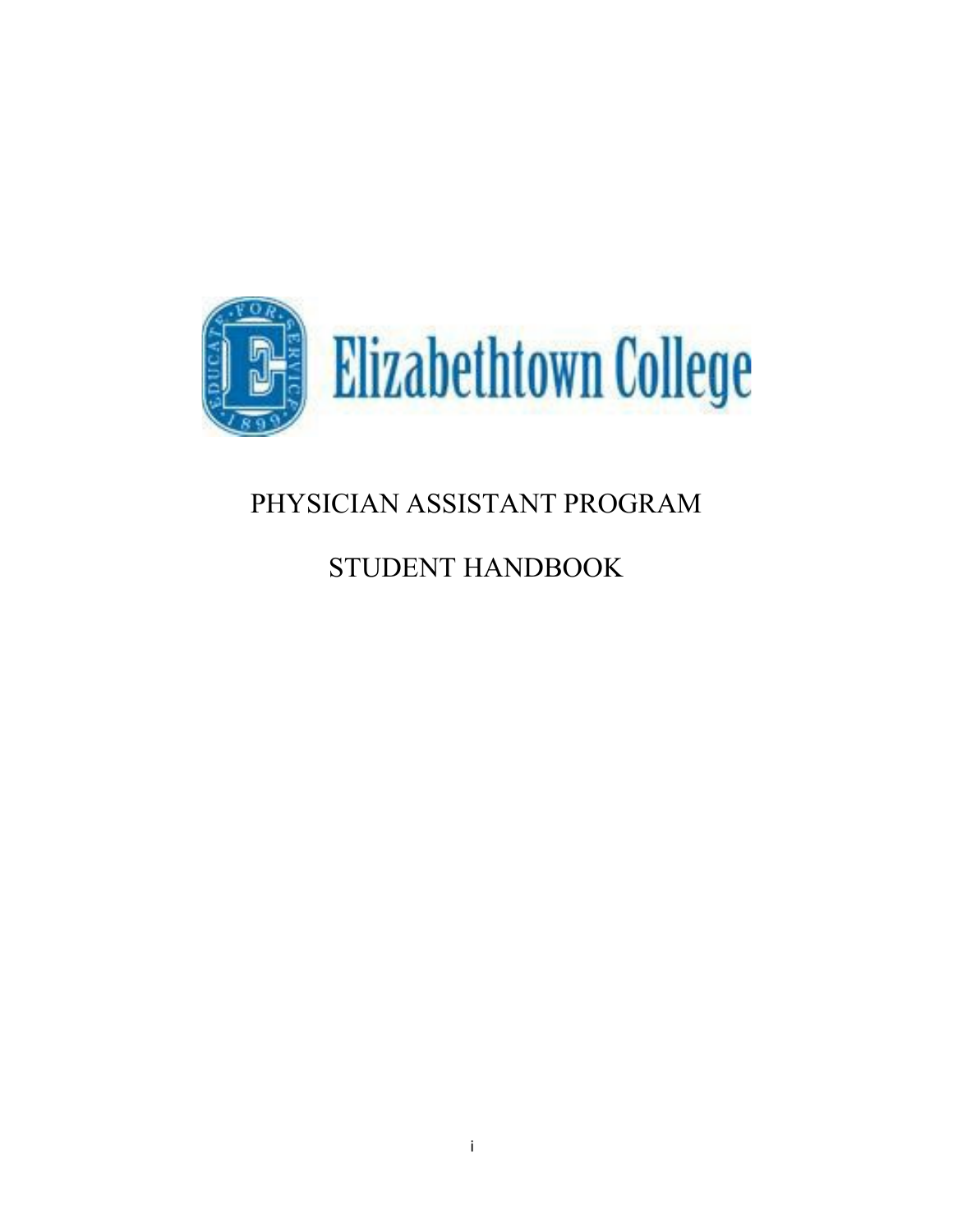Elizabethtown College

# PHYSICIAN ASSISTANT PROGRAM

# STUDENT HANDBOOK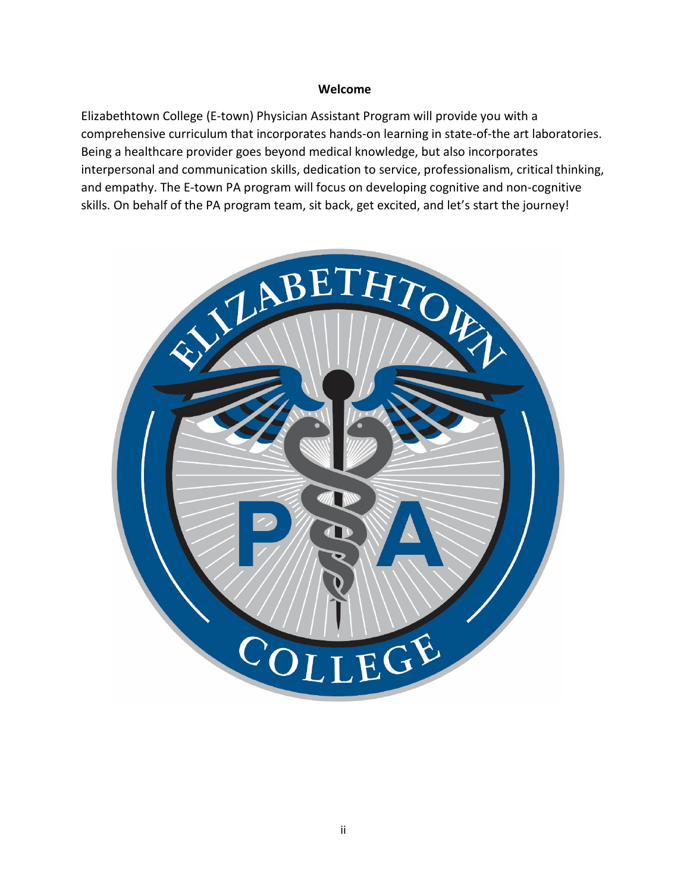**Welcome**

Elizabethtown College (E-town) Physician Assistant Program will provide you with a comprehensive curriculum that incorporates hands-on learning in state-of-the art laboratories. Being a healthcare provider goes beyond medical knowledge, but also incorporates interpersonal and communication skills, dedication to service, professionalism, critical thinking, and empathy. The E-town PA program will focus on developing cognitive and non-cognitive skills. On behalf of the PA program team, sit back, get excited, and let's start the journey!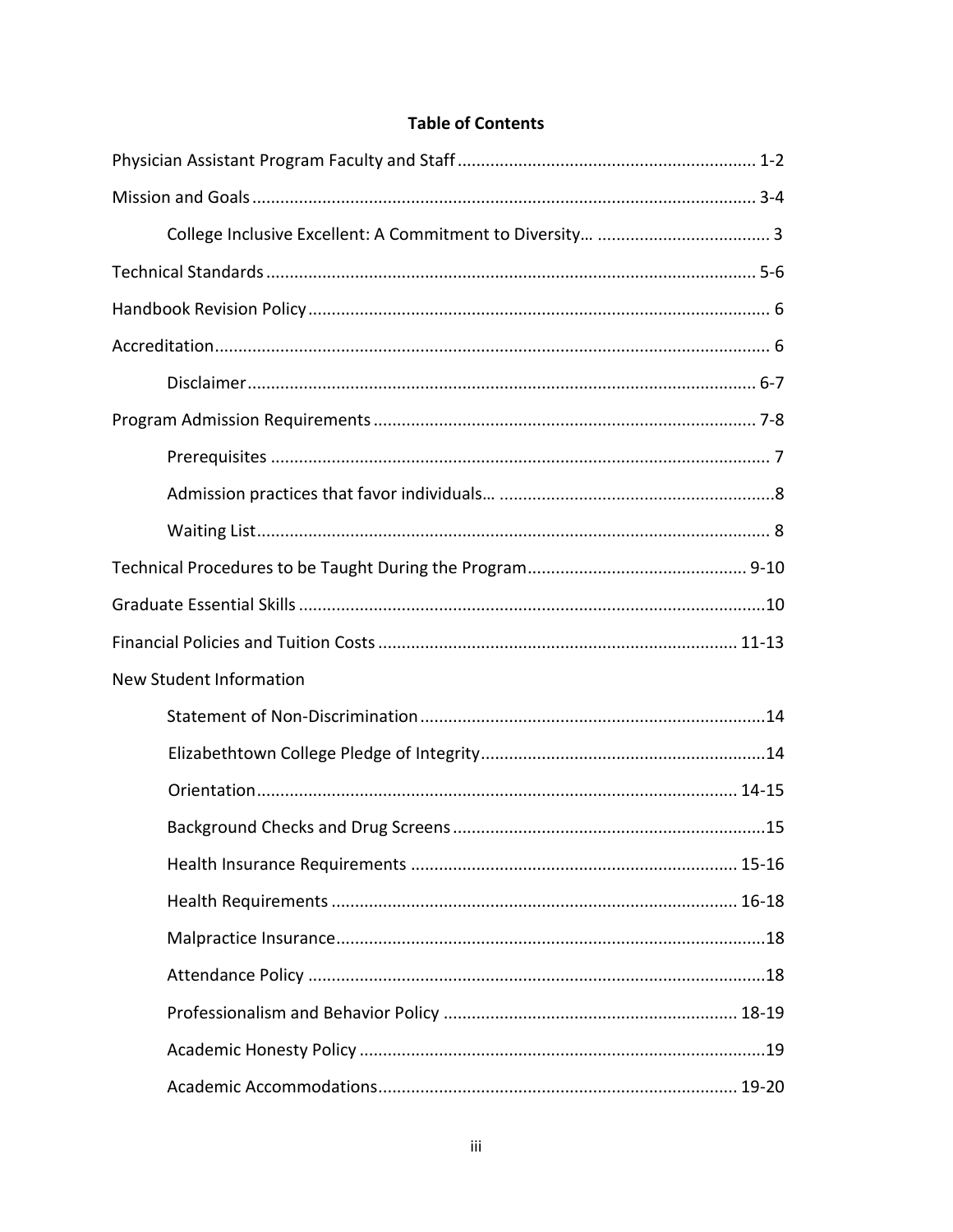**Table of Contents**

Physician Assistant Program Faculty and Staff ............................................................... 1-2

Mission and Goals ........................................................................................................... 3-4

    College Inclusive Excellent: A Commitment to Diversity… ..................................... 3

Technical Standards ........................................................................................................ 5-6

Handbook Revision Policy ................................................................................................. 6

Accreditation ..................................................................................................................... 6

    Disclaimer ............................................................................................................ 6-7

Program Admission Requirements ................................................................................. 7-8

    Prerequisites .......................................................................................................... 7

    Admission practices that favor individuals… ..........................................................8

    Waiting List ............................................................................................................. 8

Technical Procedures to be Taught During the Program .............................................. 9-10

Graduate Essential Skills ....................................................................................................10

Financial Policies and Tuition Costs ............................................................................ 11-13

New Student Information

    Statement of Non-Discrimination .........................................................................14

    Elizabethtown College Pledge of Integrity ............................................................14

    Orientation ...................................................................................................... 14-15

    Background Checks and Drug Screens ..................................................................15

    Health Insurance Requirements ..................................................................... 15-16

    Health Requirements ...................................................................................... 16-18

    Malpractice Insurance ...........................................................................................18

    Attendance Policy .................................................................................................18

    Professionalism and Behavior Policy .............................................................. 18-19

    Academic Honesty Policy ......................................................................................19

    Academic Accommodations ............................................................................ 19-20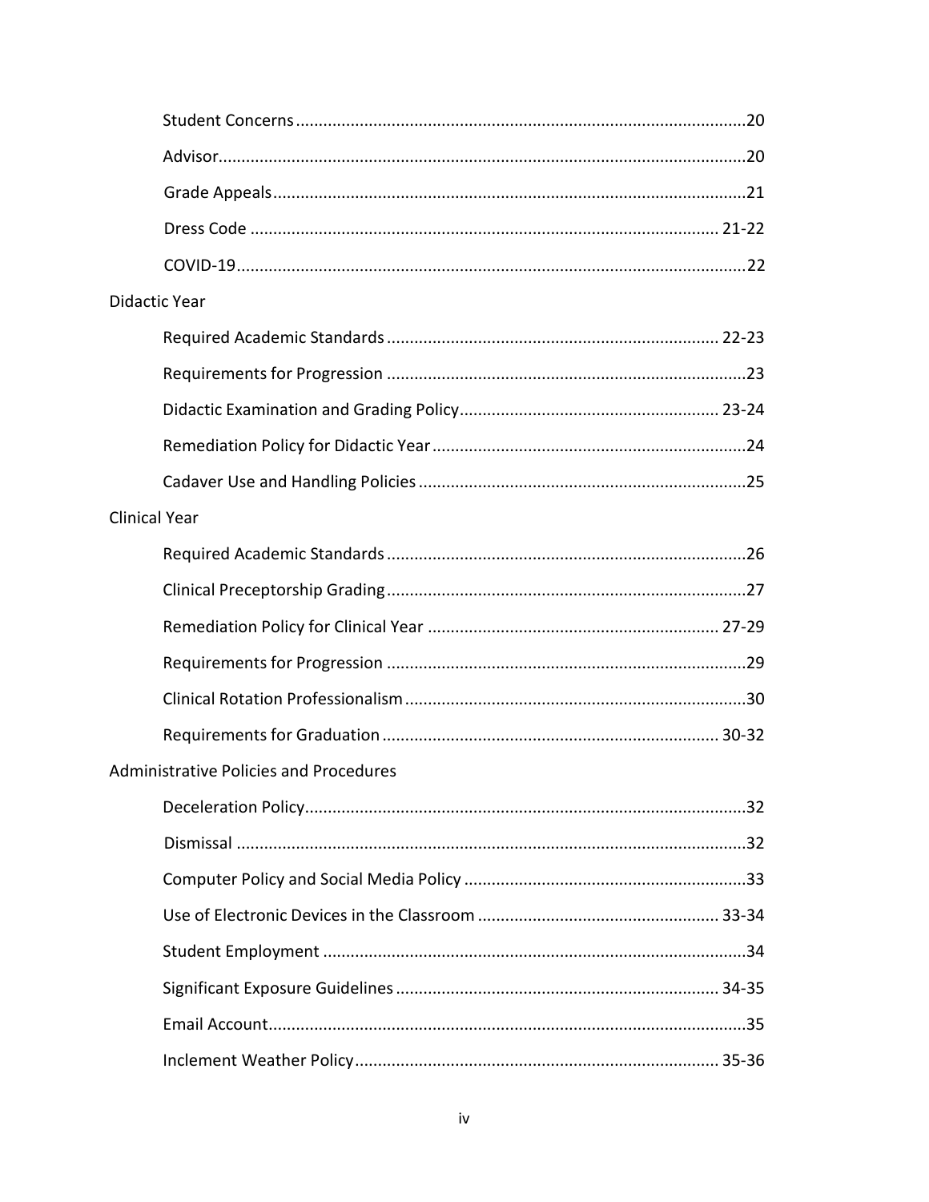Student Concerns .......................................................................................... 20

Advisor .......................................................................................................... 20

Grade Appeals ............................................................................................... 21

Dress Code ............................................................................................... 21-22

COVID-19 ....................................................................................................... 22

Didactic Year

Required Academic Standards ................................................................ 22-23

Requirements for Progression ...................................................................... 23

Didactic Examination and Grading Policy ................................................ 23-24

Remediation Policy for Didactic Year ............................................................ 24

Cadaver Use and Handling Policies ............................................................... 25

Clinical Year

Required Academic Standards ...................................................................... 26

Clinical Preceptorship Grading ...................................................................... 27

Remediation Policy for Clinical Year ........................................................ 27-29

Requirements for Progression ...................................................................... 29

Clinical Rotation Professionalism .................................................................. 30

Requirements for Graduation ................................................................. 30-32

Administrative Policies and Procedures

Deceleration Policy ........................................................................................ 32

Dismissal ....................................................................................................... 32

Computer Policy and Social Media Policy ..................................................... 33

Use of Electronic Devices in the Classroom ............................................. 33-34

Student Employment .................................................................................... 34

Significant Exposure Guidelines .............................................................. 34-35

Email Account ................................................................................................ 35

Inclement Weather Policy ....................................................................... 35-36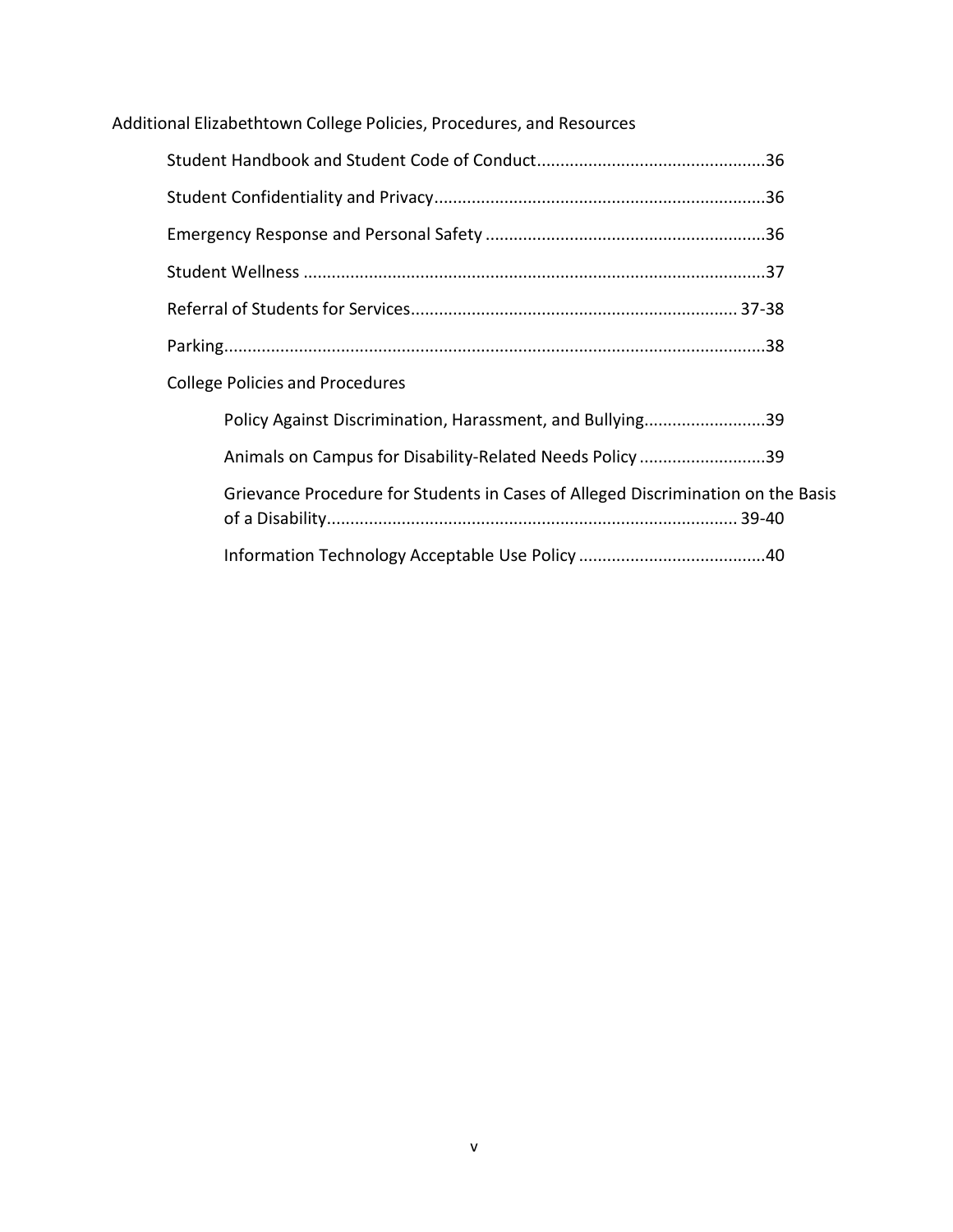Additional Elizabethtown College Policies, Procedures, and Resources

- Student Handbook and Student Code of Conduct................................................36
- Student Confidentiality and Privacy......................................................................36
- Emergency Response and Personal Safety ...........................................................36
- Student Wellness ..................................................................................................37
- Referral of Students for Services..................................................................... 37-38
- Parking..................................................................................................................38
- College Policies and Procedures
  - Policy Against Discrimination, Harassment, and Bullying..........................39
  - Animals on Campus for Disability-Related Needs Policy ...........................39
  - Grievance Procedure for Students in Cases of Alleged Discrimination on the Basis of a Disability....................................................................................... 39-40
  - Information Technology Acceptable Use Policy .......................................40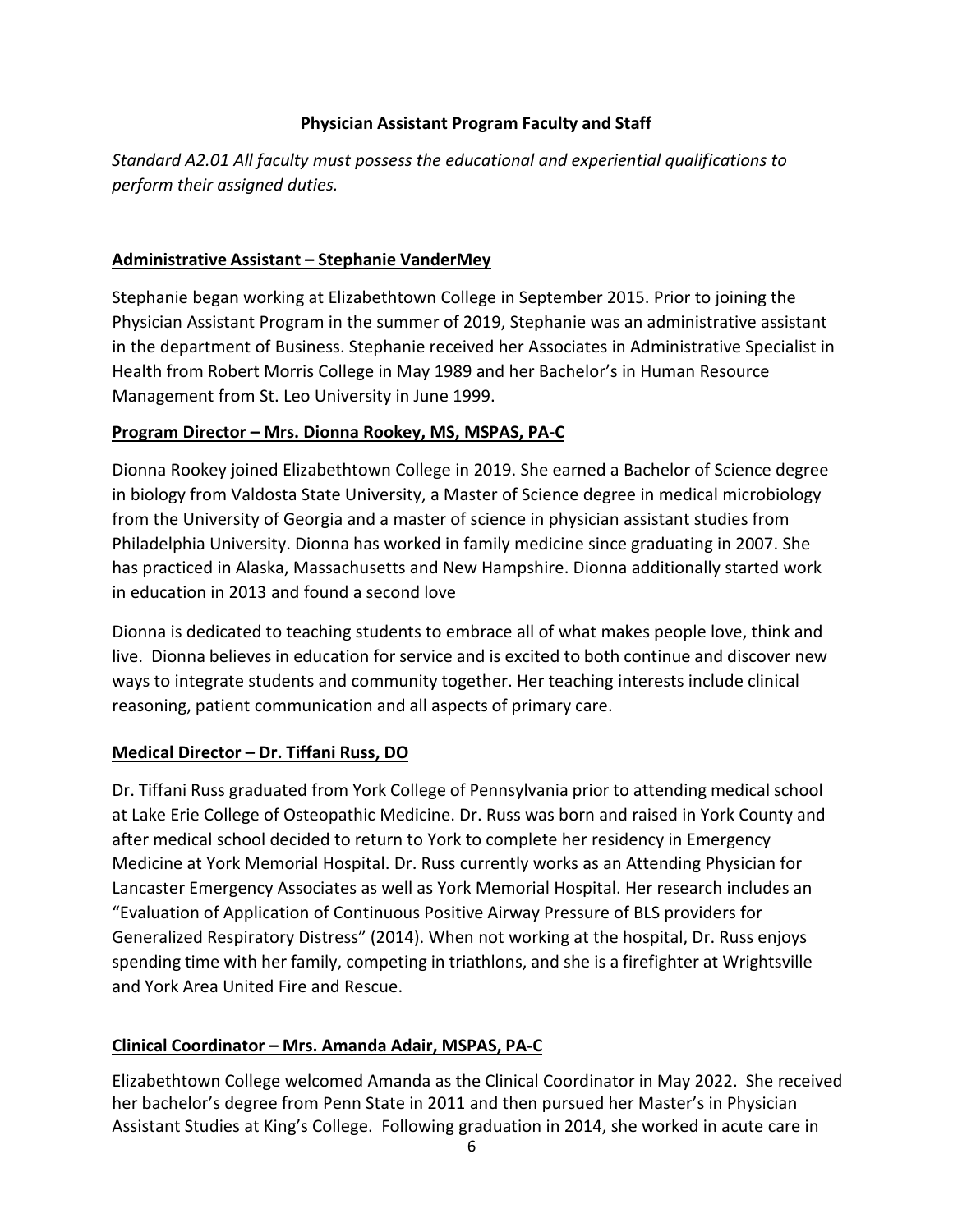## Physician Assistant Program Faculty and Staff

*Standard A2.01 All faculty must possess the educational and experiential qualifications to perform their assigned duties.*

### Administrative Assistant – Stephanie VanderMey

Stephanie began working at Elizabethtown College in September 2015. Prior to joining the Physician Assistant Program in the summer of 2019, Stephanie was an administrative assistant in the department of Business. Stephanie received her Associates in Administrative Specialist in Health from Robert Morris College in May 1989 and her Bachelor's in Human Resource Management from St. Leo University in June 1999.

### Program Director – Mrs. Dionna Rookey, MS, MSPAS, PA-C

Dionna Rookey joined Elizabethtown College in 2019. She earned a Bachelor of Science degree in biology from Valdosta State University, a Master of Science degree in medical microbiology from the University of Georgia and a master of science in physician assistant studies from Philadelphia University. Dionna has worked in family medicine since graduating in 2007. She has practiced in Alaska, Massachusetts and New Hampshire. Dionna additionally started work in education in 2013 and found a second love

Dionna is dedicated to teaching students to embrace all of what makes people love, think and live. Dionna believes in education for service and is excited to both continue and discover new ways to integrate students and community together. Her teaching interests include clinical reasoning, patient communication and all aspects of primary care.

### Medical Director – Dr. Tiffani Russ, DO

Dr. Tiffani Russ graduated from York College of Pennsylvania prior to attending medical school at Lake Erie College of Osteopathic Medicine. Dr. Russ was born and raised in York County and after medical school decided to return to York to complete her residency in Emergency Medicine at York Memorial Hospital. Dr. Russ currently works as an Attending Physician for Lancaster Emergency Associates as well as York Memorial Hospital. Her research includes an "Evaluation of Application of Continuous Positive Airway Pressure of BLS providers for Generalized Respiratory Distress" (2014). When not working at the hospital, Dr. Russ enjoys spending time with her family, competing in triathlons, and she is a firefighter at Wrightsville and York Area United Fire and Rescue.

### Clinical Coordinator – Mrs. Amanda Adair, MSPAS, PA-C

Elizabethtown College welcomed Amanda as the Clinical Coordinator in May 2022. She received her bachelor's degree from Penn State in 2011 and then pursued her Master's in Physician Assistant Studies at King's College. Following graduation in 2014, she worked in acute care in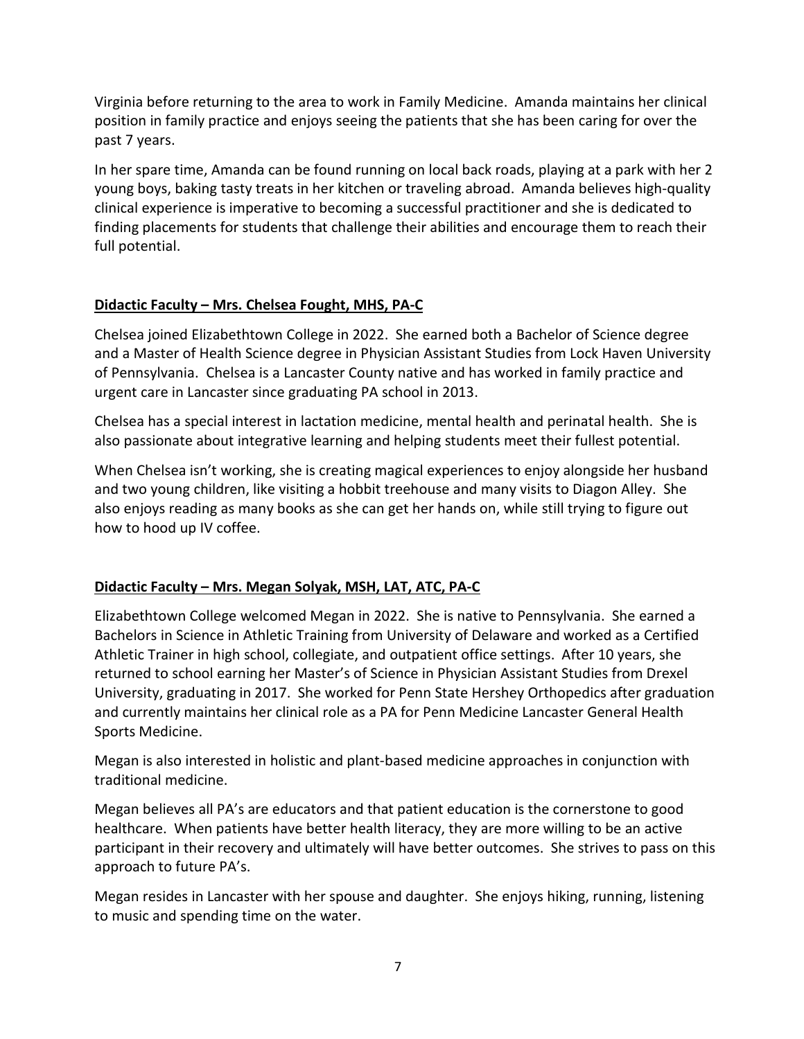Virginia before returning to the area to work in Family Medicine. Amanda maintains her clinical position in family practice and enjoys seeing the patients that she has been caring for over the past 7 years.

In her spare time, Amanda can be found running on local back roads, playing at a park with her 2 young boys, baking tasty treats in her kitchen or traveling abroad. Amanda believes high-quality clinical experience is imperative to becoming a successful practitioner and she is dedicated to finding placements for students that challenge their abilities and encourage them to reach their full potential.

## Didactic Faculty – Mrs. Chelsea Fought, MHS, PA-C

Chelsea joined Elizabethtown College in 2022. She earned both a Bachelor of Science degree and a Master of Health Science degree in Physician Assistant Studies from Lock Haven University of Pennsylvania. Chelsea is a Lancaster County native and has worked in family practice and urgent care in Lancaster since graduating PA school in 2013.

Chelsea has a special interest in lactation medicine, mental health and perinatal health. She is also passionate about integrative learning and helping students meet their fullest potential.

When Chelsea isn't working, she is creating magical experiences to enjoy alongside her husband and two young children, like visiting a hobbit treehouse and many visits to Diagon Alley. She also enjoys reading as many books as she can get her hands on, while still trying to figure out how to hood up IV coffee.

## Didactic Faculty – Mrs. Megan Solyak, MSH, LAT, ATC, PA-C

Elizabethtown College welcomed Megan in 2022. She is native to Pennsylvania. She earned a Bachelors in Science in Athletic Training from University of Delaware and worked as a Certified Athletic Trainer in high school, collegiate, and outpatient office settings. After 10 years, she returned to school earning her Master's of Science in Physician Assistant Studies from Drexel University, graduating in 2017. She worked for Penn State Hershey Orthopedics after graduation and currently maintains her clinical role as a PA for Penn Medicine Lancaster General Health Sports Medicine.

Megan is also interested in holistic and plant-based medicine approaches in conjunction with traditional medicine.

Megan believes all PA's are educators and that patient education is the cornerstone to good healthcare. When patients have better health literacy, they are more willing to be an active participant in their recovery and ultimately will have better outcomes. She strives to pass on this approach to future PA's.

Megan resides in Lancaster with her spouse and daughter. She enjoys hiking, running, listening to music and spending time on the water.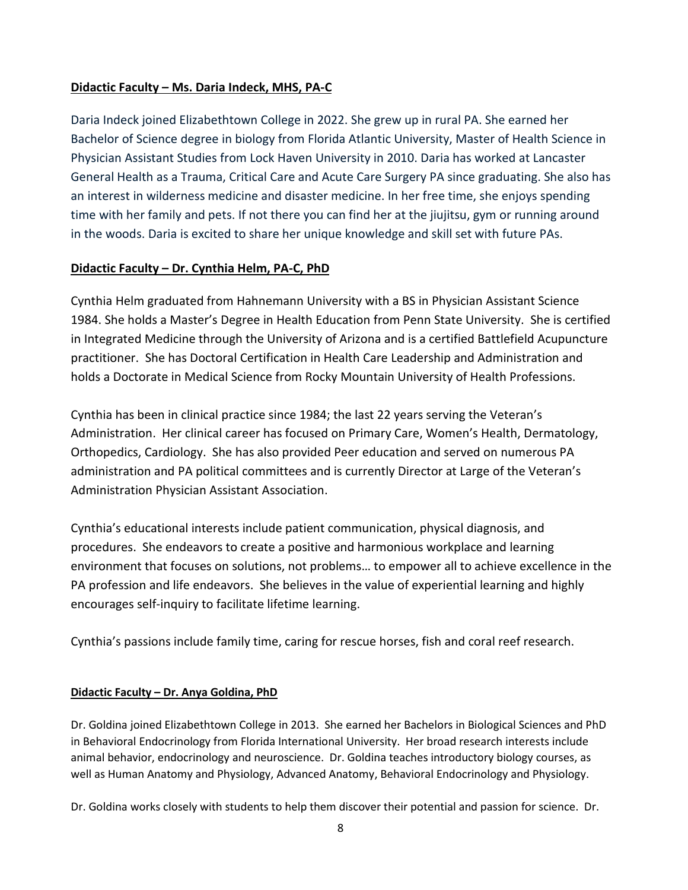**Didactic Faculty – Ms. Daria Indeck, MHS, PA-C**

Daria Indeck joined Elizabethtown College in 2022. She grew up in rural PA. She earned her Bachelor of Science degree in biology from Florida Atlantic University, Master of Health Science in Physician Assistant Studies from Lock Haven University in 2010. Daria has worked at Lancaster General Health as a Trauma, Critical Care and Acute Care Surgery PA since graduating. She also has an interest in wilderness medicine and disaster medicine. In her free time, she enjoys spending time with her family and pets. If not there you can find her at the jiujitsu, gym or running around in the woods. Daria is excited to share her unique knowledge and skill set with future PAs.

**Didactic Faculty – Dr. Cynthia Helm, PA-C, PhD**

Cynthia Helm graduated from Hahnemann University with a BS in Physician Assistant Science 1984. She holds a Master's Degree in Health Education from Penn State University. She is certified in Integrated Medicine through the University of Arizona and is a certified Battlefield Acupuncture practitioner. She has Doctoral Certification in Health Care Leadership and Administration and holds a Doctorate in Medical Science from Rocky Mountain University of Health Professions.

Cynthia has been in clinical practice since 1984; the last 22 years serving the Veteran's Administration. Her clinical career has focused on Primary Care, Women's Health, Dermatology, Orthopedics, Cardiology. She has also provided Peer education and served on numerous PA administration and PA political committees and is currently Director at Large of the Veteran's Administration Physician Assistant Association.

Cynthia's educational interests include patient communication, physical diagnosis, and procedures. She endeavors to create a positive and harmonious workplace and learning environment that focuses on solutions, not problems… to empower all to achieve excellence in the PA profession and life endeavors. She believes in the value of experiential learning and highly encourages self-inquiry to facilitate lifetime learning.

Cynthia's passions include family time, caring for rescue horses, fish and coral reef research.

**Didactic Faculty – Dr. Anya Goldina, PhD**

Dr. Goldina joined Elizabethtown College in 2013. She earned her Bachelors in Biological Sciences and PhD in Behavioral Endocrinology from Florida International University. Her broad research interests include animal behavior, endocrinology and neuroscience. Dr. Goldina teaches introductory biology courses, as well as Human Anatomy and Physiology, Advanced Anatomy, Behavioral Endocrinology and Physiology.

Dr. Goldina works closely with students to help them discover their potential and passion for science. Dr.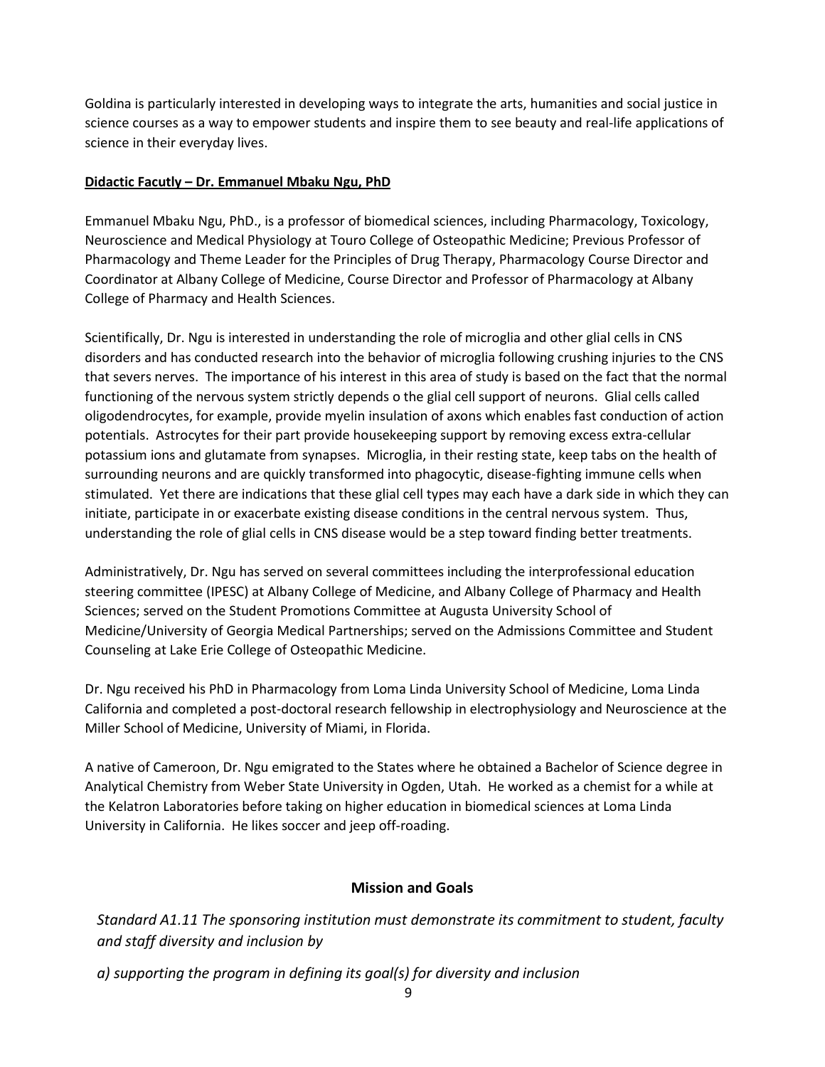Goldina is particularly interested in developing ways to integrate the arts, humanities and social justice in science courses as a way to empower students and inspire them to see beauty and real-life applications of science in their everyday lives.

**Didactic Facutly – Dr. Emmanuel Mbaku Ngu, PhD**

Emmanuel Mbaku Ngu, PhD., is a professor of biomedical sciences, including Pharmacology, Toxicology, Neuroscience and Medical Physiology at Touro College of Osteopathic Medicine; Previous Professor of Pharmacology and Theme Leader for the Principles of Drug Therapy, Pharmacology Course Director and Coordinator at Albany College of Medicine, Course Director and Professor of Pharmacology at Albany College of Pharmacy and Health Sciences.

Scientifically, Dr. Ngu is interested in understanding the role of microglia and other glial cells in CNS disorders and has conducted research into the behavior of microglia following crushing injuries to the CNS that severs nerves. The importance of his interest in this area of study is based on the fact that the normal functioning of the nervous system strictly depends o the glial cell support of neurons. Glial cells called oligodendrocytes, for example, provide myelin insulation of axons which enables fast conduction of action potentials. Astrocytes for their part provide housekeeping support by removing excess extra-cellular potassium ions and glutamate from synapses. Microglia, in their resting state, keep tabs on the health of surrounding neurons and are quickly transformed into phagocytic, disease-fighting immune cells when stimulated. Yet there are indications that these glial cell types may each have a dark side in which they can initiate, participate in or exacerbate existing disease conditions in the central nervous system. Thus, understanding the role of glial cells in CNS disease would be a step toward finding better treatments.

Administratively, Dr. Ngu has served on several committees including the interprofessional education steering committee (IPESC) at Albany College of Medicine, and Albany College of Pharmacy and Health Sciences; served on the Student Promotions Committee at Augusta University School of Medicine/University of Georgia Medical Partnerships; served on the Admissions Committee and Student Counseling at Lake Erie College of Osteopathic Medicine.

Dr. Ngu received his PhD in Pharmacology from Loma Linda University School of Medicine, Loma Linda California and completed a post-doctoral research fellowship in electrophysiology and Neuroscience at the Miller School of Medicine, University of Miami, in Florida.

A native of Cameroon, Dr. Ngu emigrated to the States where he obtained a Bachelor of Science degree in Analytical Chemistry from Weber State University in Ogden, Utah. He worked as a chemist for a while at the Kelatron Laboratories before taking on higher education in biomedical sciences at Loma Linda University in California. He likes soccer and jeep off-roading.

## Mission and Goals

*Standard A1.11 The sponsoring institution must demonstrate its commitment to student, faculty and staff diversity and inclusion by*

*a) supporting the program in defining its goal(s) for diversity and inclusion*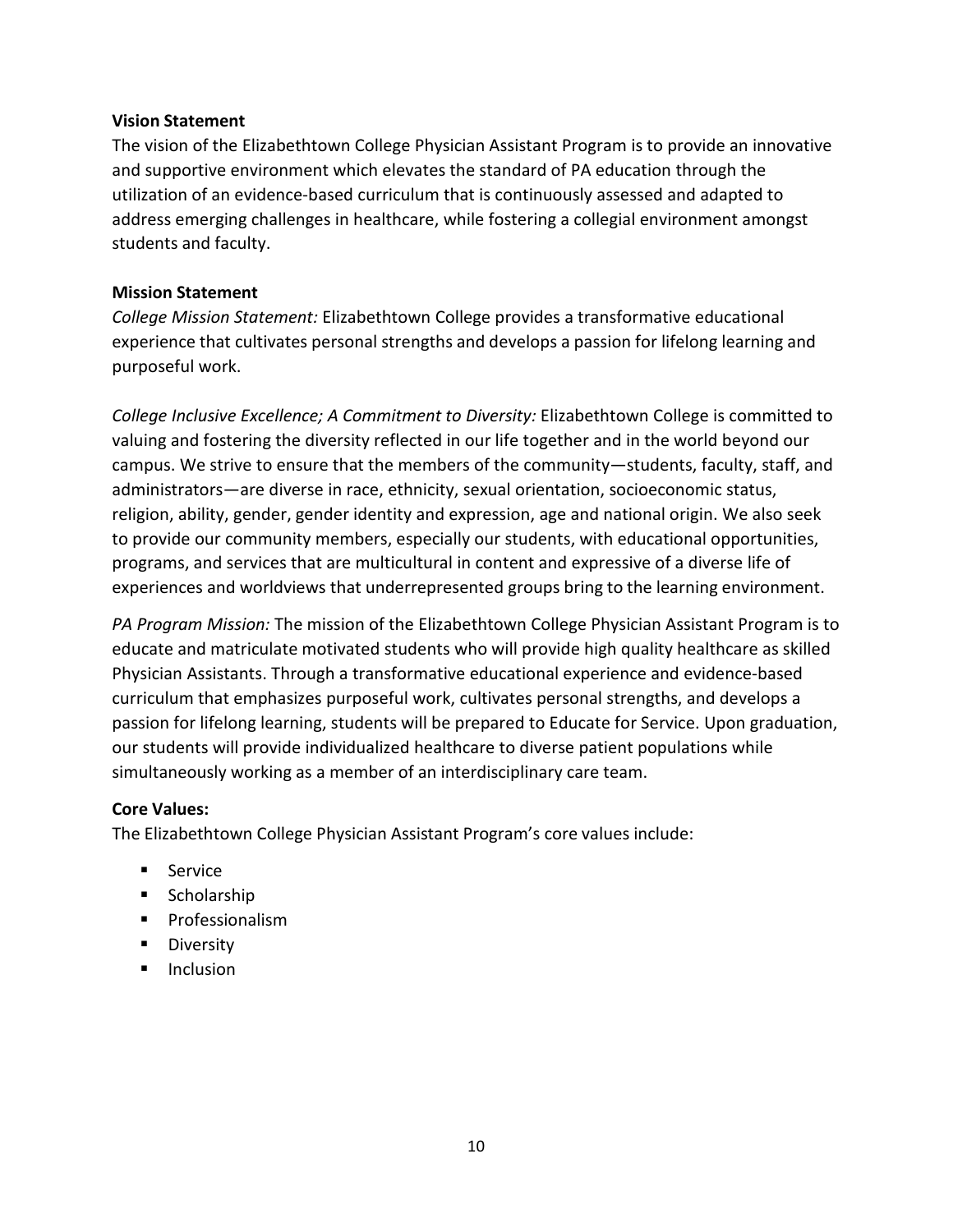**Vision Statement**

The vision of the Elizabethtown College Physician Assistant Program is to provide an innovative and supportive environment which elevates the standard of PA education through the utilization of an evidence-based curriculum that is continuously assessed and adapted to address emerging challenges in healthcare, while fostering a collegial environment amongst students and faculty.

**Mission Statement**

*College Mission Statement:* Elizabethtown College provides a transformative educational experience that cultivates personal strengths and develops a passion for lifelong learning and purposeful work.

*College Inclusive Excellence; A Commitment to Diversity:* Elizabethtown College is committed to valuing and fostering the diversity reflected in our life together and in the world beyond our campus. We strive to ensure that the members of the community—students, faculty, staff, and administrators—are diverse in race, ethnicity, sexual orientation, socioeconomic status, religion, ability, gender, gender identity and expression, age and national origin. We also seek to provide our community members, especially our students, with educational opportunities, programs, and services that are multicultural in content and expressive of a diverse life of experiences and worldviews that underrepresented groups bring to the learning environment.

*PA Program Mission:* The mission of the Elizabethtown College Physician Assistant Program is to educate and matriculate motivated students who will provide high quality healthcare as skilled Physician Assistants. Through a transformative educational experience and evidence-based curriculum that emphasizes purposeful work, cultivates personal strengths, and develops a passion for lifelong learning, students will be prepared to Educate for Service. Upon graduation, our students will provide individualized healthcare to diverse patient populations while simultaneously working as a member of an interdisciplinary care team.

**Core Values:**

The Elizabethtown College Physician Assistant Program's core values include:

- Service
- Scholarship
- Professionalism
- Diversity
- Inclusion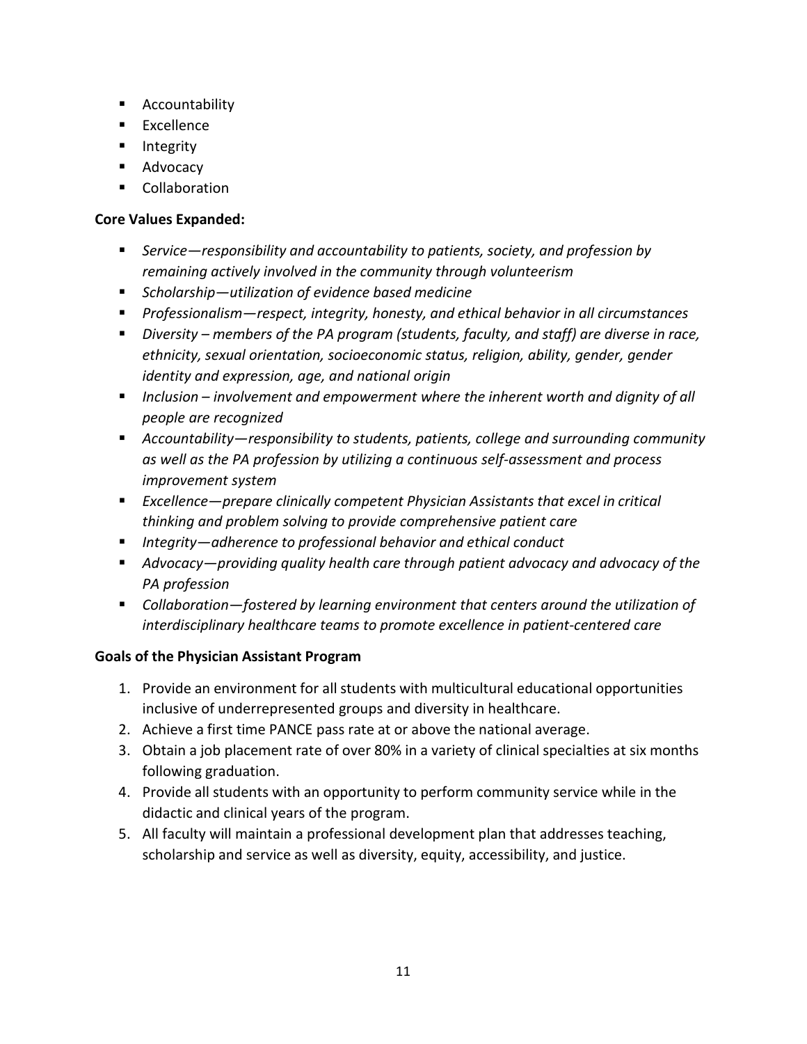- Accountability
- Excellence
- Integrity
- Advocacy
- Collaboration

**Core Values Expanded:**

- *Service—responsibility and accountability to patients, society, and profession by remaining actively involved in the community through volunteerism*
- *Scholarship—utilization of evidence based medicine*
- *Professionalism—respect, integrity, honesty, and ethical behavior in all circumstances*
- *Diversity – members of the PA program (students, faculty, and staff) are diverse in race, ethnicity, sexual orientation, socioeconomic status, religion, ability, gender, gender identity and expression, age, and national origin*
- *Inclusion – involvement and empowerment where the inherent worth and dignity of all people are recognized*
- *Accountability—responsibility to students, patients, college and surrounding community as well as the PA profession by utilizing a continuous self-assessment and process improvement system*
- *Excellence—prepare clinically competent Physician Assistants that excel in critical thinking and problem solving to provide comprehensive patient care*
- *Integrity—adherence to professional behavior and ethical conduct*
- *Advocacy—providing quality health care through patient advocacy and advocacy of the PA profession*
- *Collaboration—fostered by learning environment that centers around the utilization of interdisciplinary healthcare teams to promote excellence in patient-centered care*

**Goals of the Physician Assistant Program**

1. Provide an environment for all students with multicultural educational opportunities inclusive of underrepresented groups and diversity in healthcare.
2. Achieve a first time PANCE pass rate at or above the national average.
3. Obtain a job placement rate of over 80% in a variety of clinical specialties at six months following graduation.
4. Provide all students with an opportunity to perform community service while in the didactic and clinical years of the program.
5. All faculty will maintain a professional development plan that addresses teaching, scholarship and service as well as diversity, equity, accessibility, and justice.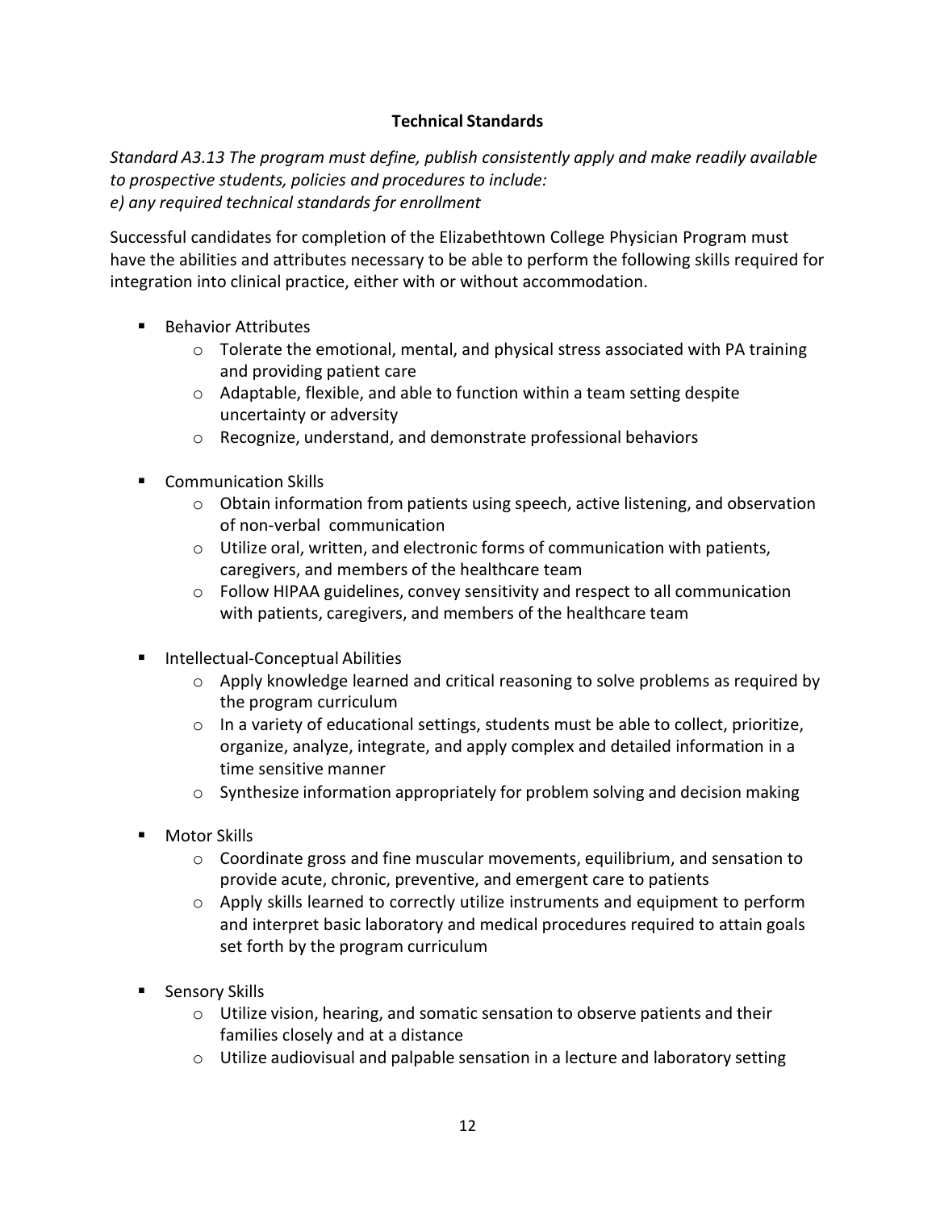## Technical Standards

*Standard A3.13 The program must define, publish consistently apply and make readily available to prospective students, policies and procedures to include:*
*e) any required technical standards for enrollment*

Successful candidates for completion of the Elizabethtown College Physician Program must have the abilities and attributes necessary to be able to perform the following skills required for integration into clinical practice, either with or without accommodation.

- Behavior Attributes
  - Tolerate the emotional, mental, and physical stress associated with PA training and providing patient care
  - Adaptable, flexible, and able to function within a team setting despite uncertainty or adversity
  - Recognize, understand, and demonstrate professional behaviors

- Communication Skills
  - Obtain information from patients using speech, active listening, and observation of non-verbal communication
  - Utilize oral, written, and electronic forms of communication with patients, caregivers, and members of the healthcare team
  - Follow HIPAA guidelines, convey sensitivity and respect to all communication with patients, caregivers, and members of the healthcare team

- Intellectual-Conceptual Abilities
  - Apply knowledge learned and critical reasoning to solve problems as required by the program curriculum
  - In a variety of educational settings, students must be able to collect, prioritize, organize, analyze, integrate, and apply complex and detailed information in a time sensitive manner
  - Synthesize information appropriately for problem solving and decision making

- Motor Skills
  - Coordinate gross and fine muscular movements, equilibrium, and sensation to provide acute, chronic, preventive, and emergent care to patients
  - Apply skills learned to correctly utilize instruments and equipment to perform and interpret basic laboratory and medical procedures required to attain goals set forth by the program curriculum

- Sensory Skills
  - Utilize vision, hearing, and somatic sensation to observe patients and their families closely and at a distance
  - Utilize audiovisual and palpable sensation in a lecture and laboratory setting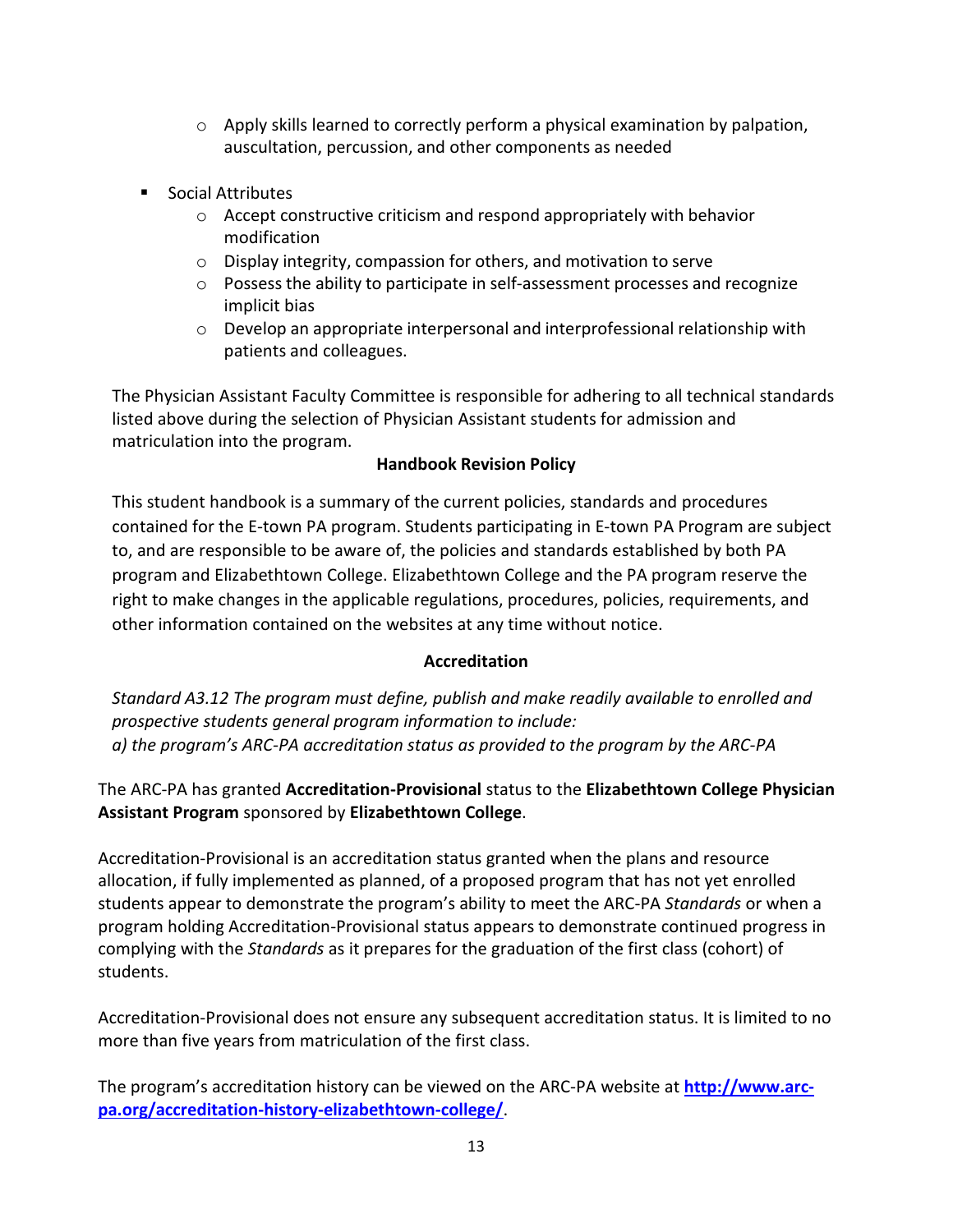- Apply skills learned to correctly perform a physical examination by palpation, auscultation, percussion, and other components as needed

- Social Attributes
  - Accept constructive criticism and respond appropriately with behavior modification
  - Display integrity, compassion for others, and motivation to serve
  - Possess the ability to participate in self-assessment processes and recognize implicit bias
  - Develop an appropriate interpersonal and interprofessional relationship with patients and colleagues.

The Physician Assistant Faculty Committee is responsible for adhering to all technical standards listed above during the selection of Physician Assistant students for admission and matriculation into the program.

## Handbook Revision Policy

This student handbook is a summary of the current policies, standards and procedures contained for the E-town PA program. Students participating in E-town PA Program are subject to, and are responsible to be aware of, the policies and standards established by both PA program and Elizabethtown College. Elizabethtown College and the PA program reserve the right to make changes in the applicable regulations, procedures, policies, requirements, and other information contained on the websites at any time without notice.

## Accreditation

*Standard A3.12 The program must define, publish and make readily available to enrolled and prospective students general program information to include:*
*a) the program's ARC-PA accreditation status as provided to the program by the ARC-PA*

The ARC-PA has granted **Accreditation-Provisional** status to the **Elizabethtown College Physician Assistant Program** sponsored by **Elizabethtown College**.

Accreditation-Provisional is an accreditation status granted when the plans and resource allocation, if fully implemented as planned, of a proposed program that has not yet enrolled students appear to demonstrate the program's ability to meet the ARC-PA *Standards* or when a program holding Accreditation-Provisional status appears to demonstrate continued progress in complying with the *Standards* as it prepares for the graduation of the first class (cohort) of students.

Accreditation-Provisional does not ensure any subsequent accreditation status. It is limited to no more than five years from matriculation of the first class.

The program's accreditation history can be viewed on the ARC-PA website at **[http://www.arc-pa.org/accreditation-history-elizabethtown-college/](http://www.arc-pa.org/accreditation-history-elizabethtown-college/)**.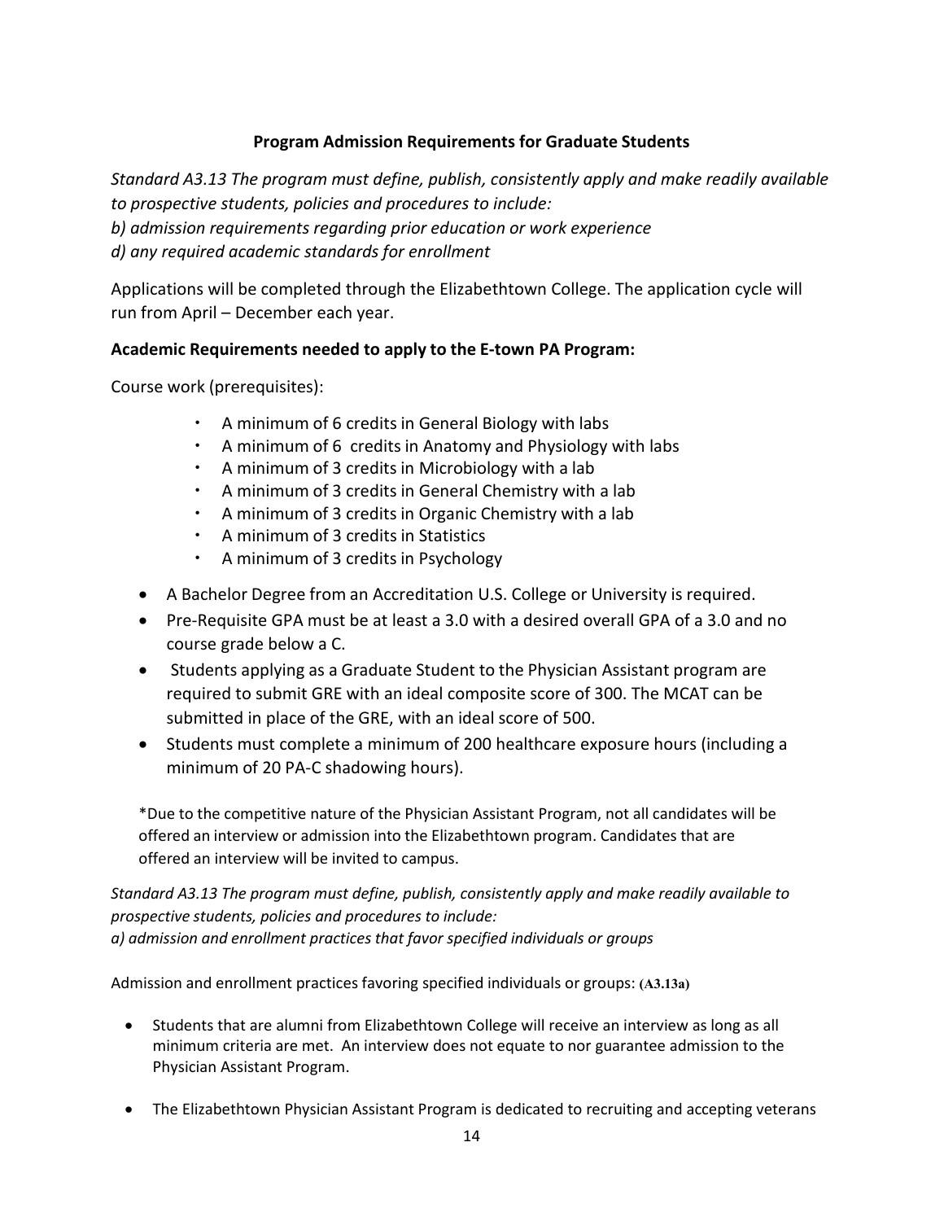## Program Admission Requirements for Graduate Students

*Standard A3.13 The program must define, publish, consistently apply and make readily available to prospective students, policies and procedures to include:*
*b) admission requirements regarding prior education or work experience*
*d) any required academic standards for enrollment*

Applications will be completed through the Elizabethtown College. The application cycle will run from April – December each year.

**Academic Requirements needed to apply to the E-town PA Program:**

Course work (prerequisites):

- A minimum of 6 credits in General Biology with labs
- A minimum of 6 credits in Anatomy and Physiology with labs
- A minimum of 3 credits in Microbiology with a lab
- A minimum of 3 credits in General Chemistry with a lab
- A minimum of 3 credits in Organic Chemistry with a lab
- A minimum of 3 credits in Statistics
- A minimum of 3 credits in Psychology

- A Bachelor Degree from an Accreditation U.S. College or University is required.
- Pre-Requisite GPA must be at least a 3.0 with a desired overall GPA of a 3.0 and no course grade below a C.
- Students applying as a Graduate Student to the Physician Assistant program are required to submit GRE with an ideal composite score of 300. The MCAT can be submitted in place of the GRE, with an ideal score of 500.
- Students must complete a minimum of 200 healthcare exposure hours (including a minimum of 20 PA-C shadowing hours).

*Due to the competitive nature of the Physician Assistant Program, not all candidates will be offered an interview or admission into the Elizabethtown program. Candidates that are offered an interview will be invited to campus.

*Standard A3.13 The program must define, publish, consistently apply and make readily available to prospective students, policies and procedures to include:*
*a) admission and enrollment practices that favor specified individuals or groups*

Admission and enrollment practices favoring specified individuals or groups: **(A3.13a)**

- Students that are alumni from Elizabethtown College will receive an interview as long as all minimum criteria are met. An interview does not equate to nor guarantee admission to the Physician Assistant Program.

- The Elizabethtown Physician Assistant Program is dedicated to recruiting and accepting veterans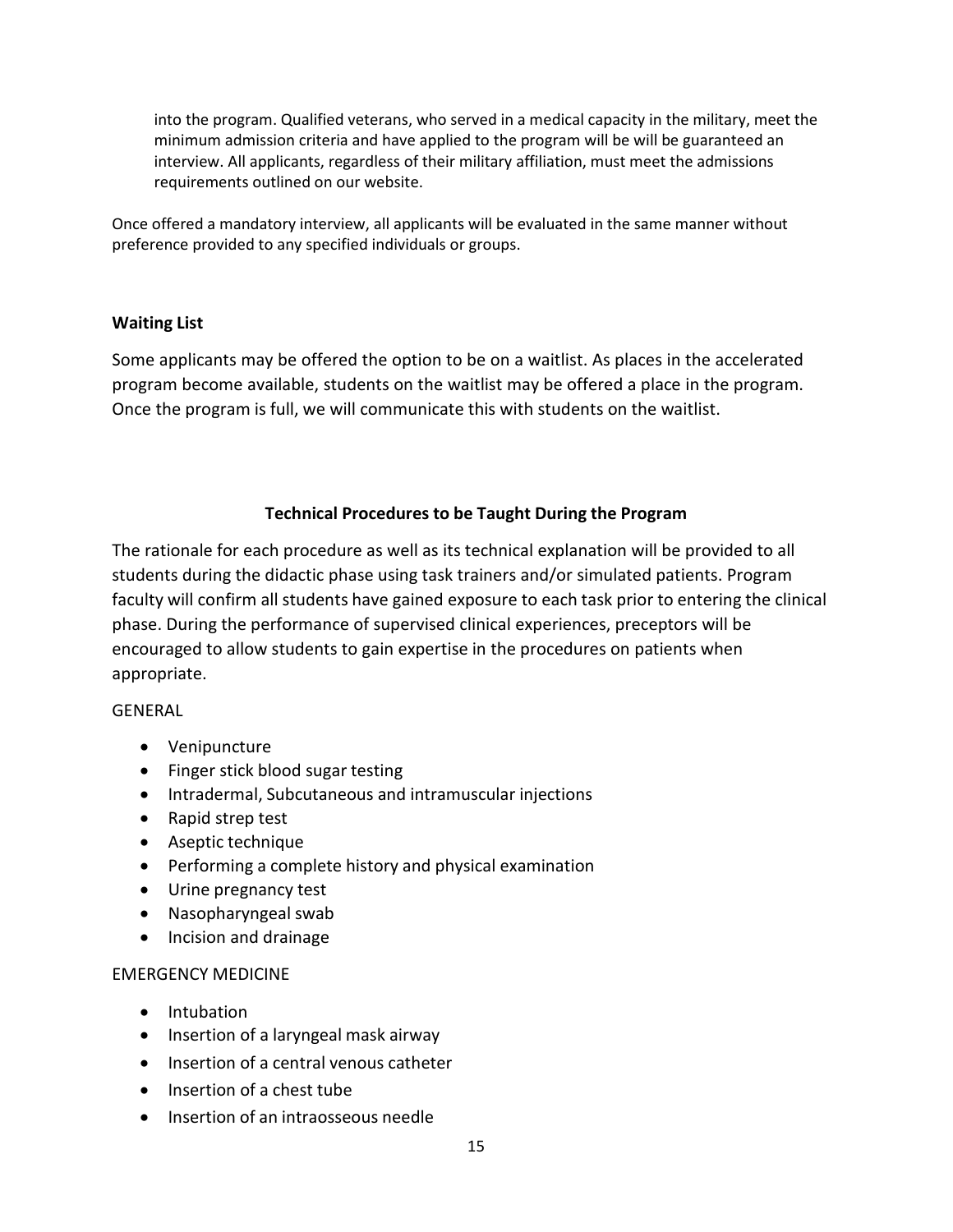into the program. Qualified veterans, who served in a medical capacity in the military, meet the minimum admission criteria and have applied to the program will be will be guaranteed an interview. All applicants, regardless of their military affiliation, must meet the admissions requirements outlined on our website.

Once offered a mandatory interview, all applicants will be evaluated in the same manner without preference provided to any specified individuals or groups.

**Waiting List**

Some applicants may be offered the option to be on a waitlist. As places in the accelerated program become available, students on the waitlist may be offered a place in the program. Once the program is full, we will communicate this with students on the waitlist.

## Technical Procedures to be Taught During the Program

The rationale for each procedure as well as its technical explanation will be provided to all students during the didactic phase using task trainers and/or simulated patients. Program faculty will confirm all students have gained exposure to each task prior to entering the clinical phase. During the performance of supervised clinical experiences, preceptors will be encouraged to allow students to gain expertise in the procedures on patients when appropriate.

GENERAL

- Venipuncture
- Finger stick blood sugar testing
- Intradermal, Subcutaneous and intramuscular injections
- Rapid strep test
- Aseptic technique
- Performing a complete history and physical examination
- Urine pregnancy test
- Nasopharyngeal swab
- Incision and drainage

EMERGENCY MEDICINE

- Intubation
- Insertion of a laryngeal mask airway
- Insertion of a central venous catheter
- Insertion of a chest tube
- Insertion of an intraosseous needle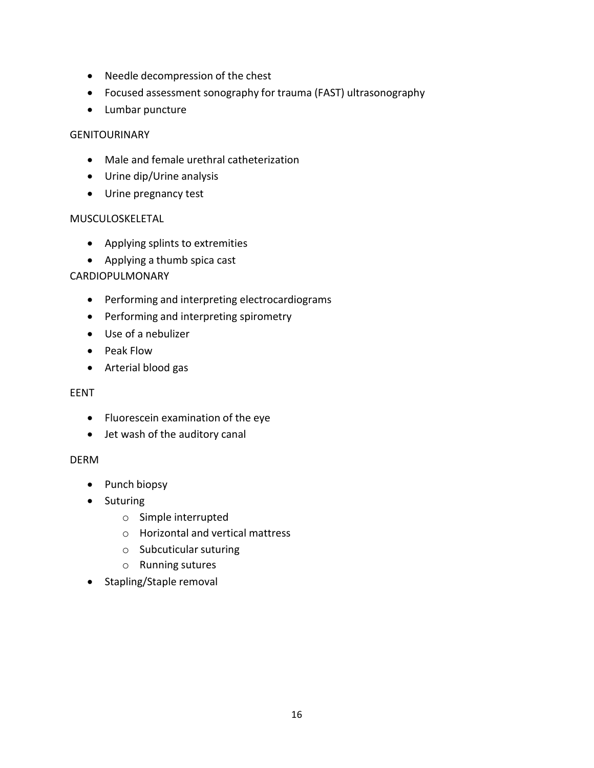- Needle decompression of the chest
- Focused assessment sonography for trauma (FAST) ultrasonography
- Lumbar puncture

GENITOURINARY

- Male and female urethral catheterization
- Urine dip/Urine analysis
- Urine pregnancy test

MUSCULOSKELETAL

- Applying splints to extremities
- Applying a thumb spica cast

CARDIOPULMONARY

- Performing and interpreting electrocardiograms
- Performing and interpreting spirometry
- Use of a nebulizer
- Peak Flow
- Arterial blood gas

EENT

- Fluorescein examination of the eye
- Jet wash of the auditory canal

DERM

- Punch biopsy
- Suturing
  - Simple interrupted
  - Horizontal and vertical mattress
  - Subcuticular suturing
  - Running sutures
- Stapling/Staple removal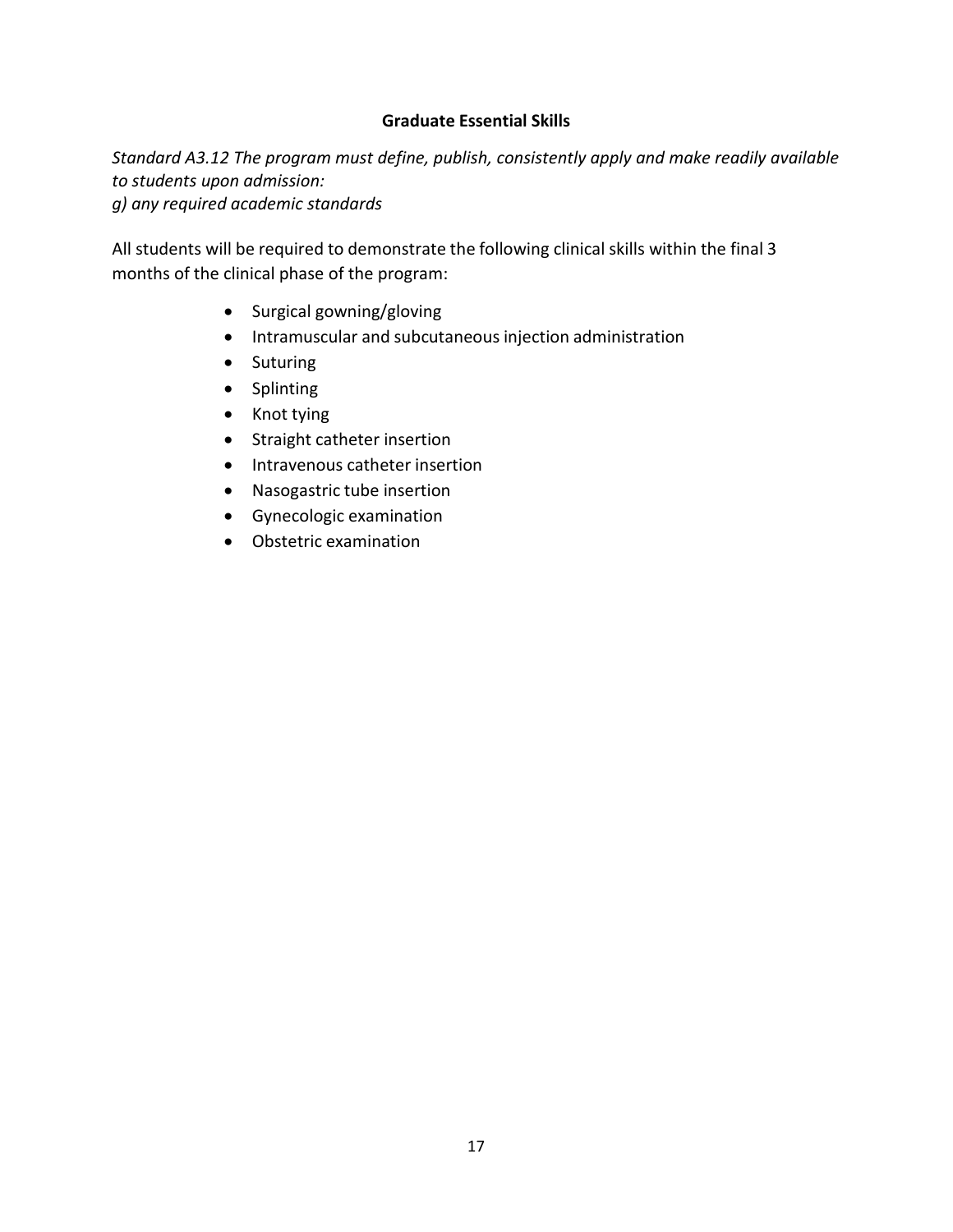## Graduate Essential Skills

*Standard A3.12 The program must define, publish, consistently apply and make readily available to students upon admission:*
*g) any required academic standards*

All students will be required to demonstrate the following clinical skills within the final 3 months of the clinical phase of the program:

- Surgical gowning/gloving
- Intramuscular and subcutaneous injection administration
- Suturing
- Splinting
- Knot tying
- Straight catheter insertion
- Intravenous catheter insertion
- Nasogastric tube insertion
- Gynecologic examination
- Obstetric examination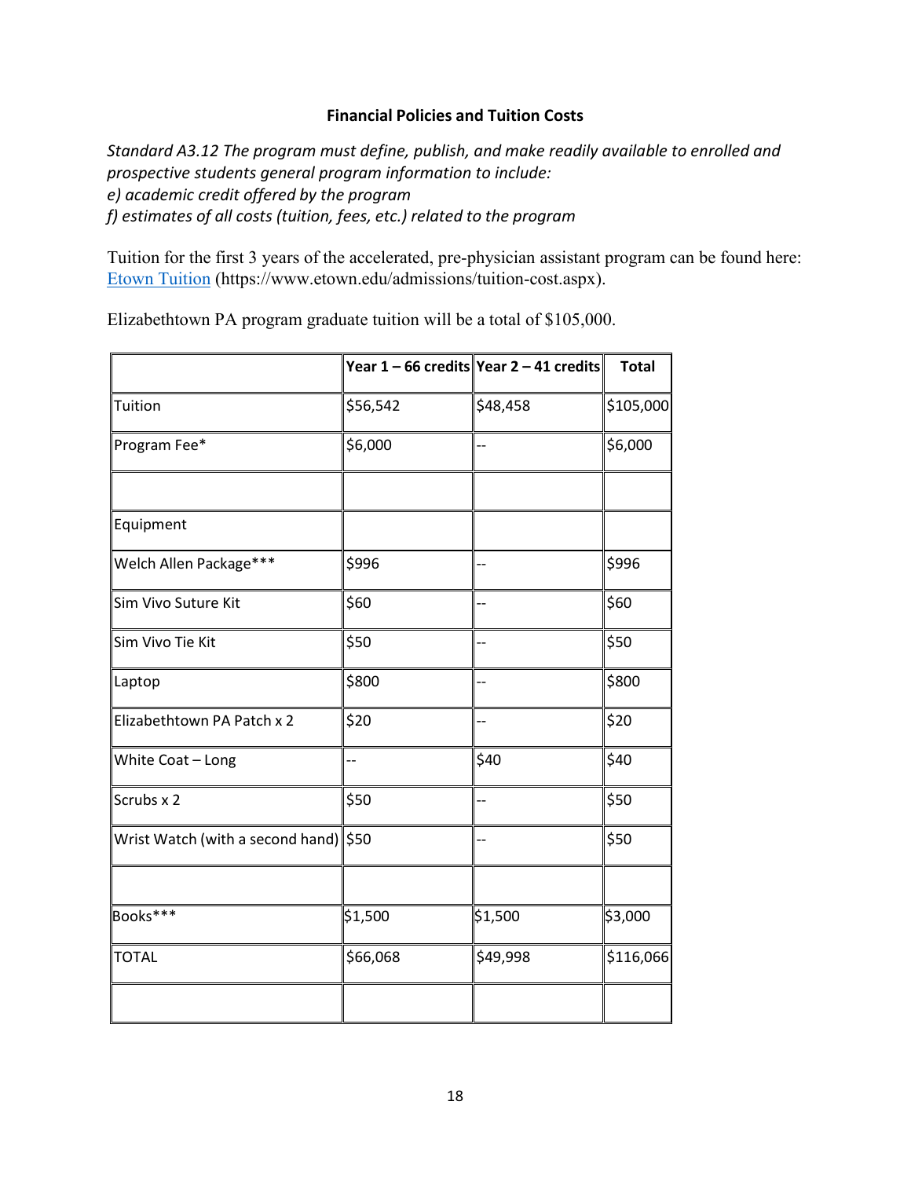**Financial Policies and Tuition Costs**

*Standard A3.12 The program must define, publish, and make readily available to enrolled and prospective students general program information to include:*
*e) academic credit offered by the program*
*f) estimates of all costs (tuition, fees, etc.) related to the program*

Tuition for the first 3 years of the accelerated, pre-physician assistant program can be found here: [Etown Tuition](https://www.etown.edu/admissions/tuition-cost.aspx) (https://www.etown.edu/admissions/tuition-cost.aspx).

Elizabethtown PA program graduate tuition will be a total of $105,000.

| | **Year 1 – 66 credits** | **Year 2 – 41 credits** | **Total** |
|---|---|---|---|
| Tuition | $56,542 | $48,458 | $105,000 |
| Program Fee* | $6,000 | -- | $6,000 |
| | | | |
| Equipment | | | |
| Welch Allen Package*** | $996 | -- | $996 |
| Sim Vivo Suture Kit | $60 | -- | $60 |
| Sim Vivo Tie Kit | $50 | -- | $50 |
| Laptop | $800 | -- | $800 |
| Elizabethtown PA Patch x 2 | $20 | -- | $20 |
| White Coat – Long | -- | $40 | $40 |
| Scrubs x 2 | $50 | -- | $50 |
| Wrist Watch (with a second hand) | $50 | -- | $50 |
| | | | |
| Books*** | $1,500 | $1,500 | $3,000 |
| TOTAL | $66,068 | $49,998 | $116,066 |
| | | | |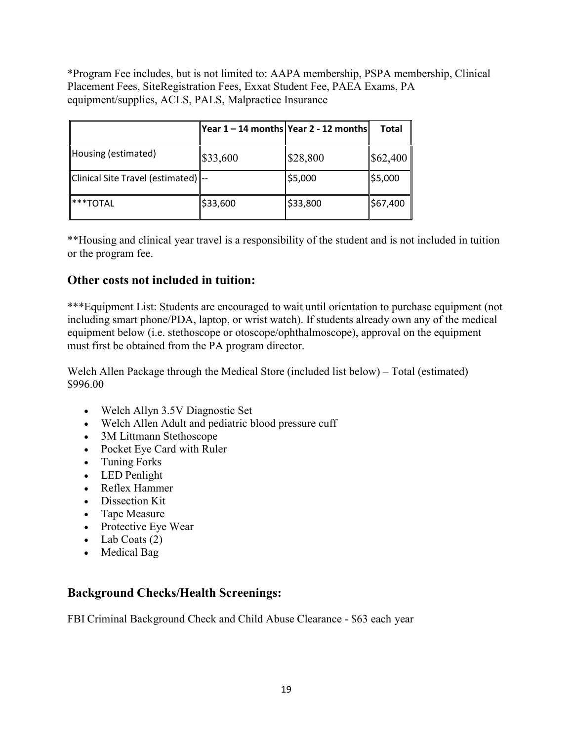*Program Fee includes, but is not limited to: AAPA membership, PSPA membership, Clinical Placement Fees, SiteRegistration Fees, Exxat Student Fee, PAEA Exams, PA equipment/supplies, ACLS, PALS, Malpractice Insurance

| | Year 1 – 14 months | Year 2 - 12 months | Total |
|---|---|---|---|
| Housing (estimated) | $33,600 | $28,800 | $62,400 |
| Clinical Site Travel (estimated) | -- | $5,000 | $5,000 |
| ***TOTAL | $33,600 | $33,800 | $67,400 |

**Housing and clinical year travel is a responsibility of the student and is not included in tuition or the program fee.

## Other costs not included in tuition:

***Equipment List: Students are encouraged to wait until orientation to purchase equipment (not including smart phone/PDA, laptop, or wrist watch). If students already own any of the medical equipment below (i.e. stethoscope or otoscope/ophthalmoscope), approval on the equipment must first be obtained from the PA program director.

Welch Allen Package through the Medical Store (included list below) – Total (estimated) $996.00

- Welch Allyn 3.5V Diagnostic Set
- Welch Allen Adult and pediatric blood pressure cuff
- 3M Littmann Stethoscope
- Pocket Eye Card with Ruler
- Tuning Forks
- LED Penlight
- Reflex Hammer
- Dissection Kit
- Tape Measure
- Protective Eye Wear
- Lab Coats (2)
- Medical Bag

## Background Checks/Health Screenings:

FBI Criminal Background Check and Child Abuse Clearance - $63 each year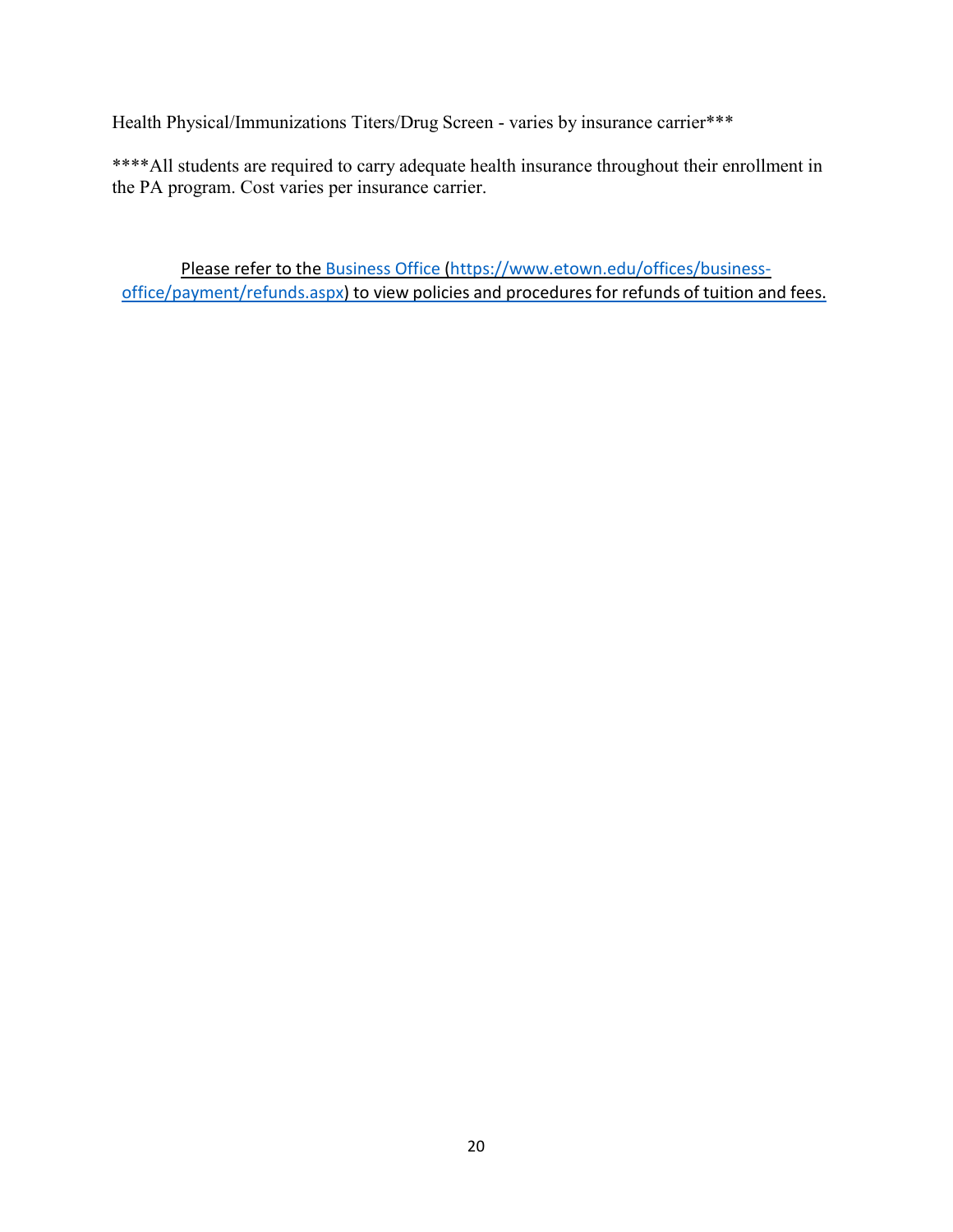Health Physical/Immunizations Titers/Drug Screen - varies by insurance carrier***

****All students are required to carry adequate health insurance throughout their enrollment in the PA program. Cost varies per insurance carrier.

Please refer to the [Business Office](https://www.etown.edu/offices/business-office/payment/refunds.aspx) (https://www.etown.edu/offices/business-office/payment/refunds.aspx) to view policies and procedures for refunds of tuition and fees.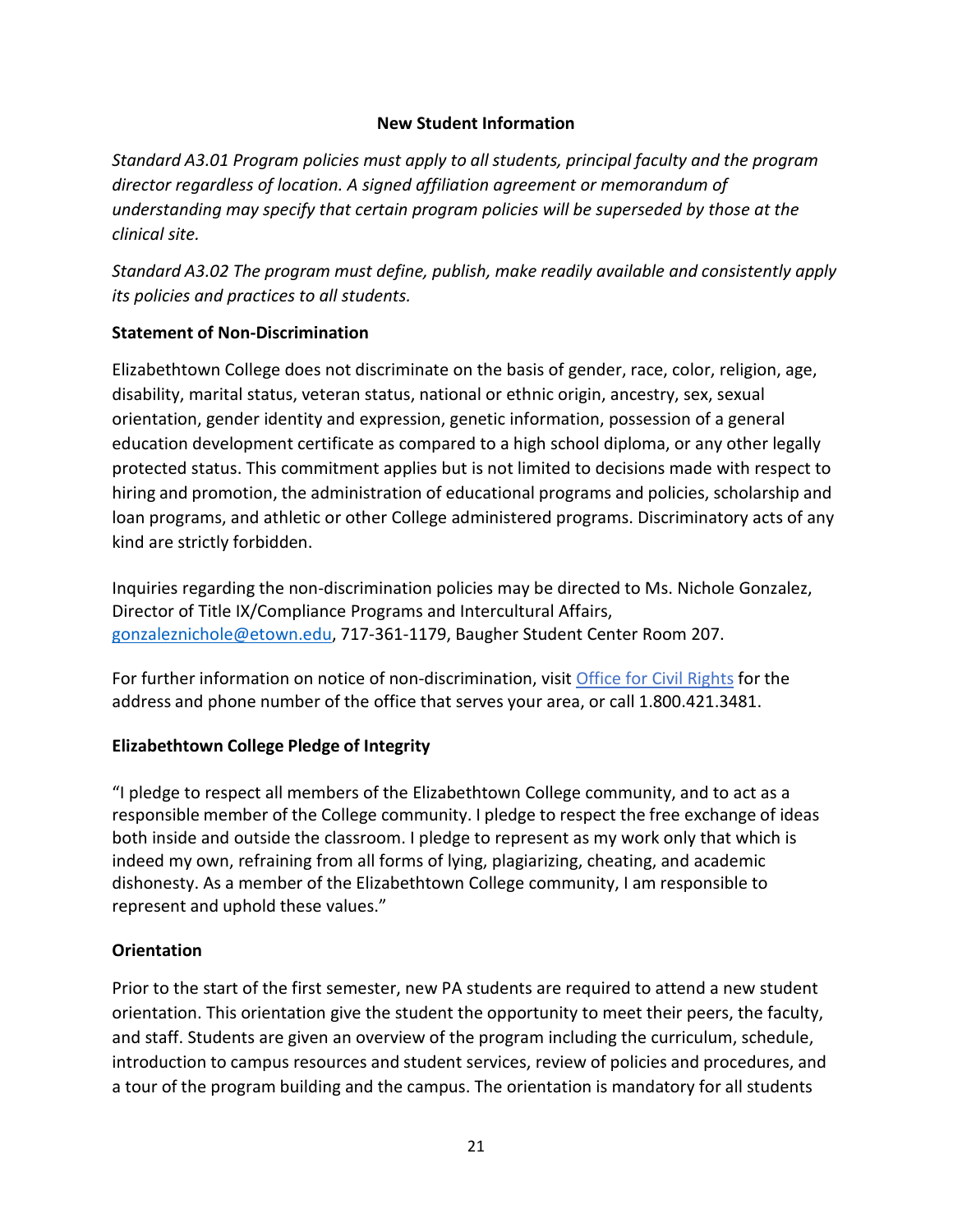## New Student Information

*Standard A3.01 Program policies must apply to all students, principal faculty and the program director regardless of location. A signed affiliation agreement or memorandum of understanding may specify that certain program policies will be superseded by those at the clinical site.*

*Standard A3.02 The program must define, publish, make readily available and consistently apply its policies and practices to all students.*

### Statement of Non-Discrimination

Elizabethtown College does not discriminate on the basis of gender, race, color, religion, age, disability, marital status, veteran status, national or ethnic origin, ancestry, sex, sexual orientation, gender identity and expression, genetic information, possession of a general education development certificate as compared to a high school diploma, or any other legally protected status. This commitment applies but is not limited to decisions made with respect to hiring and promotion, the administration of educational programs and policies, scholarship and loan programs, and athletic or other College administered programs. Discriminatory acts of any kind are strictly forbidden.

Inquiries regarding the non-discrimination policies may be directed to Ms. Nichole Gonzalez, Director of Title IX/Compliance Programs and Intercultural Affairs, gonzaleznichole@etown.edu, 717-361-1179, Baugher Student Center Room 207.

For further information on notice of non-discrimination, visit Office for Civil Rights for the address and phone number of the office that serves your area, or call 1.800.421.3481.

### Elizabethtown College Pledge of Integrity

"I pledge to respect all members of the Elizabethtown College community, and to act as a responsible member of the College community. I pledge to respect the free exchange of ideas both inside and outside the classroom. I pledge to represent as my work only that which is indeed my own, refraining from all forms of lying, plagiarizing, cheating, and academic dishonesty. As a member of the Elizabethtown College community, I am responsible to represent and uphold these values."

### Orientation

Prior to the start of the first semester, new PA students are required to attend a new student orientation. This orientation give the student the opportunity to meet their peers, the faculty, and staff. Students are given an overview of the program including the curriculum, schedule, introduction to campus resources and student services, review of policies and procedures, and a tour of the program building and the campus. The orientation is mandatory for all students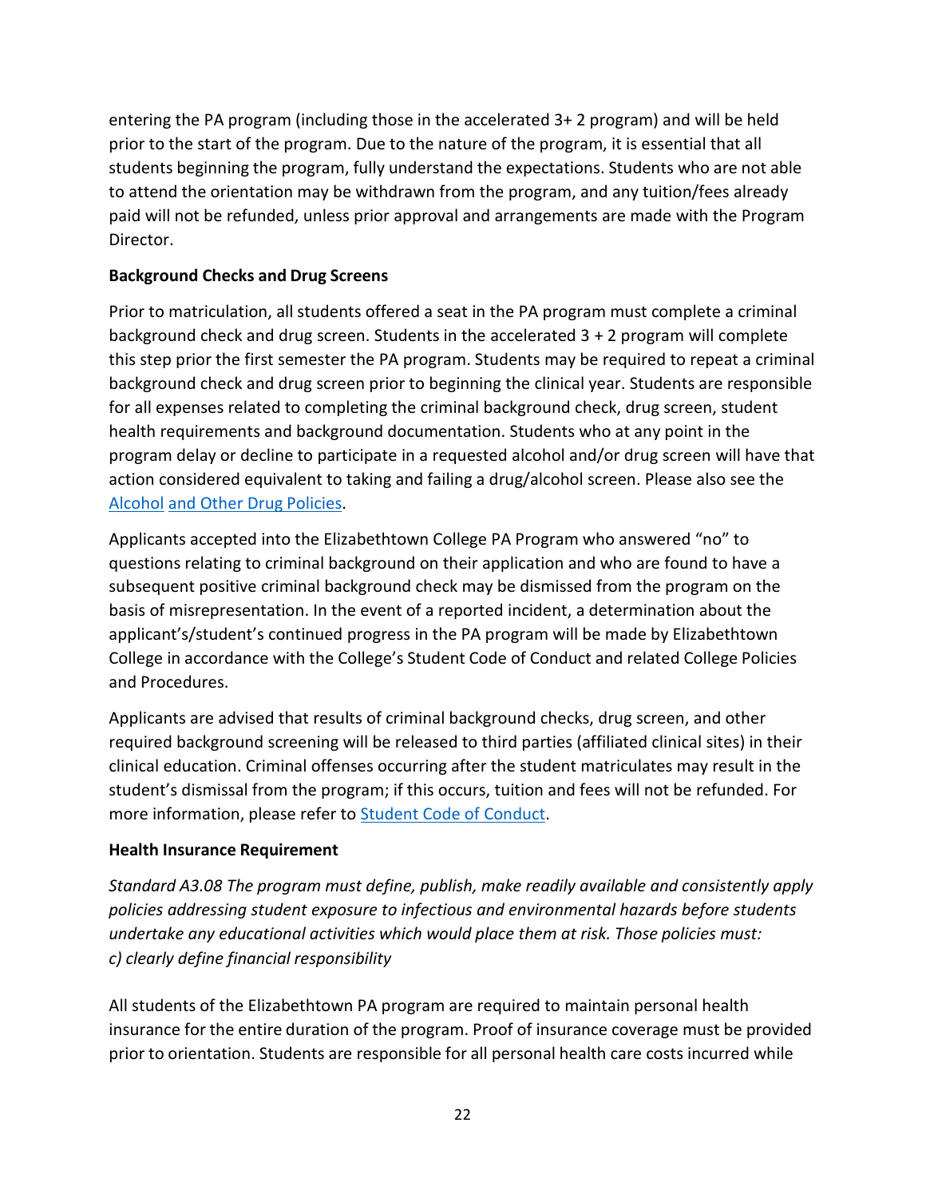entering the PA program (including those in the accelerated 3+ 2 program) and will be held prior to the start of the program. Due to the nature of the program, it is essential that all students beginning the program, fully understand the expectations. Students who are not able to attend the orientation may be withdrawn from the program, and any tuition/fees already paid will not be refunded, unless prior approval and arrangements are made with the Program Director.

**Background Checks and Drug Screens**

Prior to matriculation, all students offered a seat in the PA program must complete a criminal background check and drug screen. Students in the accelerated 3 + 2 program will complete this step prior the first semester the PA program. Students may be required to repeat a criminal background check and drug screen prior to beginning the clinical year. Students are responsible for all expenses related to completing the criminal background check, drug screen, student health requirements and background documentation. Students who at any point in the program delay or decline to participate in a requested alcohol and/or drug screen will have that action considered equivalent to taking and failing a drug/alcohol screen. Please also see the [Alcohol and Other Drug Policies]().

Applicants accepted into the Elizabethtown College PA Program who answered "no" to questions relating to criminal background on their application and who are found to have a subsequent positive criminal background check may be dismissed from the program on the basis of misrepresentation. In the event of a reported incident, a determination about the applicant's/student's continued progress in the PA program will be made by Elizabethtown College in accordance with the College's Student Code of Conduct and related College Policies and Procedures.

Applicants are advised that results of criminal background checks, drug screen, and other required background screening will be released to third parties (affiliated clinical sites) in their clinical education. Criminal offenses occurring after the student matriculates may result in the student's dismissal from the program; if this occurs, tuition and fees will not be refunded. For more information, please refer to [Student Code of Conduct]().

**Health Insurance Requirement**

*Standard A3.08 The program must define, publish, make readily available and consistently apply policies addressing student exposure to infectious and environmental hazards before students undertake any educational activities which would place them at risk. Those policies must:*
*c) clearly define financial responsibility*

All students of the Elizabethtown PA program are required to maintain personal health insurance for the entire duration of the program. Proof of insurance coverage must be provided prior to orientation. Students are responsible for all personal health care costs incurred while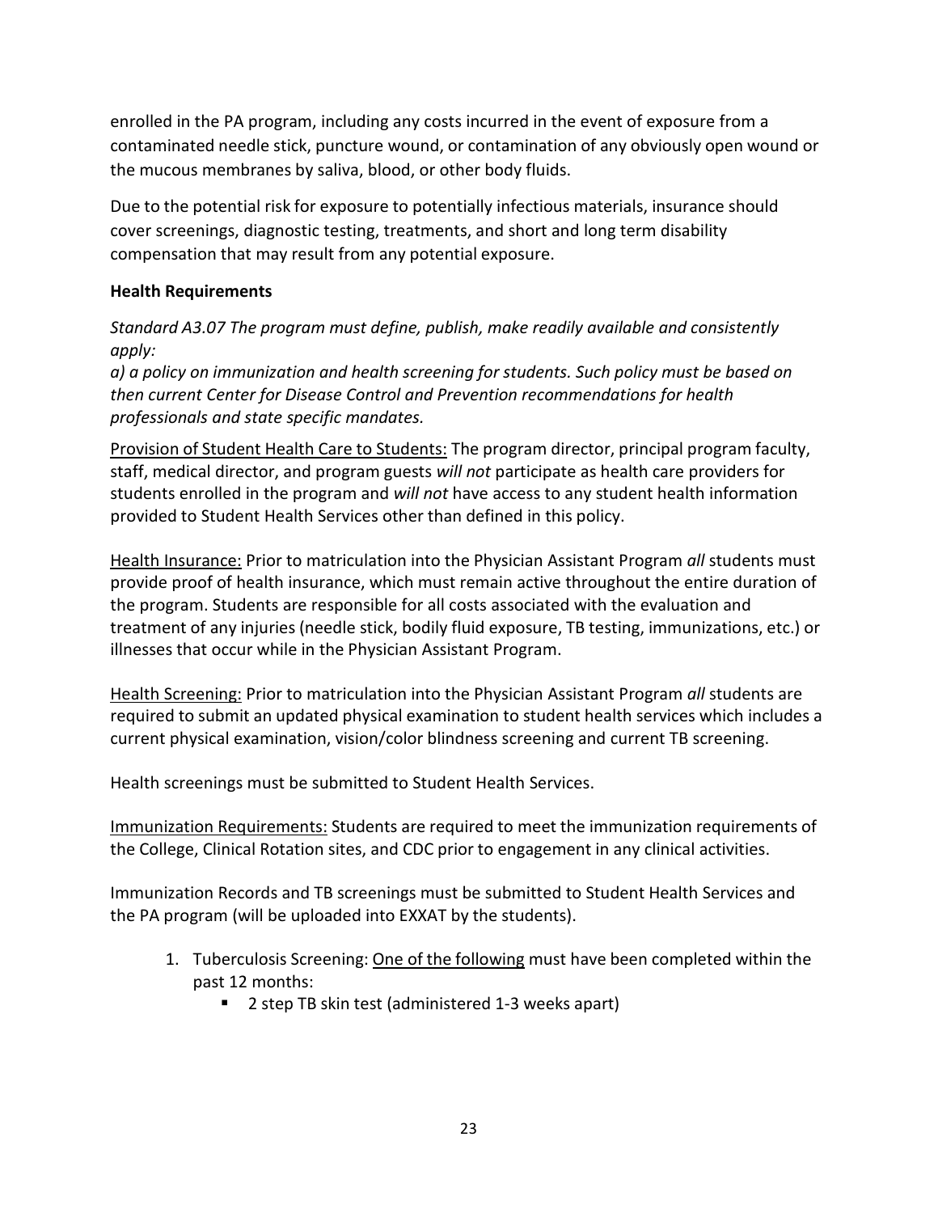enrolled in the PA program, including any costs incurred in the event of exposure from a contaminated needle stick, puncture wound, or contamination of any obviously open wound or the mucous membranes by saliva, blood, or other body fluids.

Due to the potential risk for exposure to potentially infectious materials, insurance should cover screenings, diagnostic testing, treatments, and short and long term disability compensation that may result from any potential exposure.

**Health Requirements**

*Standard A3.07 The program must define, publish, make readily available and consistently apply:*
*a) a policy on immunization and health screening for students. Such policy must be based on then current Center for Disease Control and Prevention recommendations for health professionals and state specific mandates.*

<u>Provision of Student Health Care to Students:</u> The program director, principal program faculty, staff, medical director, and program guests *will not* participate as health care providers for students enrolled in the program and *will not* have access to any student health information provided to Student Health Services other than defined in this policy.

<u>Health Insurance:</u> Prior to matriculation into the Physician Assistant Program *all* students must provide proof of health insurance, which must remain active throughout the entire duration of the program. Students are responsible for all costs associated with the evaluation and treatment of any injuries (needle stick, bodily fluid exposure, TB testing, immunizations, etc.) or illnesses that occur while in the Physician Assistant Program.

<u>Health Screening:</u> Prior to matriculation into the Physician Assistant Program *all* students are required to submit an updated physical examination to student health services which includes a current physical examination, vision/color blindness screening and current TB screening.

Health screenings must be submitted to Student Health Services.

<u>Immunization Requirements:</u> Students are required to meet the immunization requirements of the College, Clinical Rotation sites, and CDC prior to engagement in any clinical activities.

Immunization Records and TB screenings must be submitted to Student Health Services and the PA program (will be uploaded into EXXAT by the students).

1. Tuberculosis Screening: <u>One of the following</u> must have been completed within the past 12 months:
   - 2 step TB skin test (administered 1-3 weeks apart)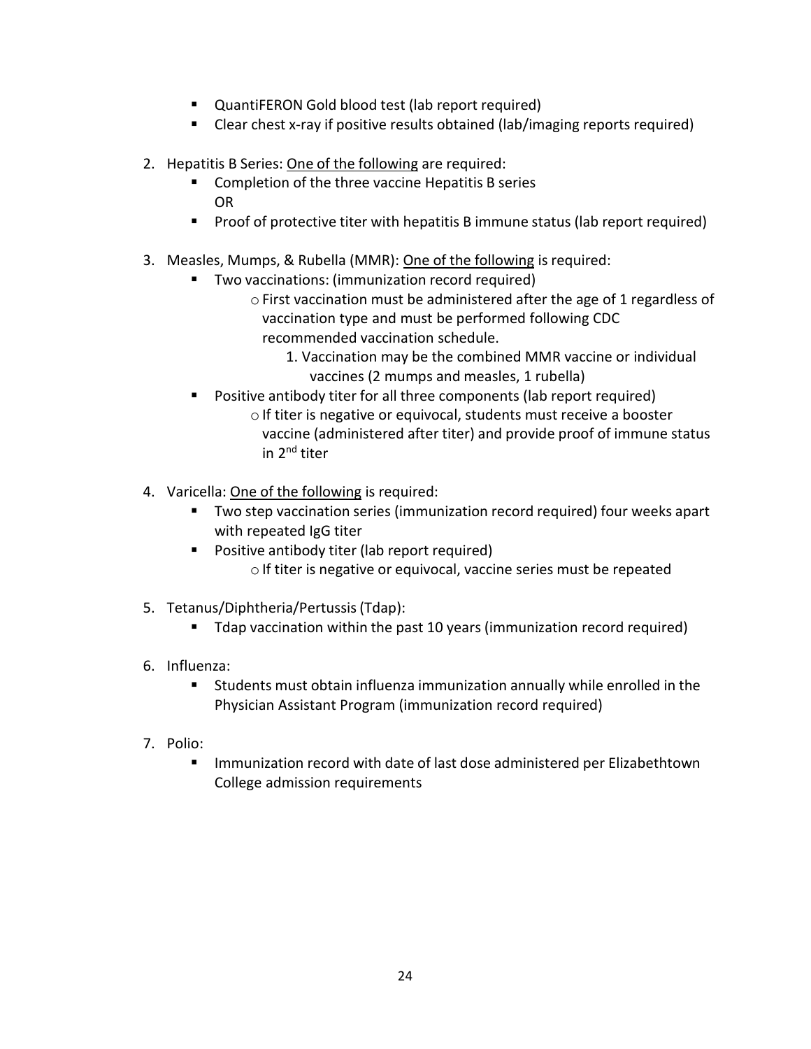- QuantiFERON Gold blood test (lab report required)
   - Clear chest x-ray if positive results obtained (lab/imaging reports required)

2. Hepatitis B Series: <u>One of the following</u> are required:
   - Completion of the three vaccine Hepatitis B series
     OR
   - Proof of protective titer with hepatitis B immune status (lab report required)

3. Measles, Mumps, & Rubella (MMR): <u>One of the following</u> is required:
   - Two vaccinations: (immunization record required)
     - First vaccination must be administered after the age of 1 regardless of vaccination type and must be performed following CDC recommended vaccination schedule.
       1. Vaccination may be the combined MMR vaccine or individual vaccines (2 mumps and measles, 1 rubella)
   - Positive antibody titer for all three components (lab report required)
     - If titer is negative or equivocal, students must receive a booster vaccine (administered after titer) and provide proof of immune status in 2nd titer

4. Varicella: <u>One of the following</u> is required:
   - Two step vaccination series (immunization record required) four weeks apart with repeated IgG titer
   - Positive antibody titer (lab report required)
     - If titer is negative or equivocal, vaccine series must be repeated

5. Tetanus/Diphtheria/Pertussis (Tdap):
   - Tdap vaccination within the past 10 years (immunization record required)

6. Influenza:
   - Students must obtain influenza immunization annually while enrolled in the Physician Assistant Program (immunization record required)

7. Polio:
   - Immunization record with date of last dose administered per Elizabethtown College admission requirements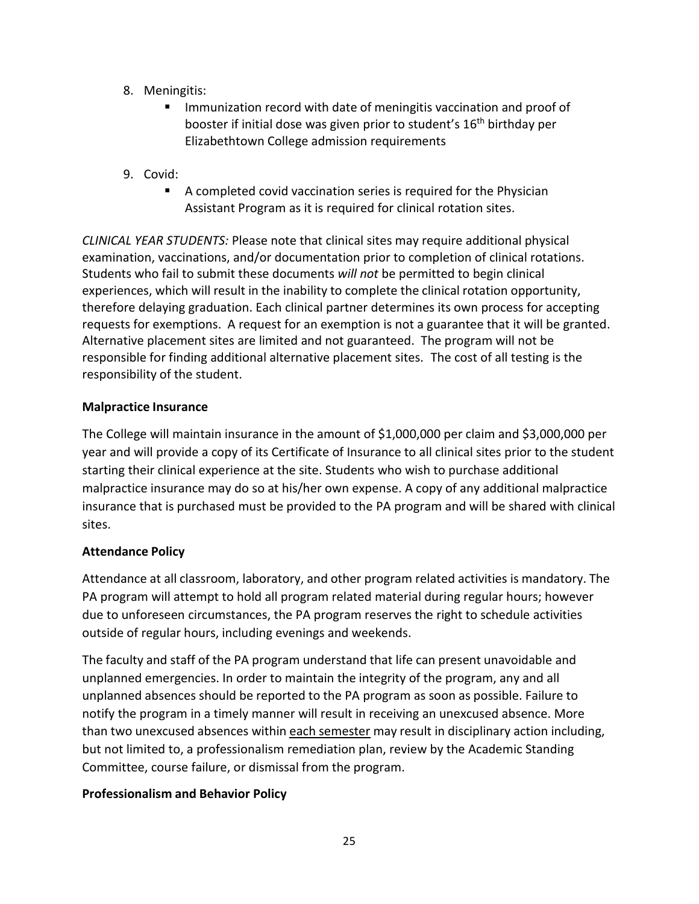8. Meningitis:
   - Immunization record with date of meningitis vaccination and proof of booster if initial dose was given prior to student's 16th birthday per Elizabethtown College admission requirements

9. Covid:
   - A completed covid vaccination series is required for the Physician Assistant Program as it is required for clinical rotation sites.

*CLINICAL YEAR STUDENTS:* Please note that clinical sites may require additional physical examination, vaccinations, and/or documentation prior to completion of clinical rotations. Students who fail to submit these documents *will not* be permitted to begin clinical experiences, which will result in the inability to complete the clinical rotation opportunity, therefore delaying graduation. Each clinical partner determines its own process for accepting requests for exemptions. A request for an exemption is not a guarantee that it will be granted. Alternative placement sites are limited and not guaranteed. The program will not be responsible for finding additional alternative placement sites. The cost of all testing is the responsibility of the student.

**Malpractice Insurance**

The College will maintain insurance in the amount of $1,000,000 per claim and $3,000,000 per year and will provide a copy of its Certificate of Insurance to all clinical sites prior to the student starting their clinical experience at the site. Students who wish to purchase additional malpractice insurance may do so at his/her own expense. A copy of any additional malpractice insurance that is purchased must be provided to the PA program and will be shared with clinical sites.

**Attendance Policy**

Attendance at all classroom, laboratory, and other program related activities is mandatory. The PA program will attempt to hold all program related material during regular hours; however due to unforeseen circumstances, the PA program reserves the right to schedule activities outside of regular hours, including evenings and weekends.

The faculty and staff of the PA program understand that life can present unavoidable and unplanned emergencies. In order to maintain the integrity of the program, any and all unplanned absences should be reported to the PA program as soon as possible. Failure to notify the program in a timely manner will result in receiving an unexcused absence. More than two unexcused absences within <u>each semester</u> may result in disciplinary action including, but not limited to, a professionalism remediation plan, review by the Academic Standing Committee, course failure, or dismissal from the program.

**Professionalism and Behavior Policy**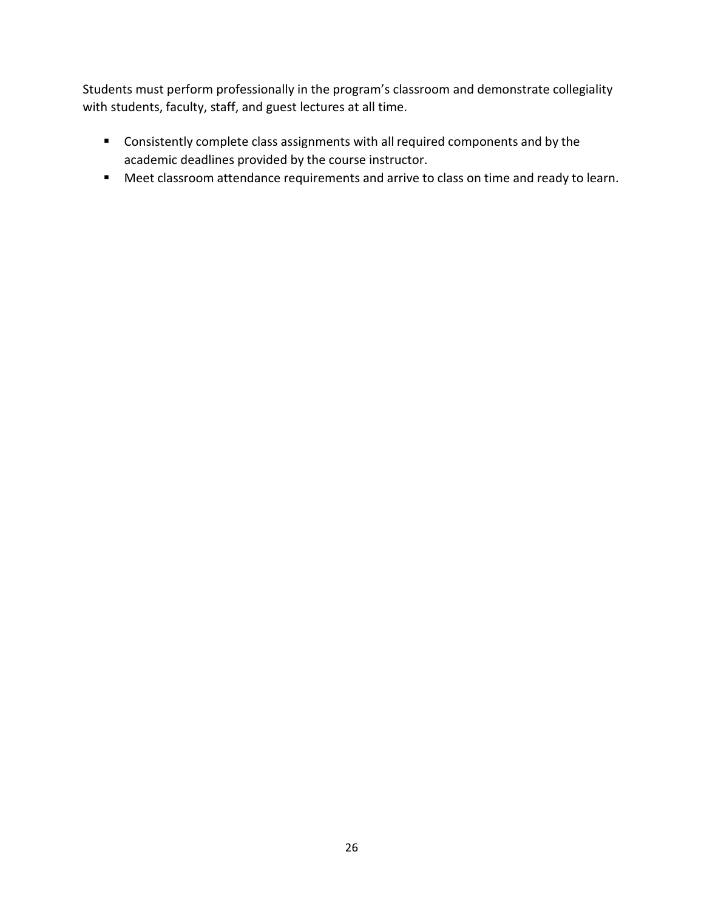Students must perform professionally in the program's classroom and demonstrate collegiality with students, faculty, staff, and guest lectures at all time.

- Consistently complete class assignments with all required components and by the academic deadlines provided by the course instructor.
- Meet classroom attendance requirements and arrive to class on time and ready to learn.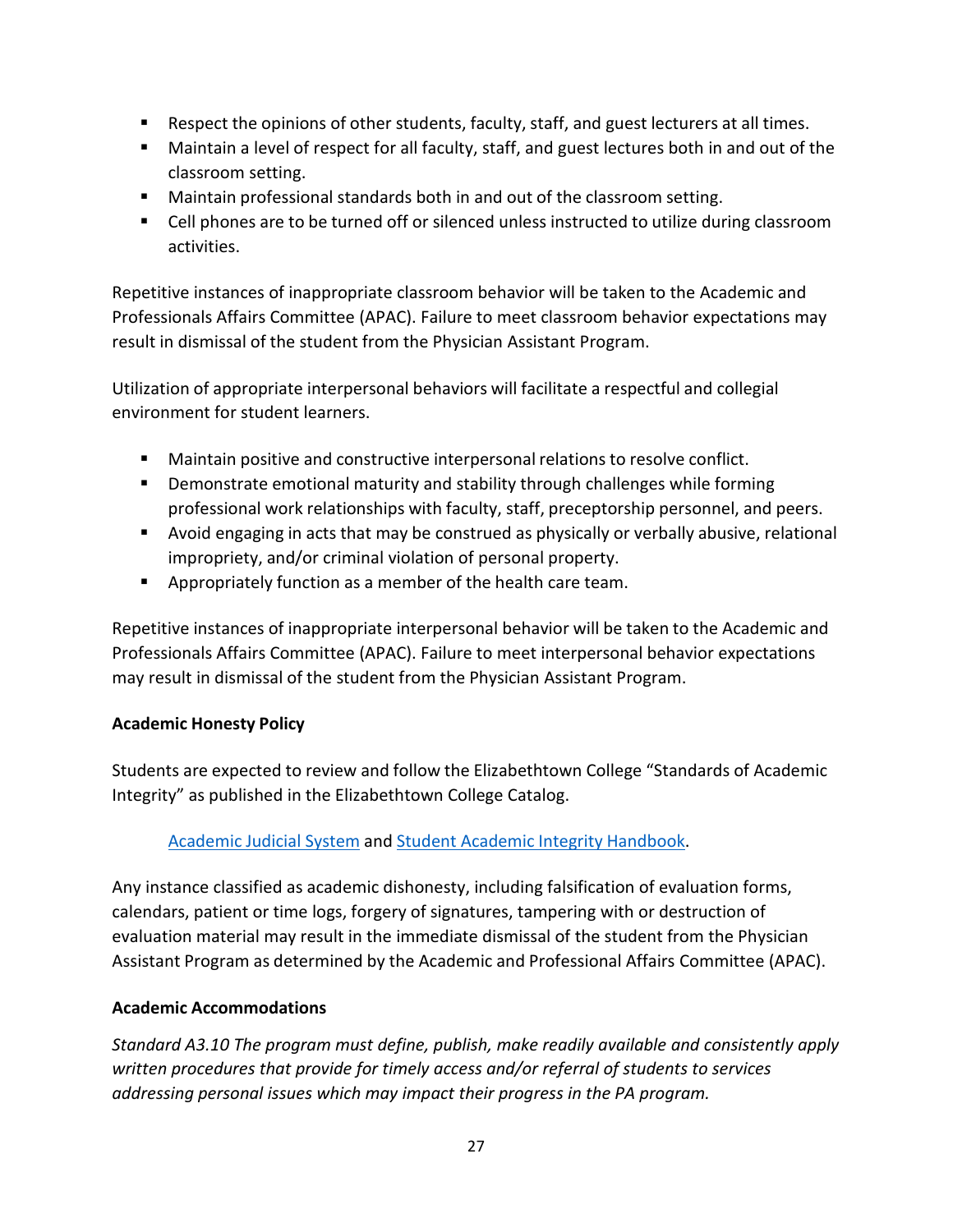- Respect the opinions of other students, faculty, staff, and guest lecturers at all times.
- Maintain a level of respect for all faculty, staff, and guest lectures both in and out of the classroom setting.
- Maintain professional standards both in and out of the classroom setting.
- Cell phones are to be turned off or silenced unless instructed to utilize during classroom activities.

Repetitive instances of inappropriate classroom behavior will be taken to the Academic and Professionals Affairs Committee (APAC). Failure to meet classroom behavior expectations may result in dismissal of the student from the Physician Assistant Program.

Utilization of appropriate interpersonal behaviors will facilitate a respectful and collegial environment for student learners.

- Maintain positive and constructive interpersonal relations to resolve conflict.
- Demonstrate emotional maturity and stability through challenges while forming professional work relationships with faculty, staff, preceptorship personnel, and peers.
- Avoid engaging in acts that may be construed as physically or verbally abusive, relational impropriety, and/or criminal violation of personal property.
- Appropriately function as a member of the health care team.

Repetitive instances of inappropriate interpersonal behavior will be taken to the Academic and Professionals Affairs Committee (APAC). Failure to meet interpersonal behavior expectations may result in dismissal of the student from the Physician Assistant Program.

**Academic Honesty Policy**

Students are expected to review and follow the Elizabethtown College "Standards of Academic Integrity" as published in the Elizabethtown College Catalog.

Academic Judicial System and Student Academic Integrity Handbook.

Any instance classified as academic dishonesty, including falsification of evaluation forms, calendars, patient or time logs, forgery of signatures, tampering with or destruction of evaluation material may result in the immediate dismissal of the student from the Physician Assistant Program as determined by the Academic and Professional Affairs Committee (APAC).

**Academic Accommodations**

*Standard A3.10 The program must define, publish, make readily available and consistently apply written procedures that provide for timely access and/or referral of students to services addressing personal issues which may impact their progress in the PA program.*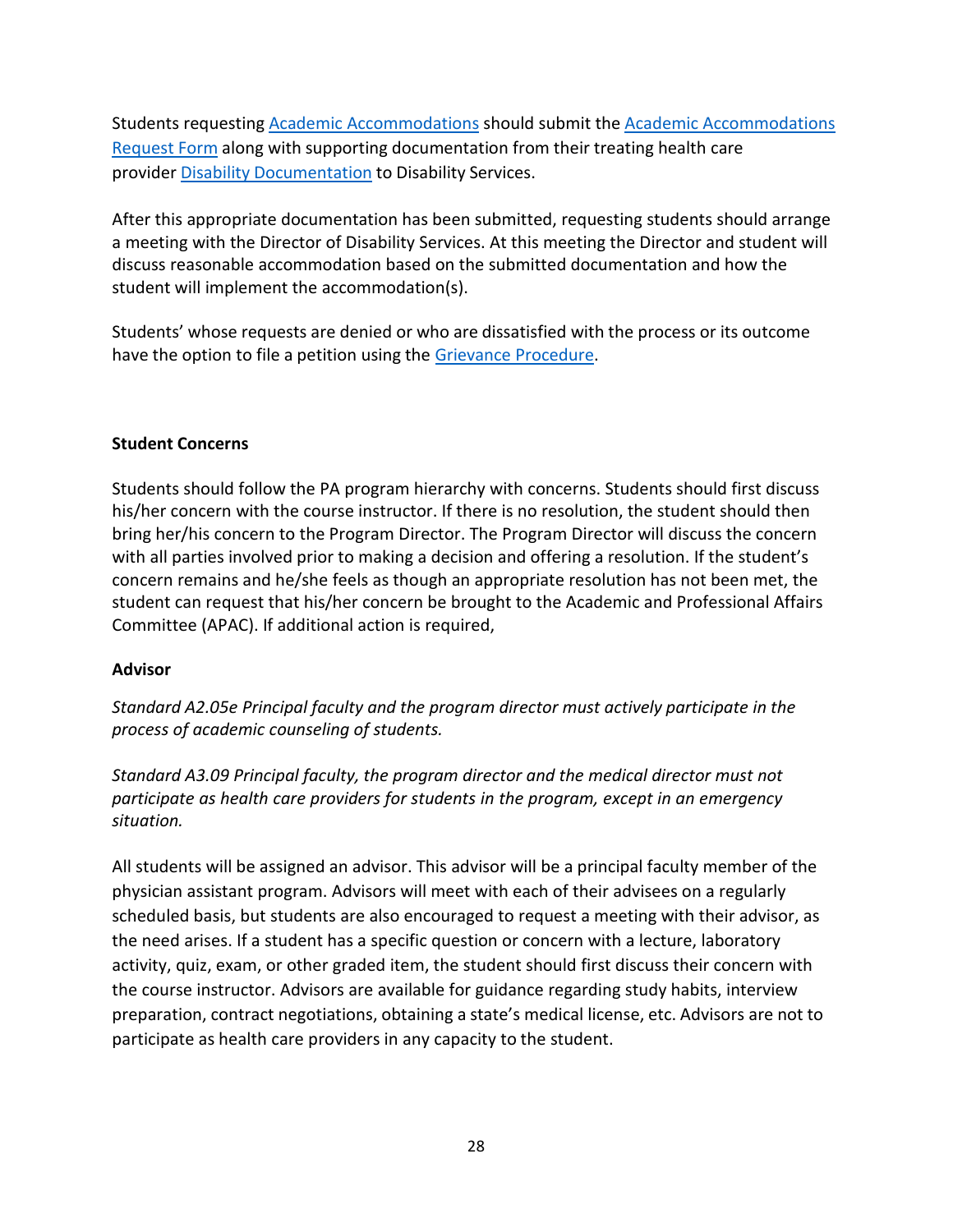Students requesting Academic Accommodations should submit the Academic Accommodations Request Form along with supporting documentation from their treating health care provider Disability Documentation to Disability Services.

After this appropriate documentation has been submitted, requesting students should arrange a meeting with the Director of Disability Services. At this meeting the Director and student will discuss reasonable accommodation based on the submitted documentation and how the student will implement the accommodation(s).

Students' whose requests are denied or who are dissatisfied with the process or its outcome have the option to file a petition using the Grievance Procedure.

**Student Concerns**

Students should follow the PA program hierarchy with concerns. Students should first discuss his/her concern with the course instructor. If there is no resolution, the student should then bring her/his concern to the Program Director. The Program Director will discuss the concern with all parties involved prior to making a decision and offering a resolution. If the student's concern remains and he/she feels as though an appropriate resolution has not been met, the student can request that his/her concern be brought to the Academic and Professional Affairs Committee (APAC). If additional action is required,

**Advisor**

*Standard A2.05e Principal faculty and the program director must actively participate in the process of academic counseling of students.*

*Standard A3.09 Principal faculty, the program director and the medical director must not participate as health care providers for students in the program, except in an emergency situation.*

All students will be assigned an advisor. This advisor will be a principal faculty member of the physician assistant program. Advisors will meet with each of their advisees on a regularly scheduled basis, but students are also encouraged to request a meeting with their advisor, as the need arises. If a student has a specific question or concern with a lecture, laboratory activity, quiz, exam, or other graded item, the student should first discuss their concern with the course instructor. Advisors are available for guidance regarding study habits, interview preparation, contract negotiations, obtaining a state's medical license, etc. Advisors are not to participate as health care providers in any capacity to the student.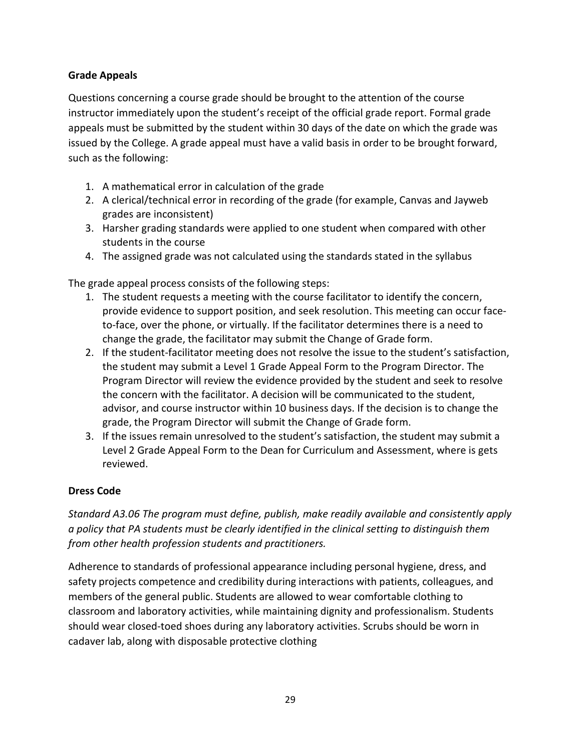**Grade Appeals**

Questions concerning a course grade should be brought to the attention of the course instructor immediately upon the student's receipt of the official grade report. Formal grade appeals must be submitted by the student within 30 days of the date on which the grade was issued by the College. A grade appeal must have a valid basis in order to be brought forward, such as the following:

1. A mathematical error in calculation of the grade
2. A clerical/technical error in recording of the grade (for example, Canvas and Jayweb grades are inconsistent)
3. Harsher grading standards were applied to one student when compared with other students in the course
4. The assigned grade was not calculated using the standards stated in the syllabus

The grade appeal process consists of the following steps:

1. The student requests a meeting with the course facilitator to identify the concern, provide evidence to support position, and seek resolution. This meeting can occur face-to-face, over the phone, or virtually. If the facilitator determines there is a need to change the grade, the facilitator may submit the Change of Grade form.
2. If the student-facilitator meeting does not resolve the issue to the student's satisfaction, the student may submit a Level 1 Grade Appeal Form to the Program Director. The Program Director will review the evidence provided by the student and seek to resolve the concern with the facilitator. A decision will be communicated to the student, advisor, and course instructor within 10 business days. If the decision is to change the grade, the Program Director will submit the Change of Grade form.
3. If the issues remain unresolved to the student's satisfaction, the student may submit a Level 2 Grade Appeal Form to the Dean for Curriculum and Assessment, where is gets reviewed.

**Dress Code**

*Standard A3.06 The program must define, publish, make readily available and consistently apply a policy that PA students must be clearly identified in the clinical setting to distinguish them from other health profession students and practitioners.*

Adherence to standards of professional appearance including personal hygiene, dress, and safety projects competence and credibility during interactions with patients, colleagues, and members of the general public. Students are allowed to wear comfortable clothing to classroom and laboratory activities, while maintaining dignity and professionalism. Students should wear closed-toed shoes during any laboratory activities. Scrubs should be worn in cadaver lab, along with disposable protective clothing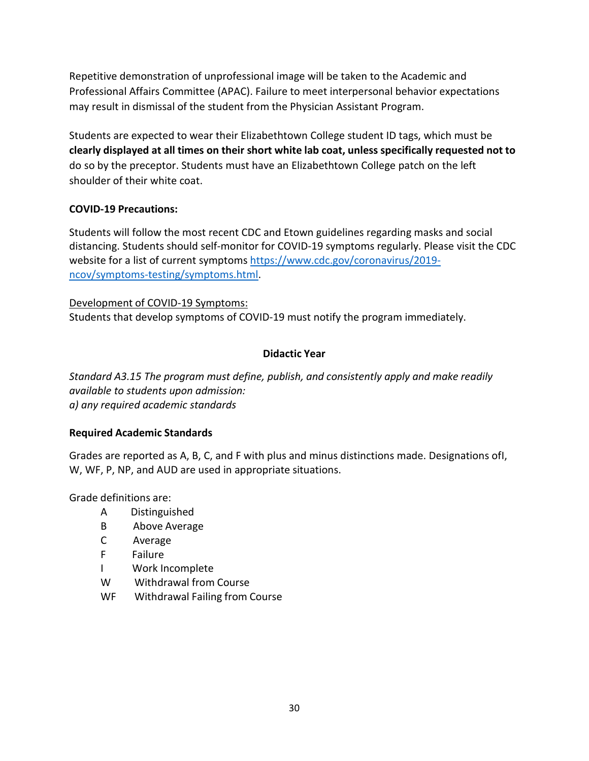Repetitive demonstration of unprofessional image will be taken to the Academic and Professional Affairs Committee (APAC). Failure to meet interpersonal behavior expectations may result in dismissal of the student from the Physician Assistant Program.

Students are expected to wear their Elizabethtown College student ID tags, which must be **clearly displayed at all times on their short white lab coat, unless specifically requested not to** do so by the preceptor. Students must have an Elizabethtown College patch on the left shoulder of their white coat.

**COVID-19 Precautions:**

Students will follow the most recent CDC and Etown guidelines regarding masks and social distancing. Students should self-monitor for COVID-19 symptoms regularly. Please visit the CDC website for a list of current symptoms [https://www.cdc.gov/coronavirus/2019-ncov/symptoms-testing/symptoms.html](https://www.cdc.gov/coronavirus/2019-ncov/symptoms-testing/symptoms.html).

Development of COVID-19 Symptoms:
Students that develop symptoms of COVID-19 must notify the program immediately.

## Didactic Year

*Standard A3.15 The program must define, publish, and consistently apply and make readily available to students upon admission:*
*a) any required academic standards*

**Required Academic Standards**

Grades are reported as A, B, C, and F with plus and minus distinctions made. Designations ofI, W, WF, P, NP, and AUD are used in appropriate situations.

Grade definitions are:

- A Distinguished
- B Above Average
- C Average
- F Failure
- I Work Incomplete
- W Withdrawal from Course
- WF Withdrawal Failing from Course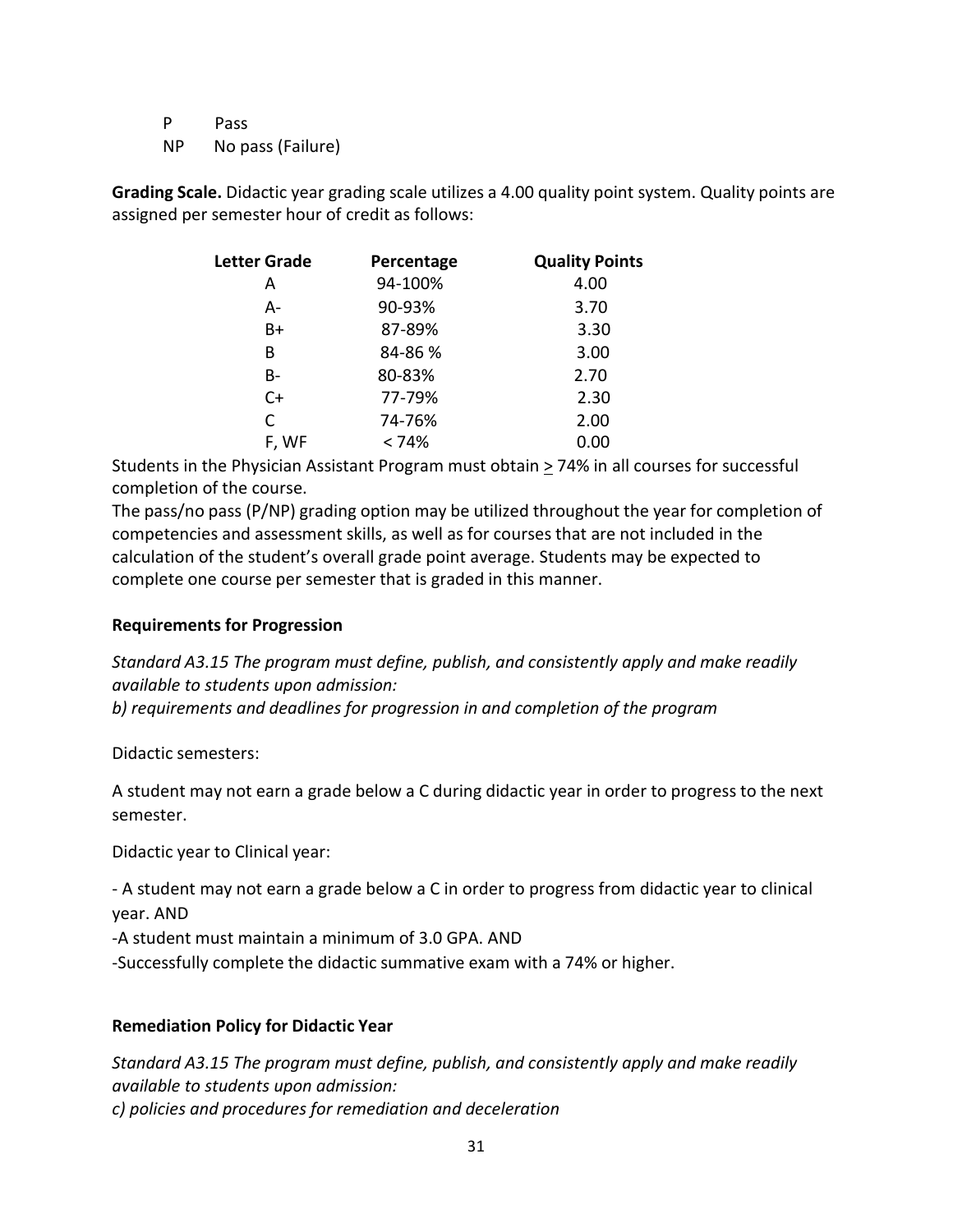P Pass

NP No pass (Failure)

**Grading Scale.** Didactic year grading scale utilizes a 4.00 quality point system. Quality points are assigned per semester hour of credit as follows:

| Letter Grade | Percentage | Quality Points |
|---|---|---|
| A | 94-100% | 4.00 |
| A- | 90-93% | 3.70 |
| B+ | 87-89% | 3.30 |
| B | 84-86 % | 3.00 |
| B- | 80-83% | 2.70 |
| C+ | 77-79% | 2.30 |
| C | 74-76% | 2.00 |
| F, WF | < 74% | 0.00 |

Students in the Physician Assistant Program must obtain ≥ 74% in all courses for successful completion of the course.

The pass/no pass (P/NP) grading option may be utilized throughout the year for completion of competencies and assessment skills, as well as for courses that are not included in the calculation of the student's overall grade point average. Students may be expected to complete one course per semester that is graded in this manner.

### Requirements for Progression

*Standard A3.15 The program must define, publish, and consistently apply and make readily available to students upon admission:*
*b) requirements and deadlines for progression in and completion of the program*

Didactic semesters:

A student may not earn a grade below a C during didactic year in order to progress to the next semester.

Didactic year to Clinical year:

- A student may not earn a grade below a C in order to progress from didactic year to clinical year. AND
-A student must maintain a minimum of 3.0 GPA. AND
-Successfully complete the didactic summative exam with a 74% or higher.

### Remediation Policy for Didactic Year

*Standard A3.15 The program must define, publish, and consistently apply and make readily available to students upon admission:*
*c) policies and procedures for remediation and deceleration*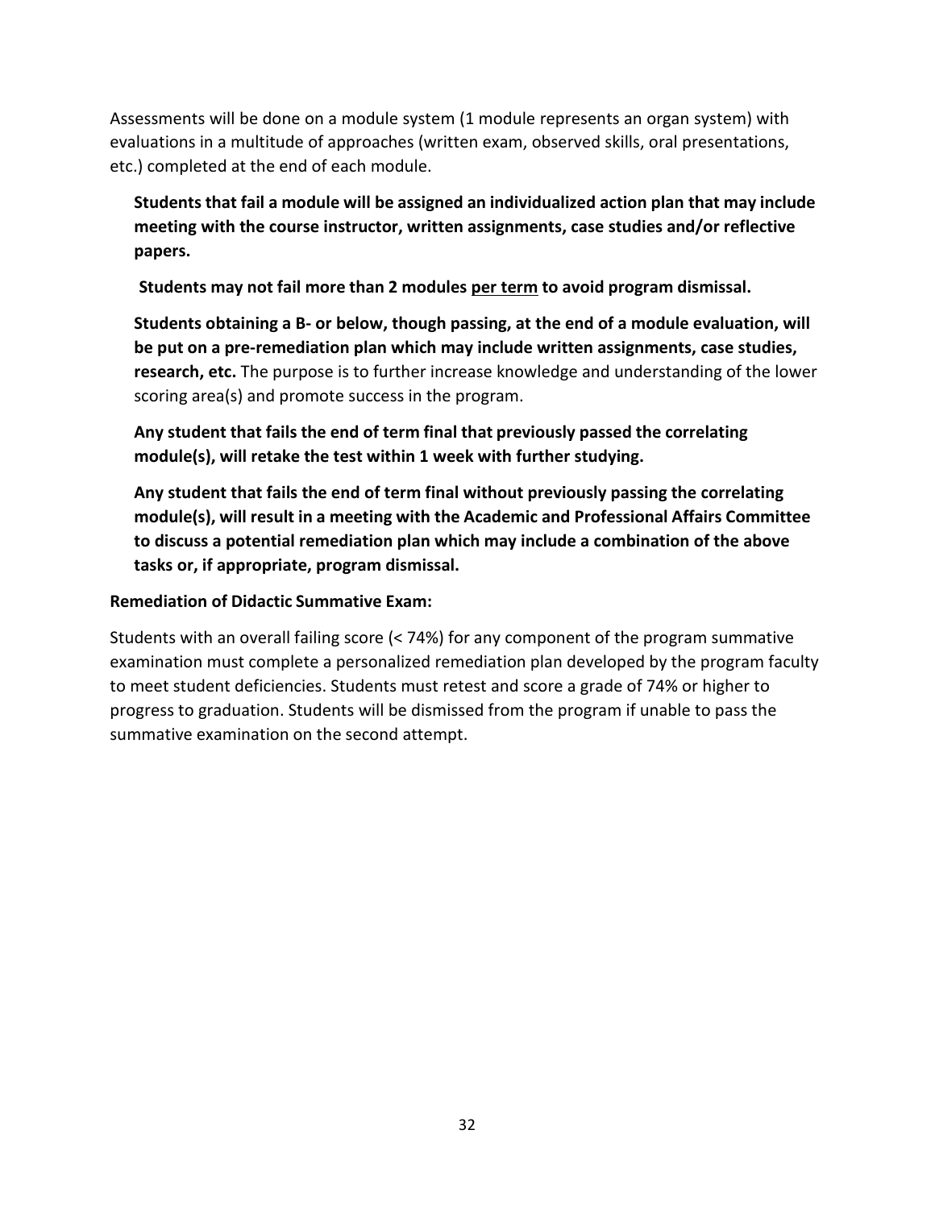Assessments will be done on a module system (1 module represents an organ system) with evaluations in a multitude of approaches (written exam, observed skills, oral presentations, etc.) completed at the end of each module.

**Students that fail a module will be assigned an individualized action plan that may include meeting with the course instructor, written assignments, case studies and/or reflective papers.**

**Students may not fail more than 2 modules <u>per term</u> to avoid program dismissal.**

**Students obtaining a B- or below, though passing, at the end of a module evaluation, will be put on a pre-remediation plan which may include written assignments, case studies, research, etc.** The purpose is to further increase knowledge and understanding of the lower scoring area(s) and promote success in the program.

**Any student that fails the end of term final that previously passed the correlating module(s), will retake the test within 1 week with further studying.**

**Any student that fails the end of term final without previously passing the correlating module(s), will result in a meeting with the Academic and Professional Affairs Committee to discuss a potential remediation plan which may include a combination of the above tasks or, if appropriate, program dismissal.**

**Remediation of Didactic Summative Exam:**

Students with an overall failing score (< 74%) for any component of the program summative examination must complete a personalized remediation plan developed by the program faculty to meet student deficiencies. Students must retest and score a grade of 74% or higher to progress to graduation. Students will be dismissed from the program if unable to pass the summative examination on the second attempt.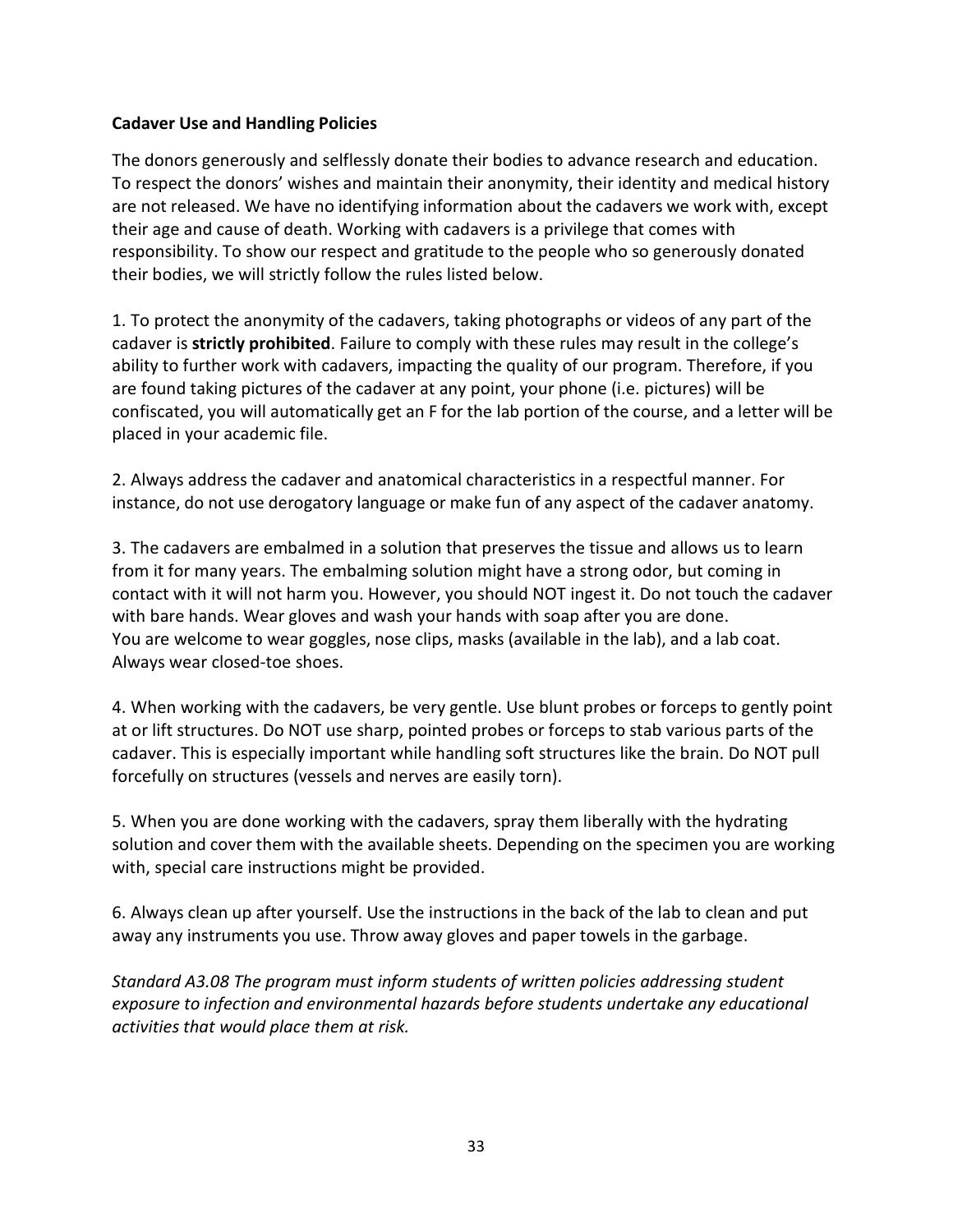**Cadaver Use and Handling Policies**

The donors generously and selflessly donate their bodies to advance research and education. To respect the donors' wishes and maintain their anonymity, their identity and medical history are not released. We have no identifying information about the cadavers we work with, except their age and cause of death. Working with cadavers is a privilege that comes with responsibility. To show our respect and gratitude to the people who so generously donated their bodies, we will strictly follow the rules listed below.

1. To protect the anonymity of the cadavers, taking photographs or videos of any part of the cadaver is **strictly prohibited**. Failure to comply with these rules may result in the college's ability to further work with cadavers, impacting the quality of our program. Therefore, if you are found taking pictures of the cadaver at any point, your phone (i.e. pictures) will be confiscated, you will automatically get an F for the lab portion of the course, and a letter will be placed in your academic file.

2. Always address the cadaver and anatomical characteristics in a respectful manner. For instance, do not use derogatory language or make fun of any aspect of the cadaver anatomy.

3. The cadavers are embalmed in a solution that preserves the tissue and allows us to learn from it for many years. The embalming solution might have a strong odor, but coming in contact with it will not harm you. However, you should NOT ingest it. Do not touch the cadaver with bare hands. Wear gloves and wash your hands with soap after you are done.
You are welcome to wear goggles, nose clips, masks (available in the lab), and a lab coat. Always wear closed-toe shoes.

4. When working with the cadavers, be very gentle. Use blunt probes or forceps to gently point at or lift structures. Do NOT use sharp, pointed probes or forceps to stab various parts of the cadaver. This is especially important while handling soft structures like the brain. Do NOT pull forcefully on structures (vessels and nerves are easily torn).

5. When you are done working with the cadavers, spray them liberally with the hydrating solution and cover them with the available sheets. Depending on the specimen you are working with, special care instructions might be provided.

6. Always clean up after yourself. Use the instructions in the back of the lab to clean and put away any instruments you use. Throw away gloves and paper towels in the garbage.

*Standard A3.08 The program must inform students of written policies addressing student exposure to infection and environmental hazards before students undertake any educational activities that would place them at risk.*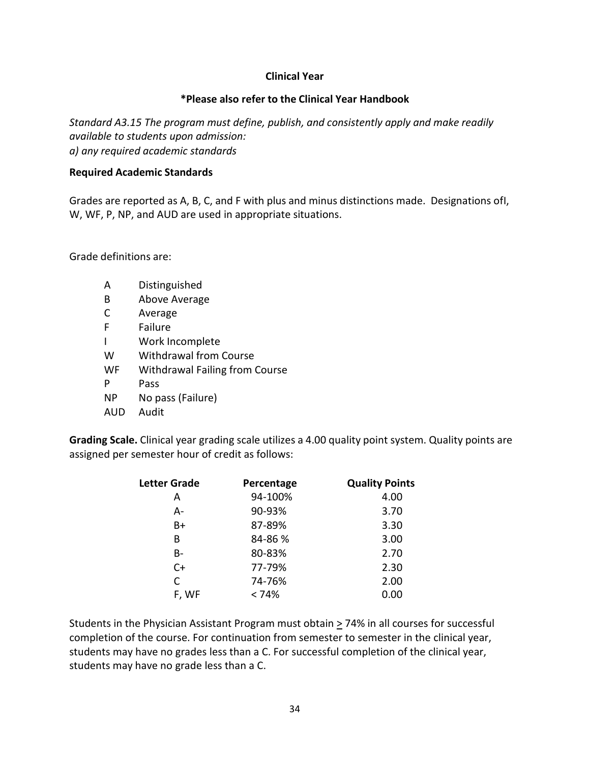**Clinical Year**

**\*Please also refer to the Clinical Year Handbook**

*Standard A3.15 The program must define, publish, and consistently apply and make readily available to students upon admission:*
*a) any required academic standards*

**Required Academic Standards**

Grades are reported as A, B, C, and F with plus and minus distinctions made. Designations ofI, W, WF, P, NP, and AUD are used in appropriate situations.

Grade definitions are:

| | |
|---|---|
| A | Distinguished |
| B | Above Average |
| C | Average |
| F | Failure |
| I | Work Incomplete |
| W | Withdrawal from Course |
| WF | Withdrawal Failing from Course |
| P | Pass |
| NP | No pass (Failure) |
| AUD | Audit |

**Grading Scale.** Clinical year grading scale utilizes a 4.00 quality point system. Quality points are assigned per semester hour of credit as follows:

| Letter Grade | Percentage | Quality Points |
|---|---|---|
| A | 94-100% | 4.00 |
| A- | 90-93% | 3.70 |
| B+ | 87-89% | 3.30 |
| B | 84-86 % | 3.00 |
| B- | 80-83% | 2.70 |
| C+ | 77-79% | 2.30 |
| C | 74-76% | 2.00 |
| F, WF | < 74% | 0.00 |

Students in the Physician Assistant Program must obtain ≥ 74% in all courses for successful completion of the course. For continuation from semester to semester in the clinical year, students may have no grades less than a C. For successful completion of the clinical year, students may have no grade less than a C.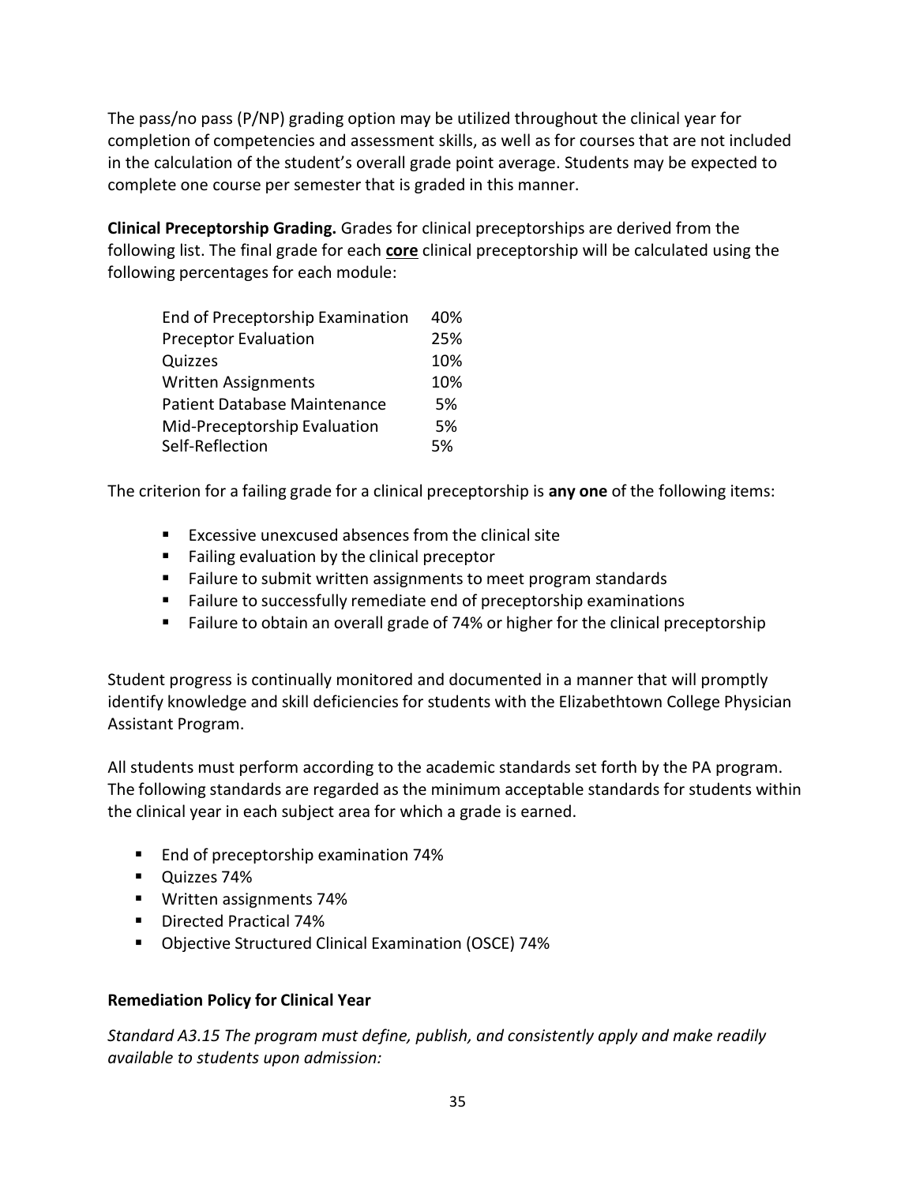The pass/no pass (P/NP) grading option may be utilized throughout the clinical year for completion of competencies and assessment skills, as well as for courses that are not included in the calculation of the student's overall grade point average. Students may be expected to complete one course per semester that is graded in this manner.

**Clinical Preceptorship Grading.** Grades for clinical preceptorships are derived from the following list. The final grade for each **core** clinical preceptorship will be calculated using the following percentages for each module:

| | |
|---|---|
| End of Preceptorship Examination | 40% |
| Preceptor Evaluation | 25% |
| Quizzes | 10% |
| Written Assignments | 10% |
| Patient Database Maintenance | 5% |
| Mid-Preceptorship Evaluation | 5% |
| Self-Reflection | 5% |

The criterion for a failing grade for a clinical preceptorship is **any one** of the following items:

- Excessive unexcused absences from the clinical site
- Failing evaluation by the clinical preceptor
- Failure to submit written assignments to meet program standards
- Failure to successfully remediate end of preceptorship examinations
- Failure to obtain an overall grade of 74% or higher for the clinical preceptorship

Student progress is continually monitored and documented in a manner that will promptly identify knowledge and skill deficiencies for students with the Elizabethtown College Physician Assistant Program.

All students must perform according to the academic standards set forth by the PA program. The following standards are regarded as the minimum acceptable standards for students within the clinical year in each subject area for which a grade is earned.

- End of preceptorship examination 74%
- Quizzes 74%
- Written assignments 74%
- Directed Practical 74%
- Objective Structured Clinical Examination (OSCE) 74%

**Remediation Policy for Clinical Year**

*Standard A3.15 The program must define, publish, and consistently apply and make readily available to students upon admission:*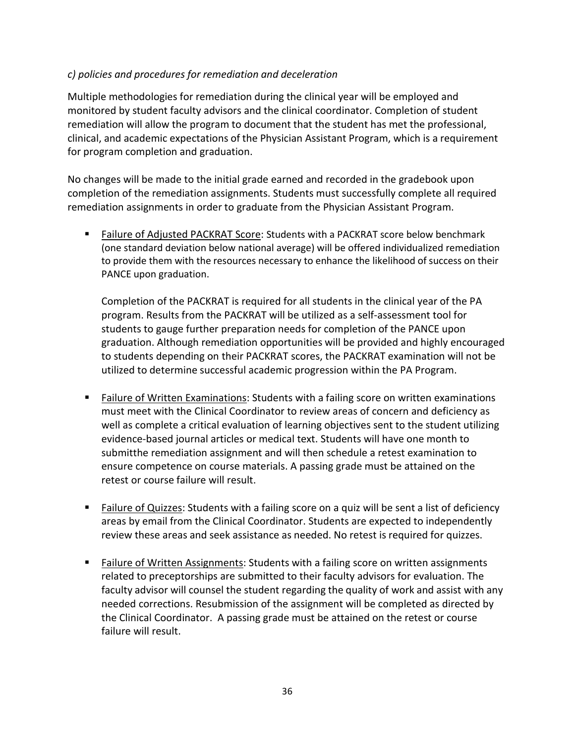*c) policies and procedures for remediation and deceleration*

Multiple methodologies for remediation during the clinical year will be employed and monitored by student faculty advisors and the clinical coordinator. Completion of student remediation will allow the program to document that the student has met the professional, clinical, and academic expectations of the Physician Assistant Program, which is a requirement for program completion and graduation.

No changes will be made to the initial grade earned and recorded in the gradebook upon completion of the remediation assignments. Students must successfully complete all required remediation assignments in order to graduate from the Physician Assistant Program.

- Failure of Adjusted PACKRAT Score: Students with a PACKRAT score below benchmark (one standard deviation below national average) will be offered individualized remediation to provide them with the resources necessary to enhance the likelihood of success on their PANCE upon graduation.

  Completion of the PACKRAT is required for all students in the clinical year of the PA program. Results from the PACKRAT will be utilized as a self-assessment tool for students to gauge further preparation needs for completion of the PANCE upon graduation. Although remediation opportunities will be provided and highly encouraged to students depending on their PACKRAT scores, the PACKRAT examination will not be utilized to determine successful academic progression within the PA Program.

- Failure of Written Examinations: Students with a failing score on written examinations must meet with the Clinical Coordinator to review areas of concern and deficiency as well as complete a critical evaluation of learning objectives sent to the student utilizing evidence-based journal articles or medical text. Students will have one month to submitthe remediation assignment and will then schedule a retest examination to ensure competence on course materials. A passing grade must be attained on the retest or course failure will result.

- Failure of Quizzes: Students with a failing score on a quiz will be sent a list of deficiency areas by email from the Clinical Coordinator. Students are expected to independently review these areas and seek assistance as needed. No retest is required for quizzes.

- Failure of Written Assignments: Students with a failing score on written assignments related to preceptorships are submitted to their faculty advisors for evaluation. The faculty advisor will counsel the student regarding the quality of work and assist with any needed corrections. Resubmission of the assignment will be completed as directed by the Clinical Coordinator. A passing grade must be attained on the retest or course failure will result.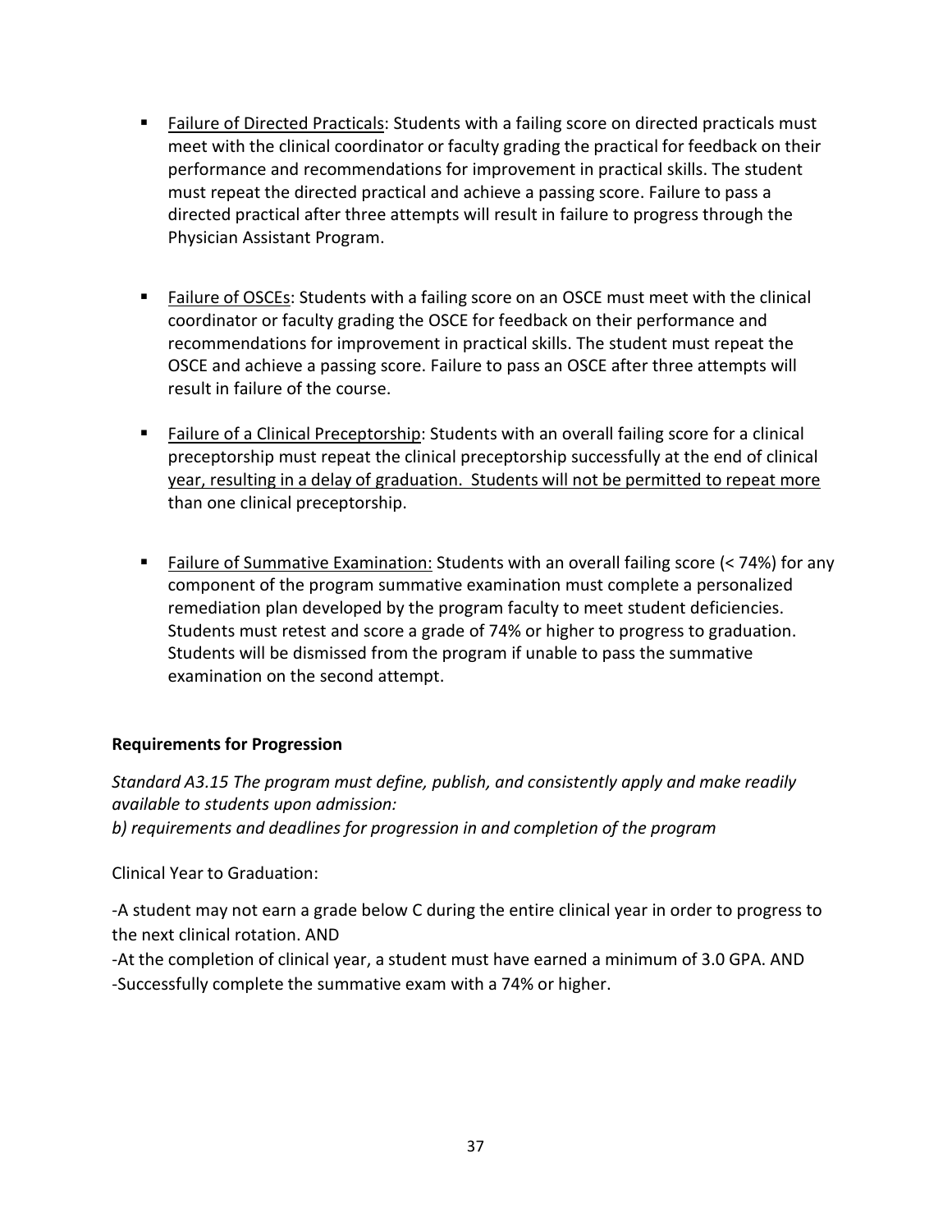- Failure of Directed Practicals: Students with a failing score on directed practicals must meet with the clinical coordinator or faculty grading the practical for feedback on their performance and recommendations for improvement in practical skills. The student must repeat the directed practical and achieve a passing score. Failure to pass a directed practical after three attempts will result in failure to progress through the Physician Assistant Program.

- Failure of OSCEs: Students with a failing score on an OSCE must meet with the clinical coordinator or faculty grading the OSCE for feedback on their performance and recommendations for improvement in practical skills. The student must repeat the OSCE and achieve a passing score. Failure to pass an OSCE after three attempts will result in failure of the course.

- Failure of a Clinical Preceptorship: Students with an overall failing score for a clinical preceptorship must repeat the clinical preceptorship successfully at the end of clinical year, resulting in a delay of graduation. Students will not be permitted to repeat more than one clinical preceptorship.

- Failure of Summative Examination: Students with an overall failing score (< 74%) for any component of the program summative examination must complete a personalized remediation plan developed by the program faculty to meet student deficiencies. Students must retest and score a grade of 74% or higher to progress to graduation. Students will be dismissed from the program if unable to pass the summative examination on the second attempt.

**Requirements for Progression**

*Standard A3.15 The program must define, publish, and consistently apply and make readily available to students upon admission:*
*b) requirements and deadlines for progression in and completion of the program*

Clinical Year to Graduation:

-A student may not earn a grade below C during the entire clinical year in order to progress to the next clinical rotation. AND
-At the completion of clinical year, a student must have earned a minimum of 3.0 GPA. AND
-Successfully complete the summative exam with a 74% or higher.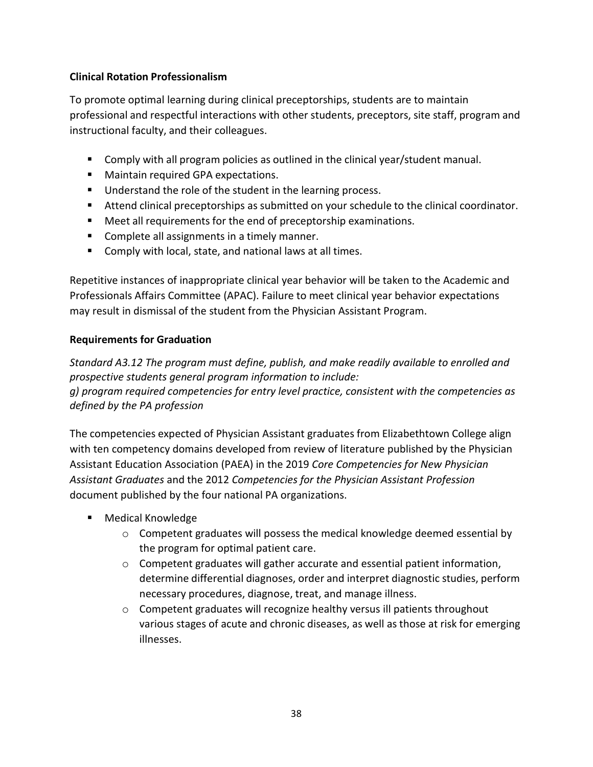### Clinical Rotation Professionalism

To promote optimal learning during clinical preceptorships, students are to maintain professional and respectful interactions with other students, preceptors, site staff, program and instructional faculty, and their colleagues.

- Comply with all program policies as outlined in the clinical year/student manual.
- Maintain required GPA expectations.
- Understand the role of the student in the learning process.
- Attend clinical preceptorships as submitted on your schedule to the clinical coordinator.
- Meet all requirements for the end of preceptorship examinations.
- Complete all assignments in a timely manner.
- Comply with local, state, and national laws at all times.

Repetitive instances of inappropriate clinical year behavior will be taken to the Academic and Professionals Affairs Committee (APAC). Failure to meet clinical year behavior expectations may result in dismissal of the student from the Physician Assistant Program.

### Requirements for Graduation

*Standard A3.12 The program must define, publish, and make readily available to enrolled and prospective students general program information to include:*
*g) program required competencies for entry level practice, consistent with the competencies as defined by the PA profession*

The competencies expected of Physician Assistant graduates from Elizabethtown College align with ten competency domains developed from review of literature published by the Physician Assistant Education Association (PAEA) in the 2019 *Core Competencies for New Physician Assistant Graduates* and the 2012 *Competencies for the Physician Assistant Profession* document published by the four national PA organizations.

- Medical Knowledge
  - Competent graduates will possess the medical knowledge deemed essential by the program for optimal patient care.
  - Competent graduates will gather accurate and essential patient information, determine differential diagnoses, order and interpret diagnostic studies, perform necessary procedures, diagnose, treat, and manage illness.
  - Competent graduates will recognize healthy versus ill patients throughout various stages of acute and chronic diseases, as well as those at risk for emerging illnesses.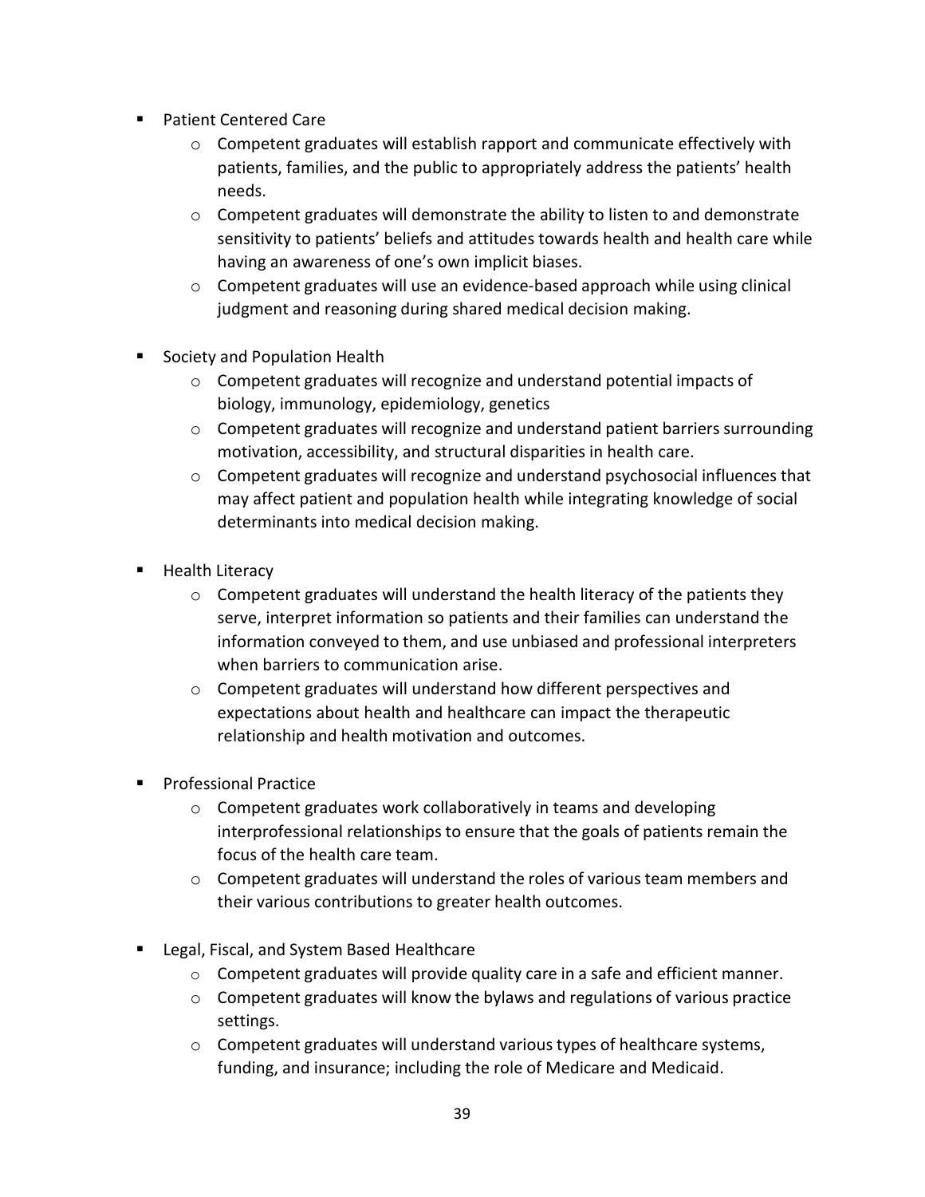- Patient Centered Care
  - Competent graduates will establish rapport and communicate effectively with patients, families, and the public to appropriately address the patients' health needs.
  - Competent graduates will demonstrate the ability to listen to and demonstrate sensitivity to patients' beliefs and attitudes towards health and health care while having an awareness of one's own implicit biases.
  - Competent graduates will use an evidence-based approach while using clinical judgment and reasoning during shared medical decision making.

- Society and Population Health
  - Competent graduates will recognize and understand potential impacts of biology, immunology, epidemiology, genetics
  - Competent graduates will recognize and understand patient barriers surrounding motivation, accessibility, and structural disparities in health care.
  - Competent graduates will recognize and understand psychosocial influences that may affect patient and population health while integrating knowledge of social determinants into medical decision making.

- Health Literacy
  - Competent graduates will understand the health literacy of the patients they serve, interpret information so patients and their families can understand the information conveyed to them, and use unbiased and professional interpreters when barriers to communication arise.
  - Competent graduates will understand how different perspectives and expectations about health and healthcare can impact the therapeutic relationship and health motivation and outcomes.

- Professional Practice
  - Competent graduates work collaboratively in teams and developing interprofessional relationships to ensure that the goals of patients remain the focus of the health care team.
  - Competent graduates will understand the roles of various team members and their various contributions to greater health outcomes.

- Legal, Fiscal, and System Based Healthcare
  - Competent graduates will provide quality care in a safe and efficient manner.
  - Competent graduates will know the bylaws and regulations of various practice settings.
  - Competent graduates will understand various types of healthcare systems, funding, and insurance; including the role of Medicare and Medicaid.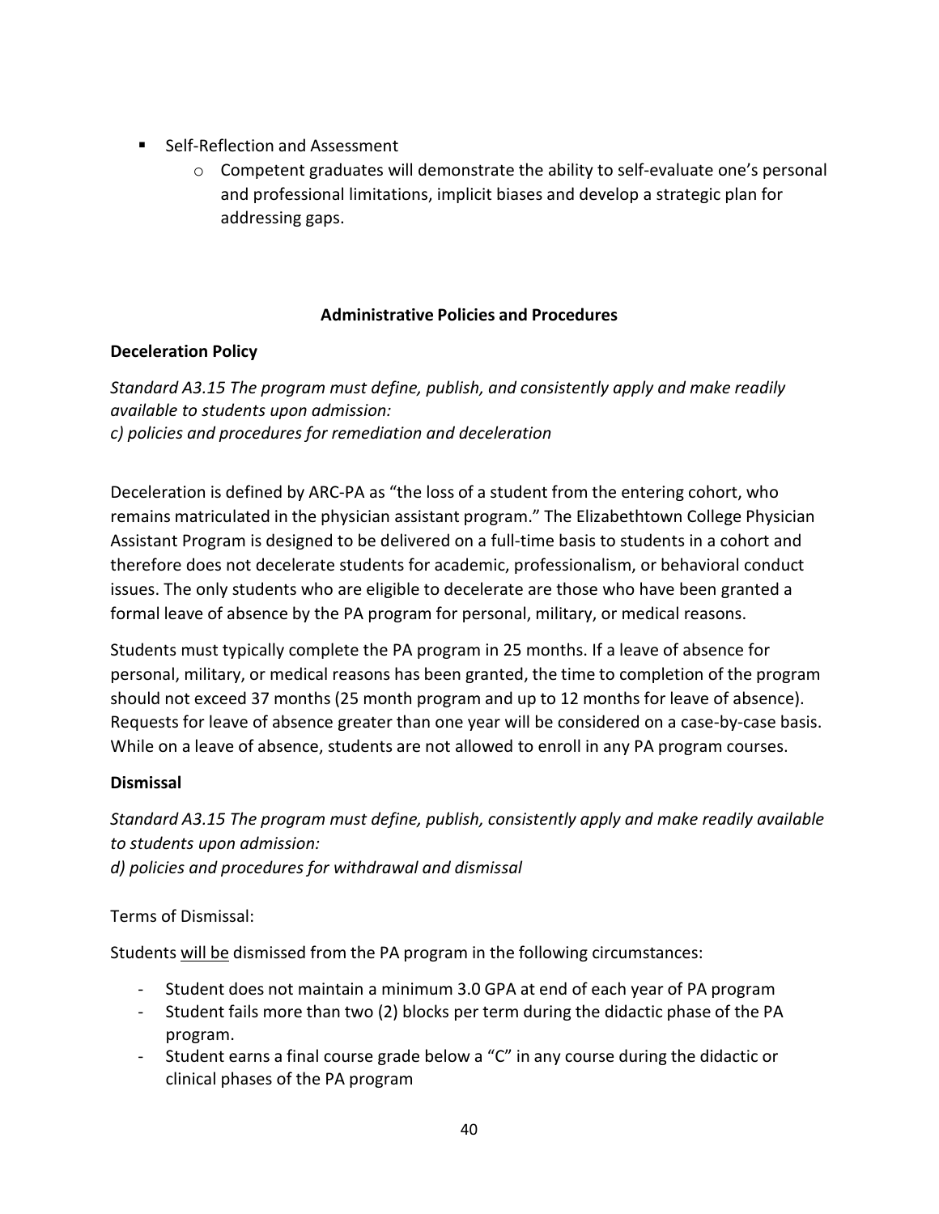- Self-Reflection and Assessment
  - Competent graduates will demonstrate the ability to self-evaluate one's personal and professional limitations, implicit biases and develop a strategic plan for addressing gaps.

## Administrative Policies and Procedures

### Deceleration Policy

*Standard A3.15 The program must define, publish, and consistently apply and make readily available to students upon admission:*
*c) policies and procedures for remediation and deceleration*

Deceleration is defined by ARC-PA as "the loss of a student from the entering cohort, who remains matriculated in the physician assistant program." The Elizabethtown College Physician Assistant Program is designed to be delivered on a full-time basis to students in a cohort and therefore does not decelerate students for academic, professionalism, or behavioral conduct issues. The only students who are eligible to decelerate are those who have been granted a formal leave of absence by the PA program for personal, military, or medical reasons.

Students must typically complete the PA program in 25 months. If a leave of absence for personal, military, or medical reasons has been granted, the time to completion of the program should not exceed 37 months (25 month program and up to 12 months for leave of absence). Requests for leave of absence greater than one year will be considered on a case-by-case basis. While on a leave of absence, students are not allowed to enroll in any PA program courses.

### Dismissal

*Standard A3.15 The program must define, publish, consistently apply and make readily available to students upon admission:*
*d) policies and procedures for withdrawal and dismissal*

Terms of Dismissal:

Students <u>will be</u> dismissed from the PA program in the following circumstances:

- Student does not maintain a minimum 3.0 GPA at end of each year of PA program
- Student fails more than two (2) blocks per term during the didactic phase of the PA program.
- Student earns a final course grade below a "C" in any course during the didactic or clinical phases of the PA program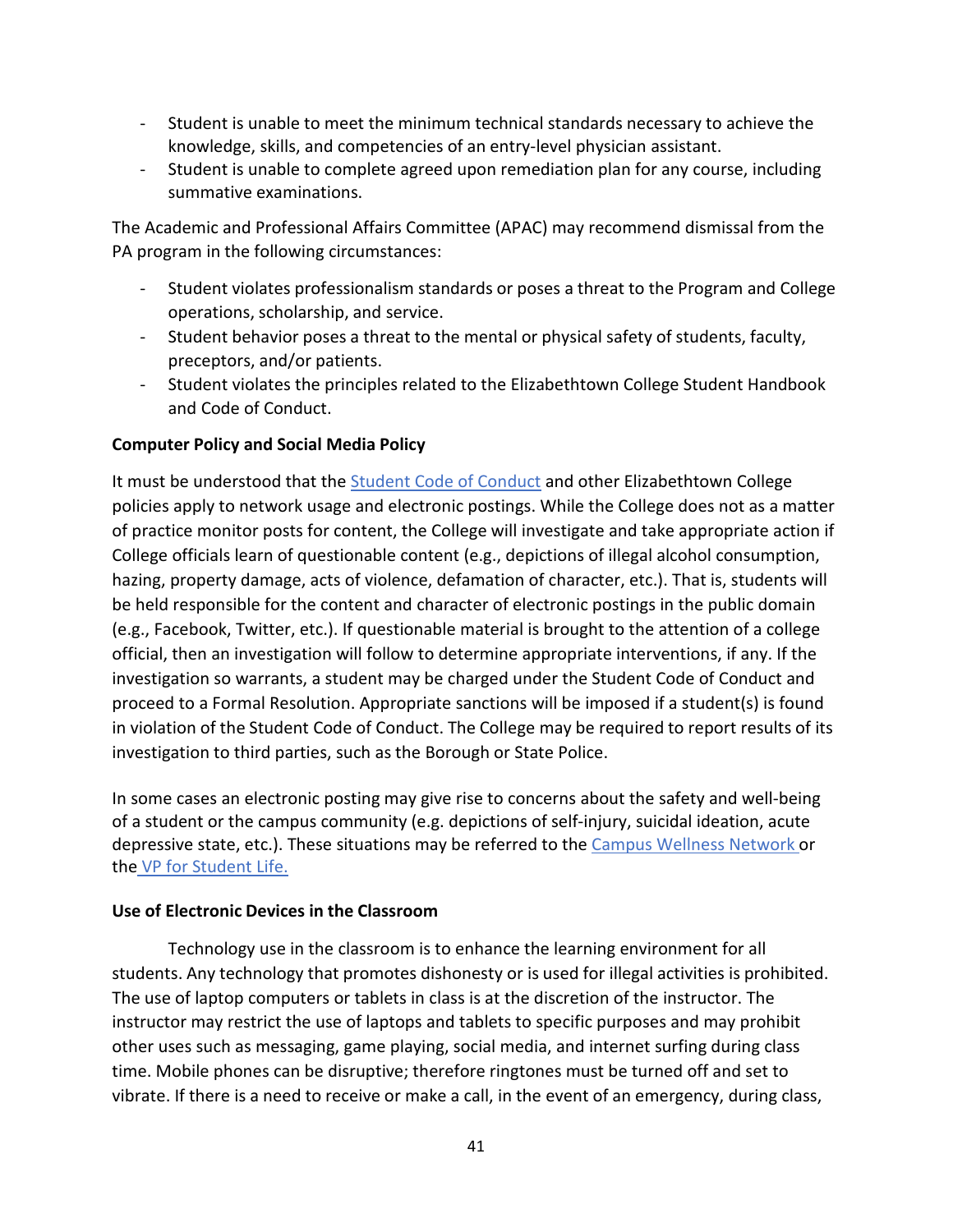- Student is unable to meet the minimum technical standards necessary to achieve the knowledge, skills, and competencies of an entry-level physician assistant.
- Student is unable to complete agreed upon remediation plan for any course, including summative examinations.

The Academic and Professional Affairs Committee (APAC) may recommend dismissal from the PA program in the following circumstances:

- Student violates professionalism standards or poses a threat to the Program and College operations, scholarship, and service.
- Student behavior poses a threat to the mental or physical safety of students, faculty, preceptors, and/or patients.
- Student violates the principles related to the Elizabethtown College Student Handbook and Code of Conduct.

**Computer Policy and Social Media Policy**

It must be understood that the Student Code of Conduct and other Elizabethtown College policies apply to network usage and electronic postings. While the College does not as a matter of practice monitor posts for content, the College will investigate and take appropriate action if College officials learn of questionable content (e.g., depictions of illegal alcohol consumption, hazing, property damage, acts of violence, defamation of character, etc.). That is, students will be held responsible for the content and character of electronic postings in the public domain (e.g., Facebook, Twitter, etc.). If questionable material is brought to the attention of a college official, then an investigation will follow to determine appropriate interventions, if any. If the investigation so warrants, a student may be charged under the Student Code of Conduct and proceed to a Formal Resolution. Appropriate sanctions will be imposed if a student(s) is found in violation of the Student Code of Conduct. The College may be required to report results of its investigation to third parties, such as the Borough or State Police.

In some cases an electronic posting may give rise to concerns about the safety and well-being of a student or the campus community (e.g. depictions of self-injury, suicidal ideation, acute depressive state, etc.). These situations may be referred to the Campus Wellness Network or the VP for Student Life.

**Use of Electronic Devices in the Classroom**

Technology use in the classroom is to enhance the learning environment for all students. Any technology that promotes dishonesty or is used for illegal activities is prohibited. The use of laptop computers or tablets in class is at the discretion of the instructor. The instructor may restrict the use of laptops and tablets to specific purposes and may prohibit other uses such as messaging, game playing, social media, and internet surfing during class time. Mobile phones can be disruptive; therefore ringtones must be turned off and set to vibrate. If there is a need to receive or make a call, in the event of an emergency, during class,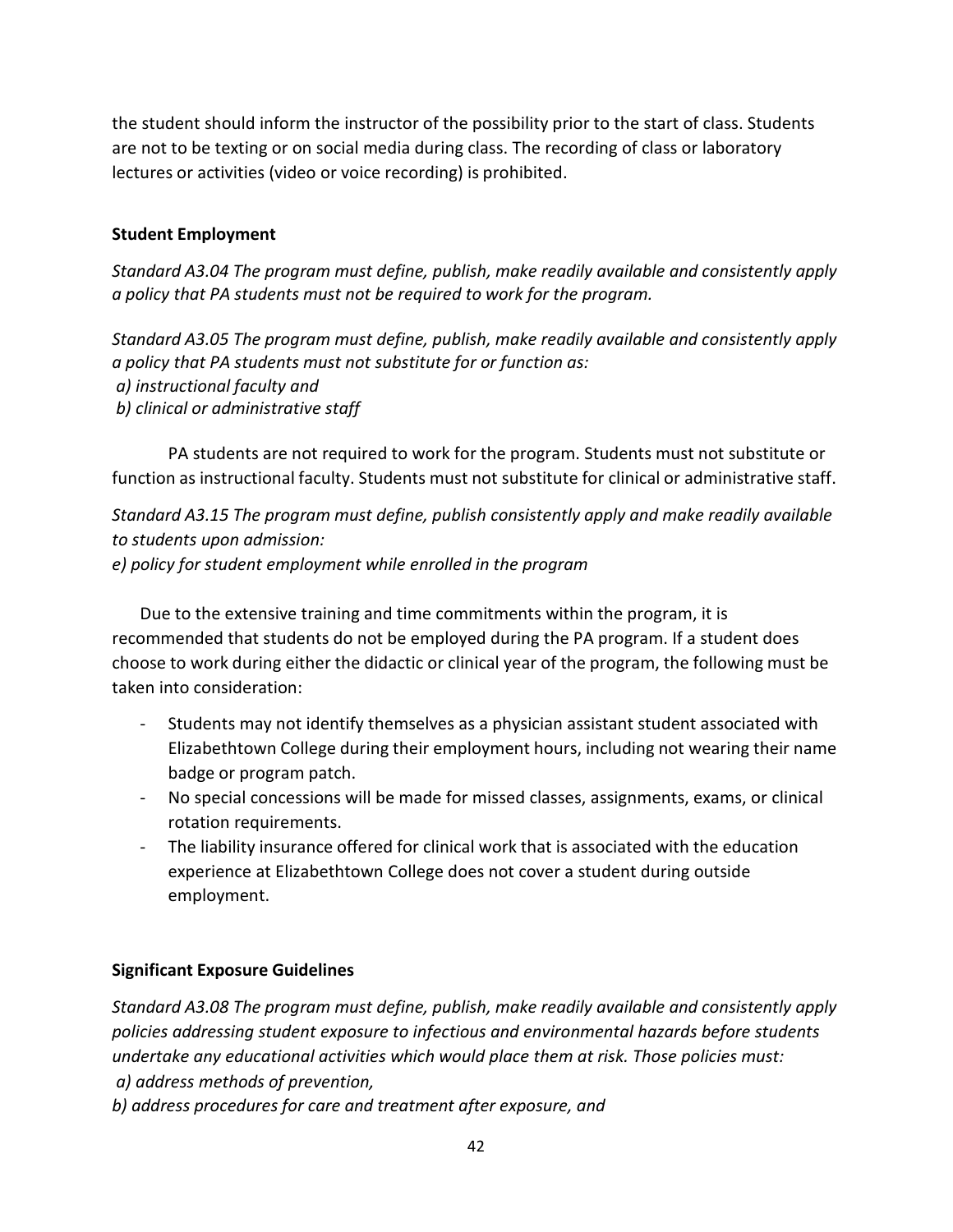the student should inform the instructor of the possibility prior to the start of class. Students are not to be texting or on social media during class. The recording of class or laboratory lectures or activities (video or voice recording) is prohibited.

**Student Employment**

*Standard A3.04 The program must define, publish, make readily available and consistently apply a policy that PA students must not be required to work for the program.*

*Standard A3.05 The program must define, publish, make readily available and consistently apply a policy that PA students must not substitute for or function as:*
*a) instructional faculty and*
*b) clinical or administrative staff*

PA students are not required to work for the program. Students must not substitute or function as instructional faculty. Students must not substitute for clinical or administrative staff.

*Standard A3.15 The program must define, publish consistently apply and make readily available to students upon admission:*
*e) policy for student employment while enrolled in the program*

Due to the extensive training and time commitments within the program, it is recommended that students do not be employed during the PA program. If a student does choose to work during either the didactic or clinical year of the program, the following must be taken into consideration:

- Students may not identify themselves as a physician assistant student associated with Elizabethtown College during their employment hours, including not wearing their name badge or program patch.
- No special concessions will be made for missed classes, assignments, exams, or clinical rotation requirements.
- The liability insurance offered for clinical work that is associated with the education experience at Elizabethtown College does not cover a student during outside employment.

**Significant Exposure Guidelines**

*Standard A3.08 The program must define, publish, make readily available and consistently apply policies addressing student exposure to infectious and environmental hazards before students undertake any educational activities which would place them at risk. Those policies must:*
*a) address methods of prevention,*
*b) address procedures for care and treatment after exposure, and*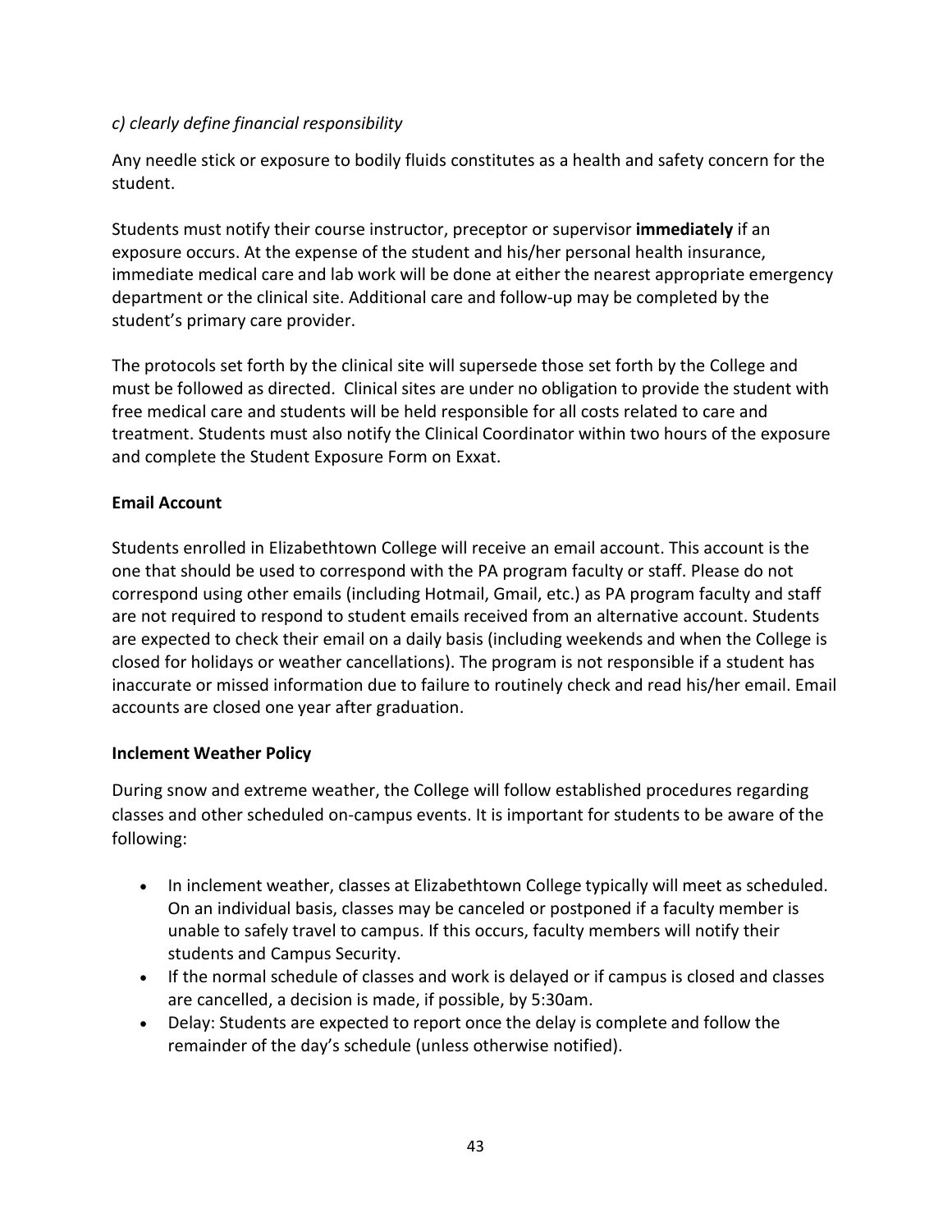*c) clearly define financial responsibility*

Any needle stick or exposure to bodily fluids constitutes as a health and safety concern for the student.

Students must notify their course instructor, preceptor or supervisor **immediately** if an exposure occurs. At the expense of the student and his/her personal health insurance, immediate medical care and lab work will be done at either the nearest appropriate emergency department or the clinical site. Additional care and follow-up may be completed by the student's primary care provider.

The protocols set forth by the clinical site will supersede those set forth by the College and must be followed as directed. Clinical sites are under no obligation to provide the student with free medical care and students will be held responsible for all costs related to care and treatment. Students must also notify the Clinical Coordinator within two hours of the exposure and complete the Student Exposure Form on Exxat.

**Email Account**

Students enrolled in Elizabethtown College will receive an email account. This account is the one that should be used to correspond with the PA program faculty or staff. Please do not correspond using other emails (including Hotmail, Gmail, etc.) as PA program faculty and staff are not required to respond to student emails received from an alternative account. Students are expected to check their email on a daily basis (including weekends and when the College is closed for holidays or weather cancellations). The program is not responsible if a student has inaccurate or missed information due to failure to routinely check and read his/her email. Email accounts are closed one year after graduation.

**Inclement Weather Policy**

During snow and extreme weather, the College will follow established procedures regarding classes and other scheduled on-campus events. It is important for students to be aware of the following:

- In inclement weather, classes at Elizabethtown College typically will meet as scheduled. On an individual basis, classes may be canceled or postponed if a faculty member is unable to safely travel to campus. If this occurs, faculty members will notify their students and Campus Security.
- If the normal schedule of classes and work is delayed or if campus is closed and classes are cancelled, a decision is made, if possible, by 5:30am.
- Delay: Students are expected to report once the delay is complete and follow the remainder of the day's schedule (unless otherwise notified).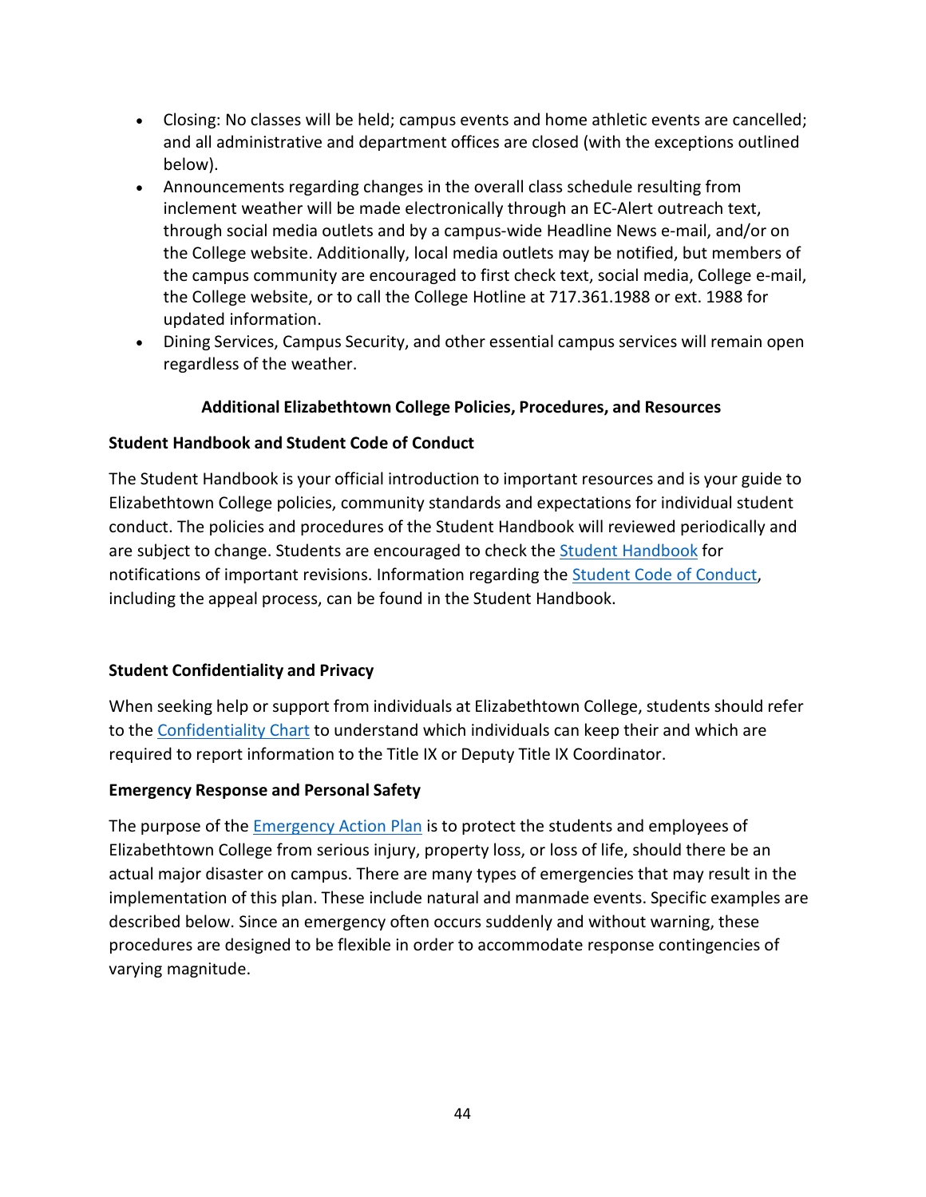- Closing: No classes will be held; campus events and home athletic events are cancelled; and all administrative and department offices are closed (with the exceptions outlined below).
- Announcements regarding changes in the overall class schedule resulting from inclement weather will be made electronically through an EC-Alert outreach text, through social media outlets and by a campus-wide Headline News e-mail, and/or on the College website. Additionally, local media outlets may be notified, but members of the campus community are encouraged to first check text, social media, College e-mail, the College website, or to call the College Hotline at 717.361.1988 or ext. 1988 for updated information.
- Dining Services, Campus Security, and other essential campus services will remain open regardless of the weather.

## Additional Elizabethtown College Policies, Procedures, and Resources

### Student Handbook and Student Code of Conduct

The Student Handbook is your official introduction to important resources and is your guide to Elizabethtown College policies, community standards and expectations for individual student conduct. The policies and procedures of the Student Handbook will reviewed periodically and are subject to change. Students are encouraged to check the Student Handbook for notifications of important revisions. Information regarding the Student Code of Conduct, including the appeal process, can be found in the Student Handbook.

### Student Confidentiality and Privacy

When seeking help or support from individuals at Elizabethtown College, students should refer to the Confidentiality Chart to understand which individuals can keep their and which are required to report information to the Title IX or Deputy Title IX Coordinator.

### Emergency Response and Personal Safety

The purpose of the Emergency Action Plan is to protect the students and employees of Elizabethtown College from serious injury, property loss, or loss of life, should there be an actual major disaster on campus. There are many types of emergencies that may result in the implementation of this plan. These include natural and manmade events. Specific examples are described below. Since an emergency often occurs suddenly and without warning, these procedures are designed to be flexible in order to accommodate response contingencies of varying magnitude.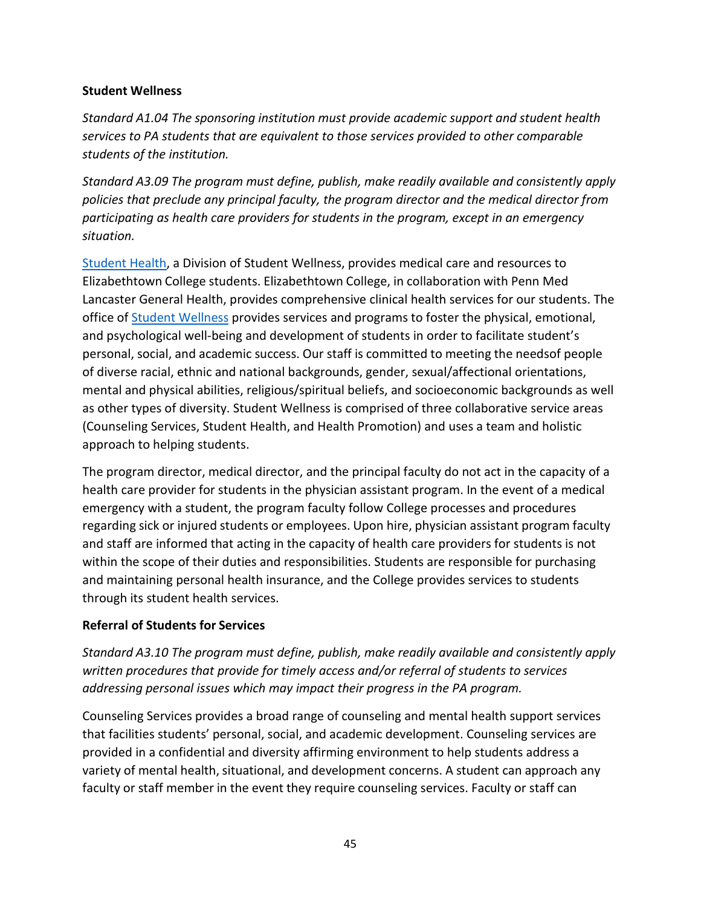**Student Wellness**

*Standard A1.04 The sponsoring institution must provide academic support and student health services to PA students that are equivalent to those services provided to other comparable students of the institution.*

*Standard A3.09 The program must define, publish, make readily available and consistently apply policies that preclude any principal faculty, the program director and the medical director from participating as health care providers for students in the program, except in an emergency situation.*

[Student Health](), a Division of Student Wellness, provides medical care and resources to Elizabethtown College students. Elizabethtown College, in collaboration with Penn Med Lancaster General Health, provides comprehensive clinical health services for our students. The office of [Student Wellness]() provides services and programs to foster the physical, emotional, and psychological well-being and development of students in order to facilitate student's personal, social, and academic success. Our staff is committed to meeting the needsof people of diverse racial, ethnic and national backgrounds, gender, sexual/affectional orientations, mental and physical abilities, religious/spiritual beliefs, and socioeconomic backgrounds as well as other types of diversity. Student Wellness is comprised of three collaborative service areas (Counseling Services, Student Health, and Health Promotion) and uses a team and holistic approach to helping students.

The program director, medical director, and the principal faculty do not act in the capacity of a health care provider for students in the physician assistant program. In the event of a medical emergency with a student, the program faculty follow College processes and procedures regarding sick or injured students or employees. Upon hire, physician assistant program faculty and staff are informed that acting in the capacity of health care providers for students is not within the scope of their duties and responsibilities. Students are responsible for purchasing and maintaining personal health insurance, and the College provides services to students through its student health services.

**Referral of Students for Services**

*Standard A3.10 The program must define, publish, make readily available and consistently apply written procedures that provide for timely access and/or referral of students to services addressing personal issues which may impact their progress in the PA program.*

Counseling Services provides a broad range of counseling and mental health support services that facilities students' personal, social, and academic development. Counseling services are provided in a confidential and diversity affirming environment to help students address a variety of mental health, situational, and development concerns. A student can approach any faculty or staff member in the event they require counseling services. Faculty or staff can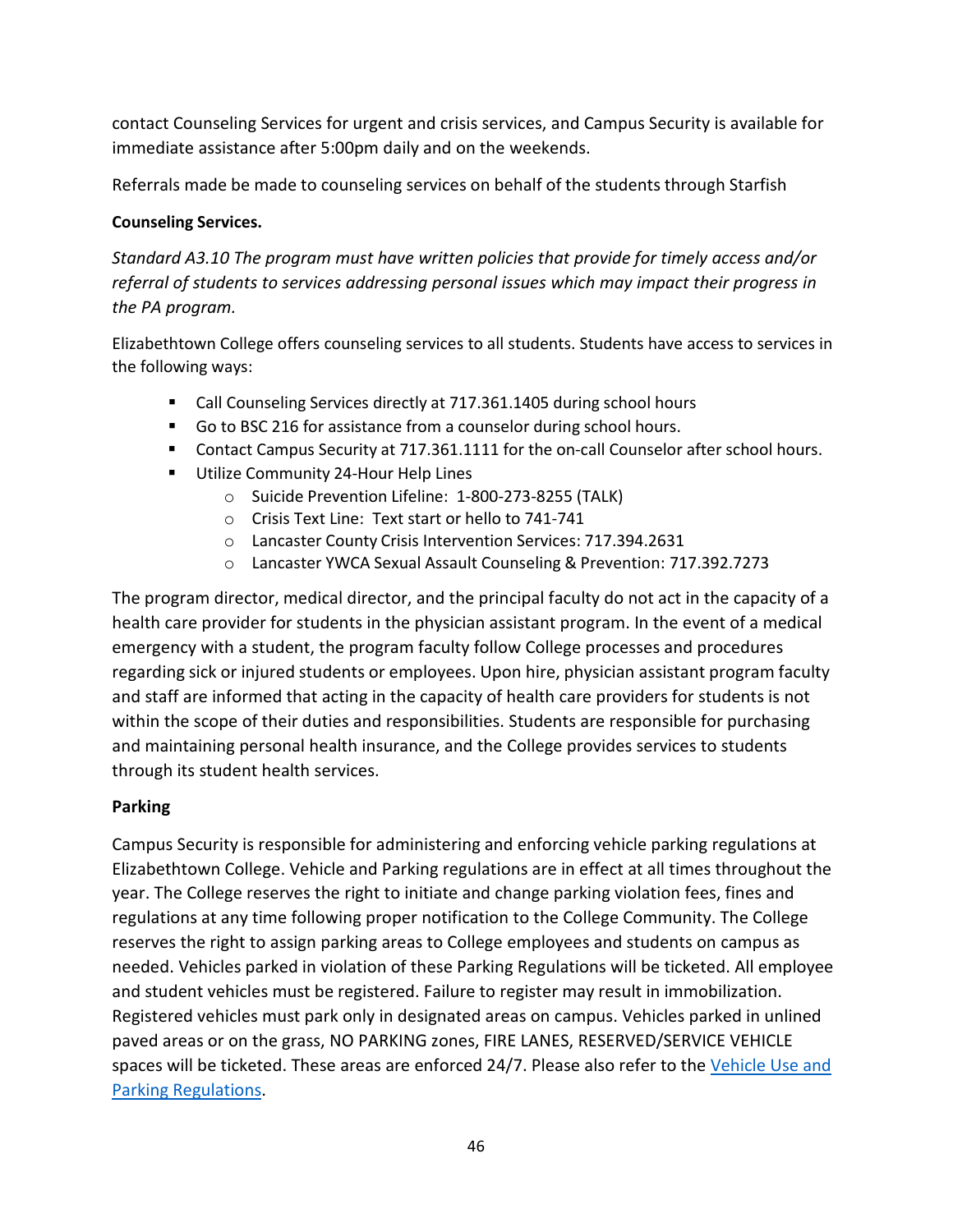contact Counseling Services for urgent and crisis services, and Campus Security is available for immediate assistance after 5:00pm daily and on the weekends.

Referrals made be made to counseling services on behalf of the students through Starfish

**Counseling Services.**

*Standard A3.10 The program must have written policies that provide for timely access and/or referral of students to services addressing personal issues which may impact their progress in the PA program.*

Elizabethtown College offers counseling services to all students. Students have access to services in the following ways:

- Call Counseling Services directly at 717.361.1405 during school hours
- Go to BSC 216 for assistance from a counselor during school hours.
- Contact Campus Security at 717.361.1111 for the on-call Counselor after school hours.
- Utilize Community 24-Hour Help Lines
    - Suicide Prevention Lifeline: 1-800-273-8255 (TALK)
    - Crisis Text Line: Text start or hello to 741-741
    - Lancaster County Crisis Intervention Services: 717.394.2631
    - Lancaster YWCA Sexual Assault Counseling & Prevention: 717.392.7273

The program director, medical director, and the principal faculty do not act in the capacity of a health care provider for students in the physician assistant program. In the event of a medical emergency with a student, the program faculty follow College processes and procedures regarding sick or injured students or employees. Upon hire, physician assistant program faculty and staff are informed that acting in the capacity of health care providers for students is not within the scope of their duties and responsibilities. Students are responsible for purchasing and maintaining personal health insurance, and the College provides services to students through its student health services.

**Parking**

Campus Security is responsible for administering and enforcing vehicle parking regulations at Elizabethtown College. Vehicle and Parking regulations are in effect at all times throughout the year. The College reserves the right to initiate and change parking violation fees, fines and regulations at any time following proper notification to the College Community. The College reserves the right to assign parking areas to College employees and students on campus as needed. Vehicles parked in violation of these Parking Regulations will be ticketed. All employee and student vehicles must be registered. Failure to register may result in immobilization. Registered vehicles must park only in designated areas on campus. Vehicles parked in unlined paved areas or on the grass, NO PARKING zones, FIRE LANES, RESERVED/SERVICE VEHICLE spaces will be ticketed. These areas are enforced 24/7. Please also refer to the Vehicle Use and Parking Regulations.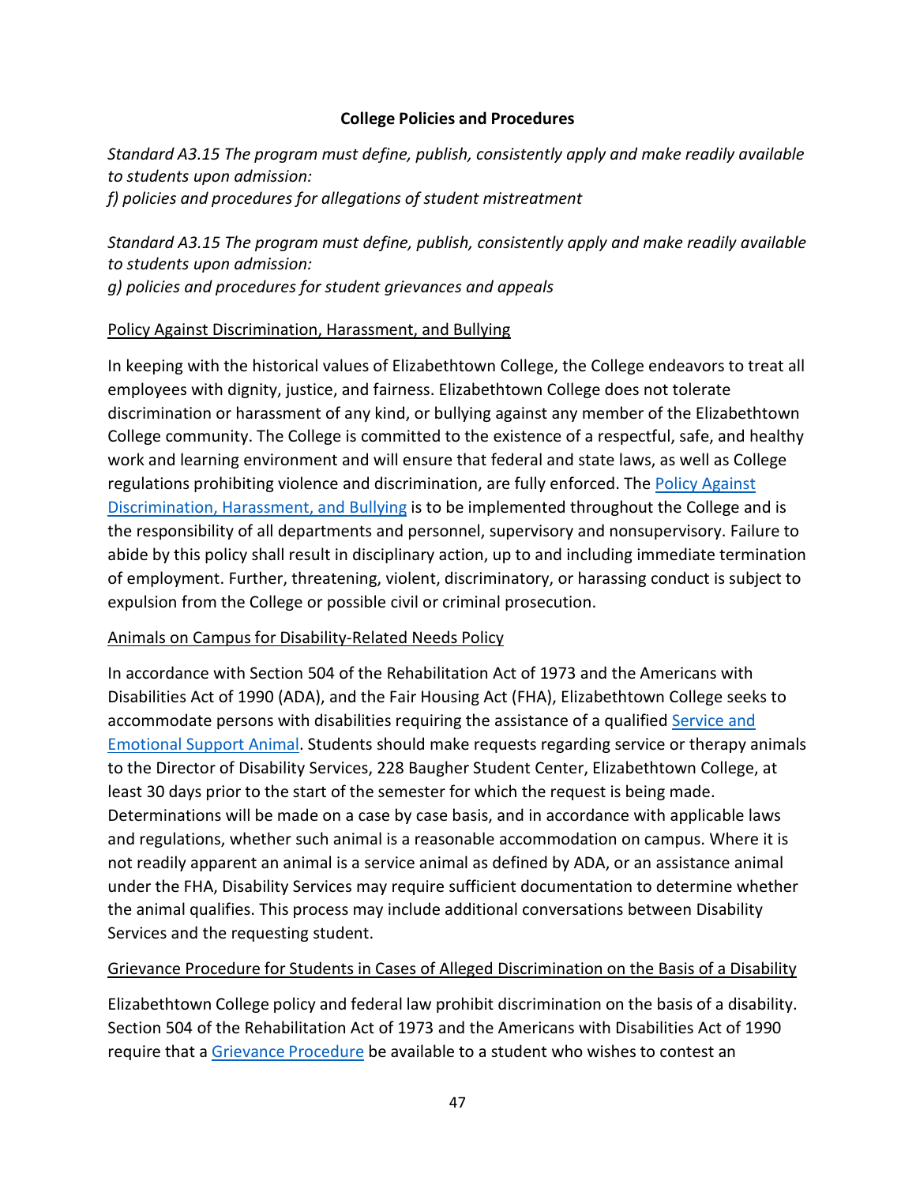## College Policies and Procedures

*Standard A3.15 The program must define, publish, consistently apply and make readily available to students upon admission:*
*f) policies and procedures for allegations of student mistreatment*

*Standard A3.15 The program must define, publish, consistently apply and make readily available to students upon admission:*
*g) policies and procedures for student grievances and appeals*

### Policy Against Discrimination, Harassment, and Bullying

In keeping with the historical values of Elizabethtown College, the College endeavors to treat all employees with dignity, justice, and fairness. Elizabethtown College does not tolerate discrimination or harassment of any kind, or bullying against any member of the Elizabethtown College community. The College is committed to the existence of a respectful, safe, and healthy work and learning environment and will ensure that federal and state laws, as well as College regulations prohibiting violence and discrimination, are fully enforced. The Policy Against Discrimination, Harassment, and Bullying is to be implemented throughout the College and is the responsibility of all departments and personnel, supervisory and nonsupervisory. Failure to abide by this policy shall result in disciplinary action, up to and including immediate termination of employment. Further, threatening, violent, discriminatory, or harassing conduct is subject to expulsion from the College or possible civil or criminal prosecution.

### Animals on Campus for Disability-Related Needs Policy

In accordance with Section 504 of the Rehabilitation Act of 1973 and the Americans with Disabilities Act of 1990 (ADA), and the Fair Housing Act (FHA), Elizabethtown College seeks to accommodate persons with disabilities requiring the assistance of a qualified Service and Emotional Support Animal. Students should make requests regarding service or therapy animals to the Director of Disability Services, 228 Baugher Student Center, Elizabethtown College, at least 30 days prior to the start of the semester for which the request is being made. Determinations will be made on a case by case basis, and in accordance with applicable laws and regulations, whether such animal is a reasonable accommodation on campus. Where it is not readily apparent an animal is a service animal as defined by ADA, or an assistance animal under the FHA, Disability Services may require sufficient documentation to determine whether the animal qualifies. This process may include additional conversations between Disability Services and the requesting student.

### Grievance Procedure for Students in Cases of Alleged Discrimination on the Basis of a Disability

Elizabethtown College policy and federal law prohibit discrimination on the basis of a disability. Section 504 of the Rehabilitation Act of 1973 and the Americans with Disabilities Act of 1990 require that a Grievance Procedure be available to a student who wishes to contest an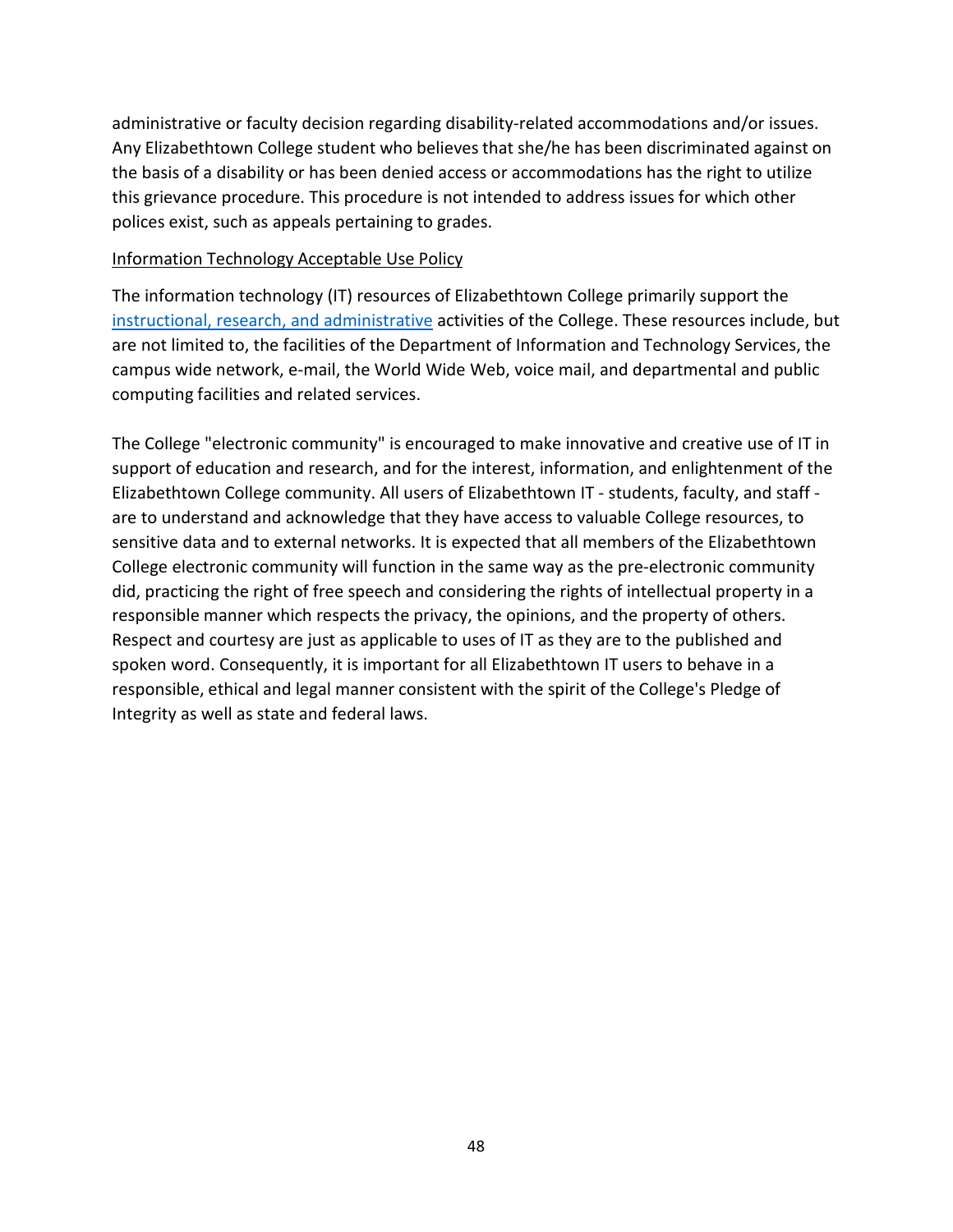administrative or faculty decision regarding disability-related accommodations and/or issues. Any Elizabethtown College student who believes that she/he has been discriminated against on the basis of a disability or has been denied access or accommodations has the right to utilize this grievance procedure. This procedure is not intended to address issues for which other polices exist, such as appeals pertaining to grades.

<u>Information Technology Acceptable Use Policy</u>

The information technology (IT) resources of Elizabethtown College primarily support the [instructional, research, and administrative]() activities of the College. These resources include, but are not limited to, the facilities of the Department of Information and Technology Services, the campus wide network, e-mail, the World Wide Web, voice mail, and departmental and public computing facilities and related services.

The College "electronic community" is encouraged to make innovative and creative use of IT in support of education and research, and for the interest, information, and enlightenment of the Elizabethtown College community. All users of Elizabethtown IT - students, faculty, and staff - are to understand and acknowledge that they have access to valuable College resources, to sensitive data and to external networks. It is expected that all members of the Elizabethtown College electronic community will function in the same way as the pre-electronic community did, practicing the right of free speech and considering the rights of intellectual property in a responsible manner which respects the privacy, the opinions, and the property of others. Respect and courtesy are just as applicable to uses of IT as they are to the published and spoken word. Consequently, it is important for all Elizabethtown IT users to behave in a responsible, ethical and legal manner consistent with the spirit of the College's Pledge of Integrity as well as state and federal laws.